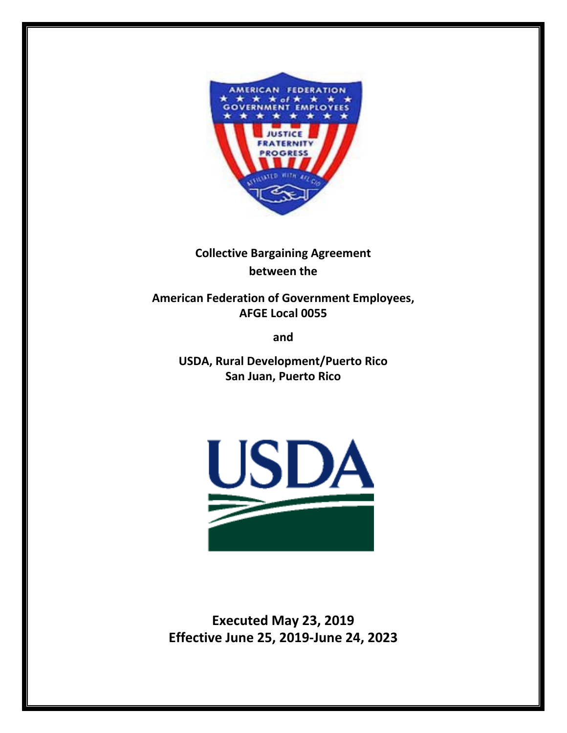**Collective Bargaining Agreement**
**between the**

**American Federation of Government Employees,**
**AFGE Local 0055**

**and**

**USDA, Rural Development/Puerto Rico**
**San Juan, Puerto Rico**

**Executed May 23, 2019**
**Effective June 25, 2019-June 24, 2023**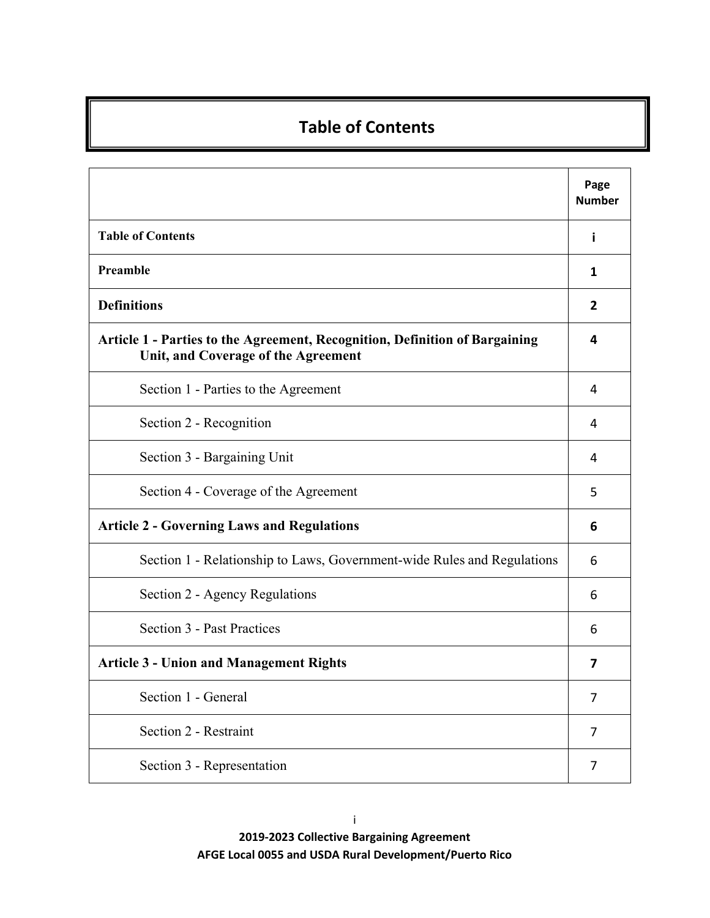# Table of Contents

| | Page Number |
|---|---|
| **Table of Contents** | **i** |
| **Preamble** | **1** |
| **Definitions** | **2** |
| **Article 1 - Parties to the Agreement, Recognition, Definition of Bargaining Unit, and Coverage of the Agreement** | **4** |
| Section 1 - Parties to the Agreement | 4 |
| Section 2 - Recognition | 4 |
| Section 3 - Bargaining Unit | 4 |
| Section 4 - Coverage of the Agreement | 5 |
| **Article 2 - Governing Laws and Regulations** | **6** |
| Section 1 - Relationship to Laws, Government-wide Rules and Regulations | 6 |
| Section 2 - Agency Regulations | 6 |
| Section 3 - Past Practices | 6 |
| **Article 3 - Union and Management Rights** | **7** |
| Section 1 - General | 7 |
| Section 2 - Restraint | 7 |
| Section 3 - Representation | 7 |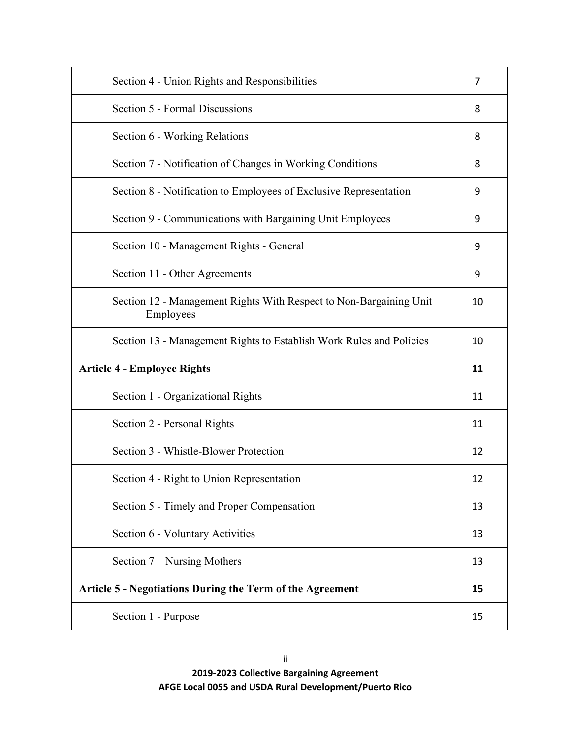| | |
|---|---|
| Section 4 - Union Rights and Responsibilities | 7 |
| Section 5 - Formal Discussions | 8 |
| Section 6 - Working Relations | 8 |
| Section 7 - Notification of Changes in Working Conditions | 8 |
| Section 8 - Notification to Employees of Exclusive Representation | 9 |
| Section 9 - Communications with Bargaining Unit Employees | 9 |
| Section 10 - Management Rights - General | 9 |
| Section 11 - Other Agreements | 9 |
| Section 12 - Management Rights With Respect to Non-Bargaining Unit Employees | 10 |
| Section 13 - Management Rights to Establish Work Rules and Policies | 10 |
| **Article 4 - Employee Rights** | **11** |
| Section 1 - Organizational Rights | 11 |
| Section 2 - Personal Rights | 11 |
| Section 3 - Whistle-Blower Protection | 12 |
| Section 4 - Right to Union Representation | 12 |
| Section 5 - Timely and Proper Compensation | 13 |
| Section 6 - Voluntary Activities | 13 |
| Section 7 – Nursing Mothers | 13 |
| **Article 5 - Negotiations During the Term of the Agreement** | **15** |
| Section 1 - Purpose | 15 |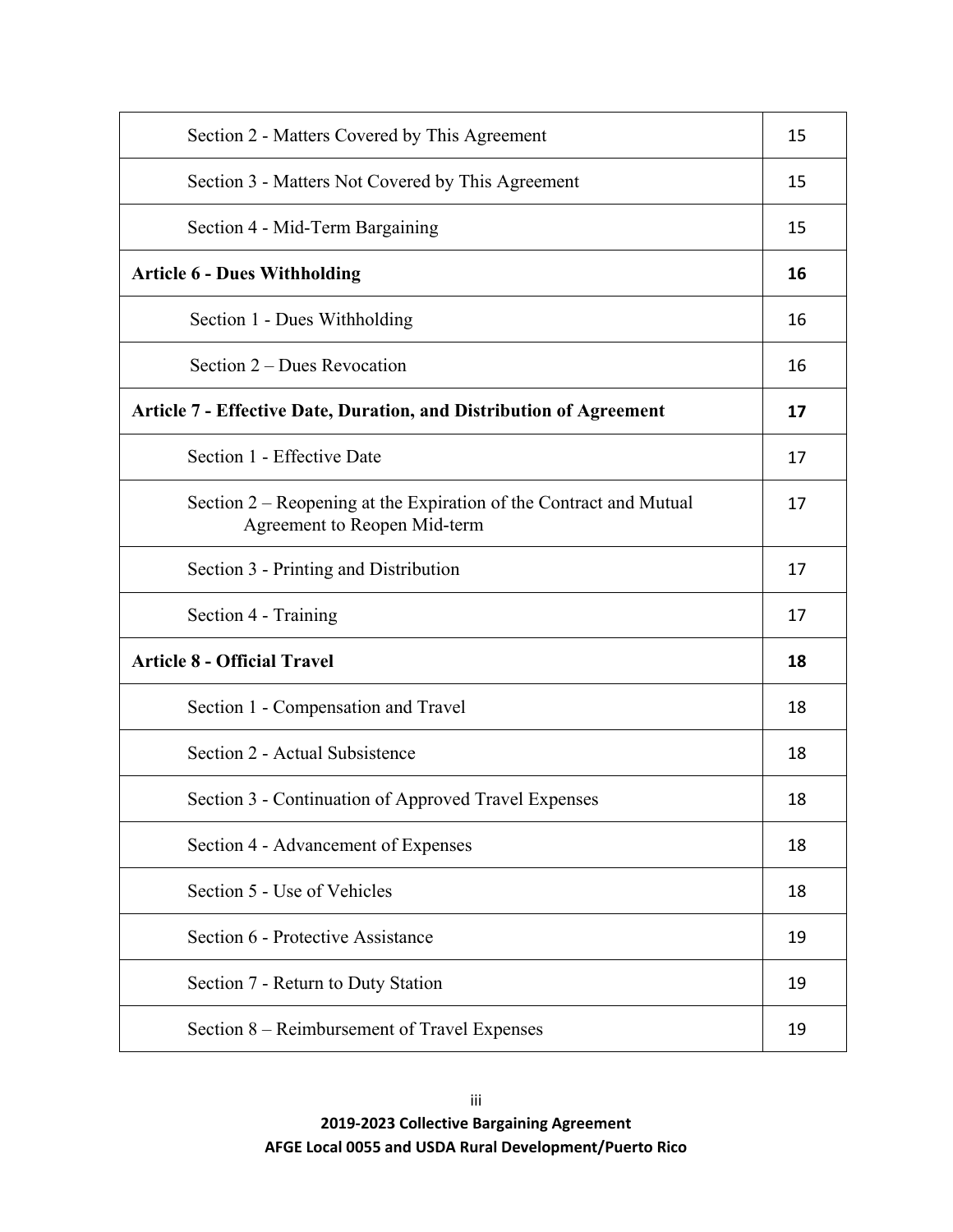| | |
|---|---|
| Section 2 - Matters Covered by This Agreement | 15 |
| Section 3 - Matters Not Covered by This Agreement | 15 |
| Section 4 - Mid-Term Bargaining | 15 |
| **Article 6 - Dues Withholding** | **16** |
| Section 1 - Dues Withholding | 16 |
| Section 2 – Dues Revocation | 16 |
| **Article 7 - Effective Date, Duration, and Distribution of Agreement** | **17** |
| Section 1 - Effective Date | 17 |
| Section 2 – Reopening at the Expiration of the Contract and Mutual Agreement to Reopen Mid-term | 17 |
| Section 3 - Printing and Distribution | 17 |
| Section 4 - Training | 17 |
| **Article 8 - Official Travel** | **18** |
| Section 1 - Compensation and Travel | 18 |
| Section 2 - Actual Subsistence | 18 |
| Section 3 - Continuation of Approved Travel Expenses | 18 |
| Section 4 - Advancement of Expenses | 18 |
| Section 5 - Use of Vehicles | 18 |
| Section 6 - Protective Assistance | 19 |
| Section 7 - Return to Duty Station | 19 |
| Section 8 – Reimbursement of Travel Expenses | 19 |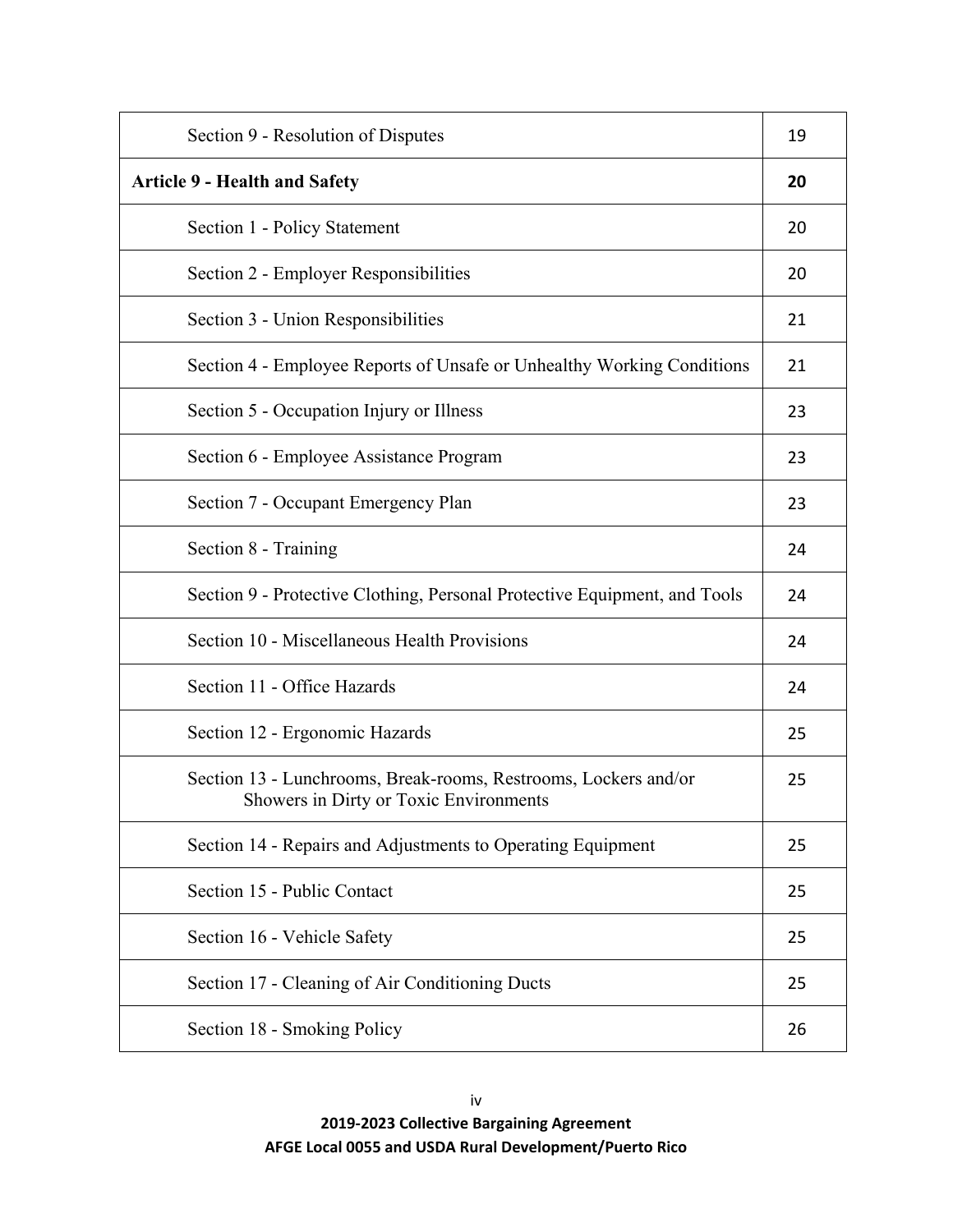| Section 9 - Resolution of Disputes | 19 |
|---|---|
| **Article 9 - Health and Safety** | **20** |
| Section 1 - Policy Statement | 20 |
| Section 2 - Employer Responsibilities | 20 |
| Section 3 - Union Responsibilities | 21 |
| Section 4 - Employee Reports of Unsafe or Unhealthy Working Conditions | 21 |
| Section 5 - Occupation Injury or Illness | 23 |
| Section 6 - Employee Assistance Program | 23 |
| Section 7 - Occupant Emergency Plan | 23 |
| Section 8 - Training | 24 |
| Section 9 - Protective Clothing, Personal Protective Equipment, and Tools | 24 |
| Section 10 - Miscellaneous Health Provisions | 24 |
| Section 11 - Office Hazards | 24 |
| Section 12 - Ergonomic Hazards | 25 |
| Section 13 - Lunchrooms, Break-rooms, Restrooms, Lockers and/or Showers in Dirty or Toxic Environments | 25 |
| Section 14 - Repairs and Adjustments to Operating Equipment | 25 |
| Section 15 - Public Contact | 25 |
| Section 16 - Vehicle Safety | 25 |
| Section 17 - Cleaning of Air Conditioning Ducts | 25 |
| Section 18 - Smoking Policy | 26 |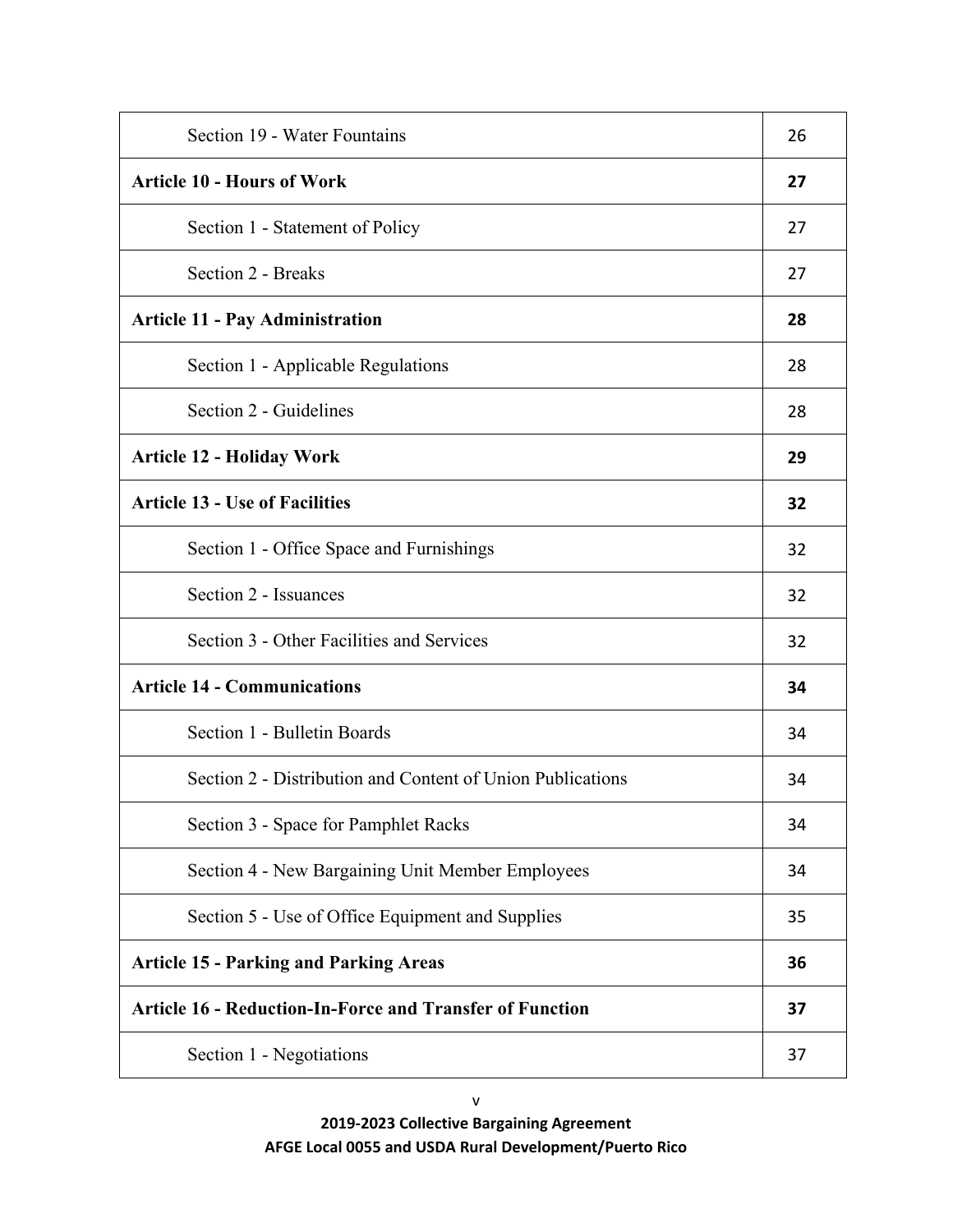| | |
|---|---|
| Section 19 - Water Fountains | 26 |
| **Article 10 - Hours of Work** | **27** |
| Section 1 - Statement of Policy | 27 |
| Section 2 - Breaks | 27 |
| **Article 11 - Pay Administration** | **28** |
| Section 1 - Applicable Regulations | 28 |
| Section 2 - Guidelines | 28 |
| **Article 12 - Holiday Work** | **29** |
| **Article 13 - Use of Facilities** | **32** |
| Section 1 - Office Space and Furnishings | 32 |
| Section 2 - Issuances | 32 |
| Section 3 - Other Facilities and Services | 32 |
| **Article 14 - Communications** | **34** |
| Section 1 - Bulletin Boards | 34 |
| Section 2 - Distribution and Content of Union Publications | 34 |
| Section 3 - Space for Pamphlet Racks | 34 |
| Section 4 - New Bargaining Unit Member Employees | 34 |
| Section 5 - Use of Office Equipment and Supplies | 35 |
| **Article 15 - Parking and Parking Areas** | **36** |
| **Article 16 - Reduction-In-Force and Transfer of Function** | **37** |
| Section 1 - Negotiations | 37 |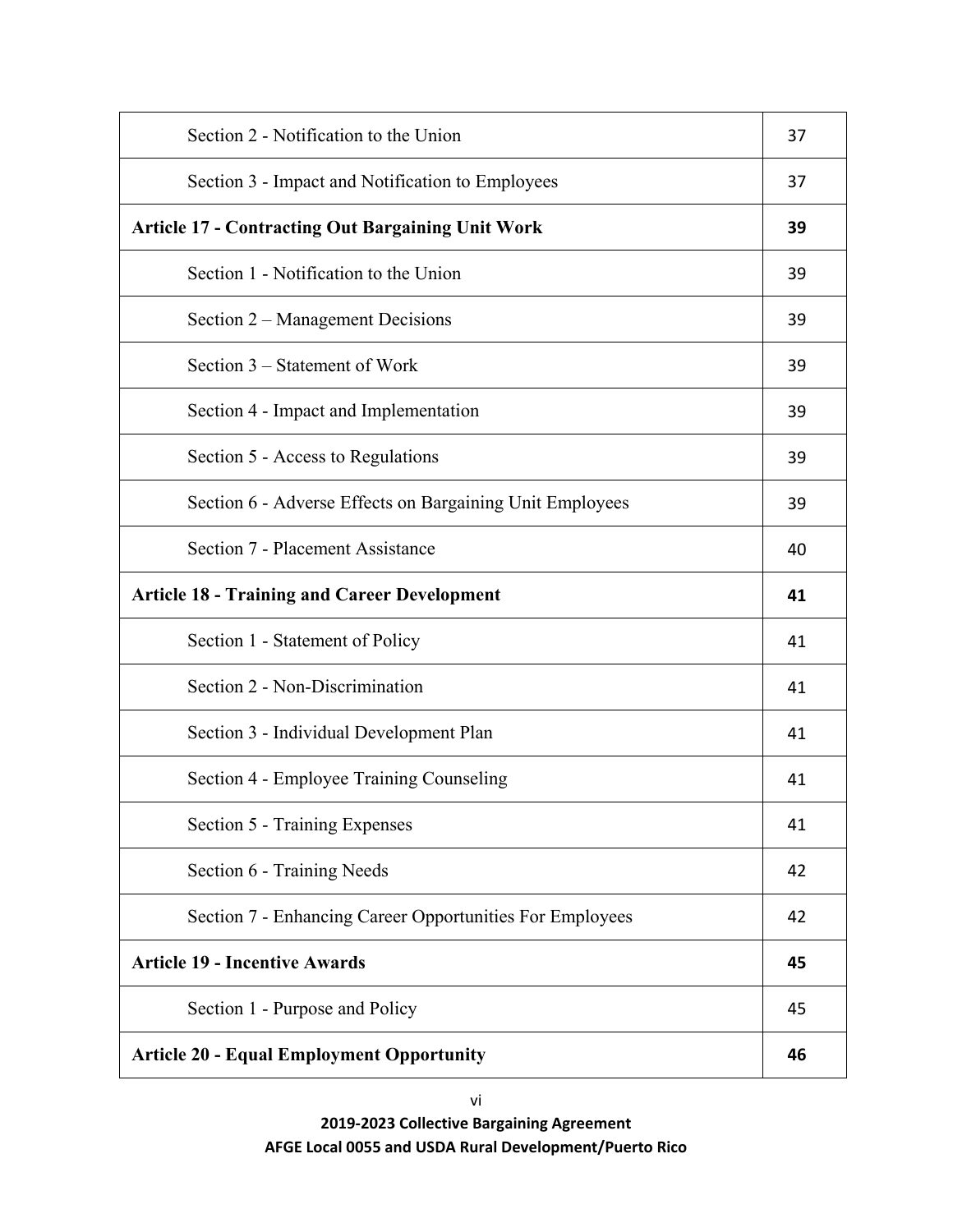| | |
|---|---|
| Section 2 - Notification to the Union | 37 |
| Section 3 - Impact and Notification to Employees | 37 |
| **Article 17 - Contracting Out Bargaining Unit Work** | **39** |
| Section 1 - Notification to the Union | 39 |
| Section 2 – Management Decisions | 39 |
| Section 3 – Statement of Work | 39 |
| Section 4 - Impact and Implementation | 39 |
| Section 5 - Access to Regulations | 39 |
| Section 6 - Adverse Effects on Bargaining Unit Employees | 39 |
| Section 7 - Placement Assistance | 40 |
| **Article 18 - Training and Career Development** | **41** |
| Section 1 - Statement of Policy | 41 |
| Section 2 - Non-Discrimination | 41 |
| Section 3 - Individual Development Plan | 41 |
| Section 4 - Employee Training Counseling | 41 |
| Section 5 - Training Expenses | 41 |
| Section 6 - Training Needs | 42 |
| Section 7 - Enhancing Career Opportunities For Employees | 42 |
| **Article 19 - Incentive Awards** | **45** |
| Section 1 - Purpose and Policy | 45 |
| **Article 20 - Equal Employment Opportunity** | **46** |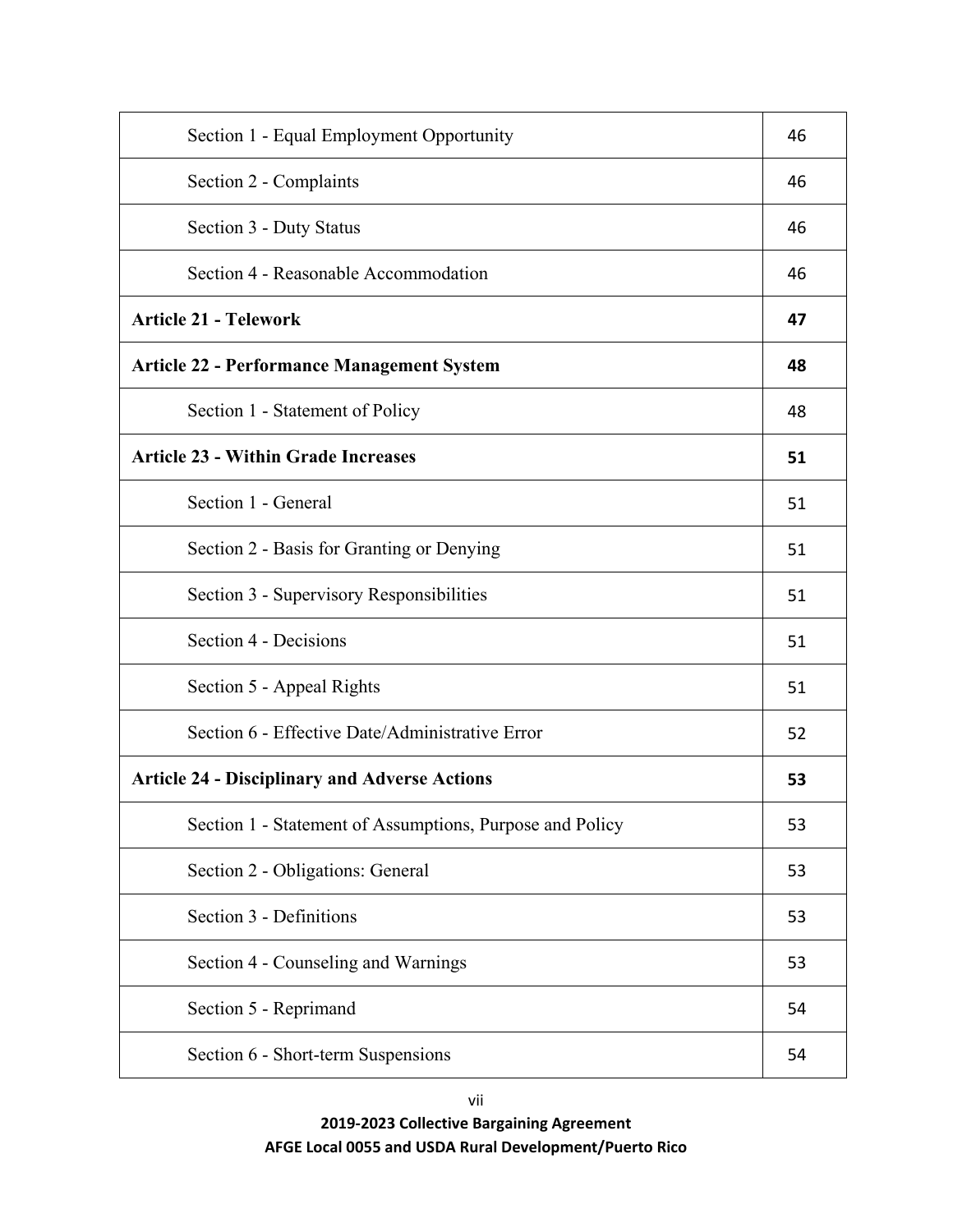| | |
|---|---|
| Section 1 - Equal Employment Opportunity | 46 |
| Section 2 - Complaints | 46 |
| Section 3 - Duty Status | 46 |
| Section 4 - Reasonable Accommodation | 46 |
| **Article 21 - Telework** | **47** |
| **Article 22 - Performance Management System** | **48** |
| Section 1 - Statement of Policy | 48 |
| **Article 23 - Within Grade Increases** | **51** |
| Section 1 - General | 51 |
| Section 2 - Basis for Granting or Denying | 51 |
| Section 3 - Supervisory Responsibilities | 51 |
| Section 4 - Decisions | 51 |
| Section 5 - Appeal Rights | 51 |
| Section 6 - Effective Date/Administrative Error | 52 |
| **Article 24 - Disciplinary and Adverse Actions** | **53** |
| Section 1 - Statement of Assumptions, Purpose and Policy | 53 |
| Section 2 - Obligations: General | 53 |
| Section 3 - Definitions | 53 |
| Section 4 - Counseling and Warnings | 53 |
| Section 5 - Reprimand | 54 |
| Section 6 - Short-term Suspensions | 54 |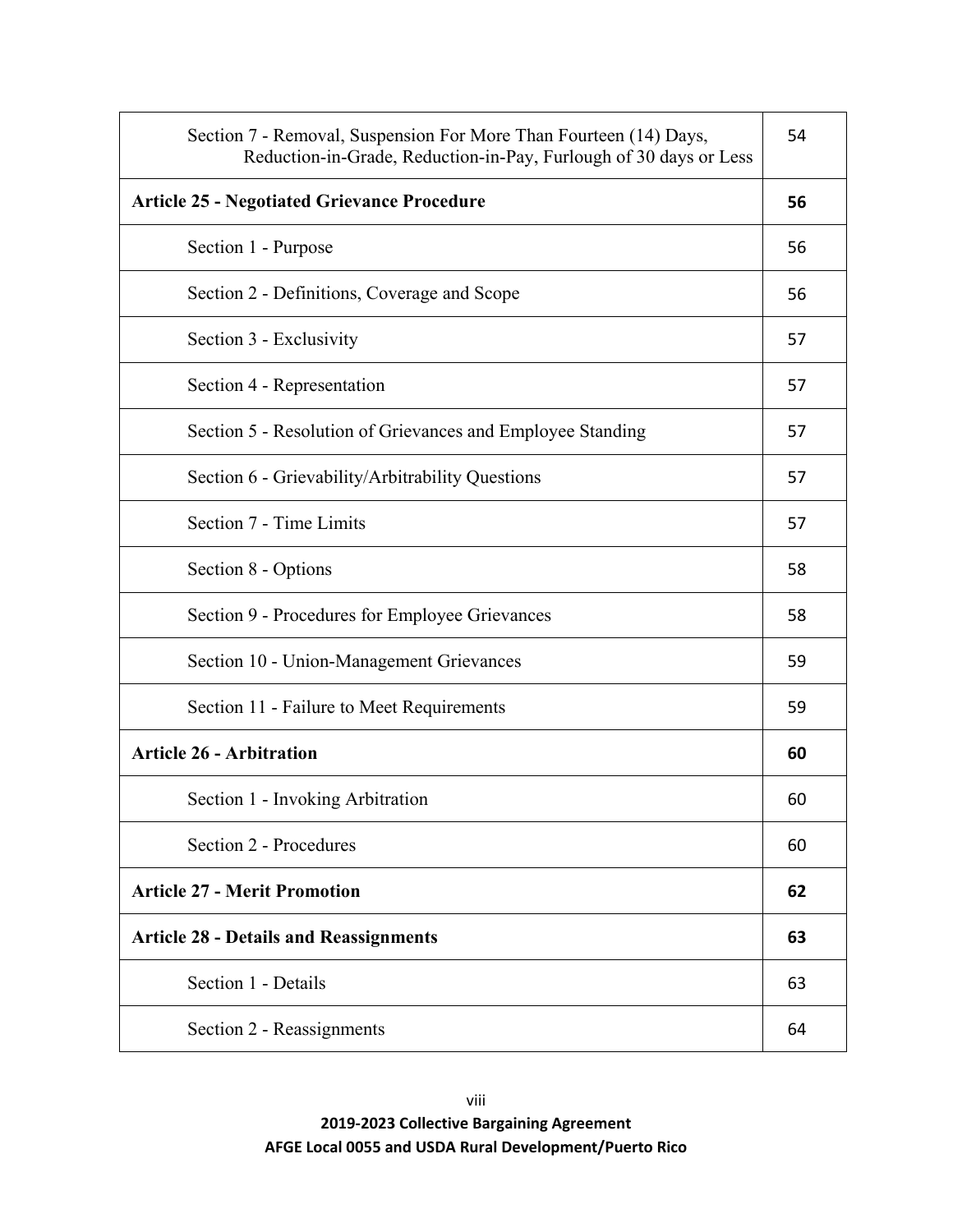| | |
|---|---|
| Section 7 - Removal, Suspension For More Than Fourteen (14) Days, Reduction-in-Grade, Reduction-in-Pay, Furlough of 30 days or Less | 54 |
| **Article 25 - Negotiated Grievance Procedure** | **56** |
| Section 1 - Purpose | 56 |
| Section 2 - Definitions, Coverage and Scope | 56 |
| Section 3 - Exclusivity | 57 |
| Section 4 - Representation | 57 |
| Section 5 - Resolution of Grievances and Employee Standing | 57 |
| Section 6 - Grievability/Arbitrability Questions | 57 |
| Section 7 - Time Limits | 57 |
| Section 8 - Options | 58 |
| Section 9 - Procedures for Employee Grievances | 58 |
| Section 10 - Union-Management Grievances | 59 |
| Section 11 - Failure to Meet Requirements | 59 |
| **Article 26 - Arbitration** | **60** |
| Section 1 - Invoking Arbitration | 60 |
| Section 2 - Procedures | 60 |
| **Article 27 - Merit Promotion** | **62** |
| **Article 28 - Details and Reassignments** | **63** |
| Section 1 - Details | 63 |
| Section 2 - Reassignments | 64 |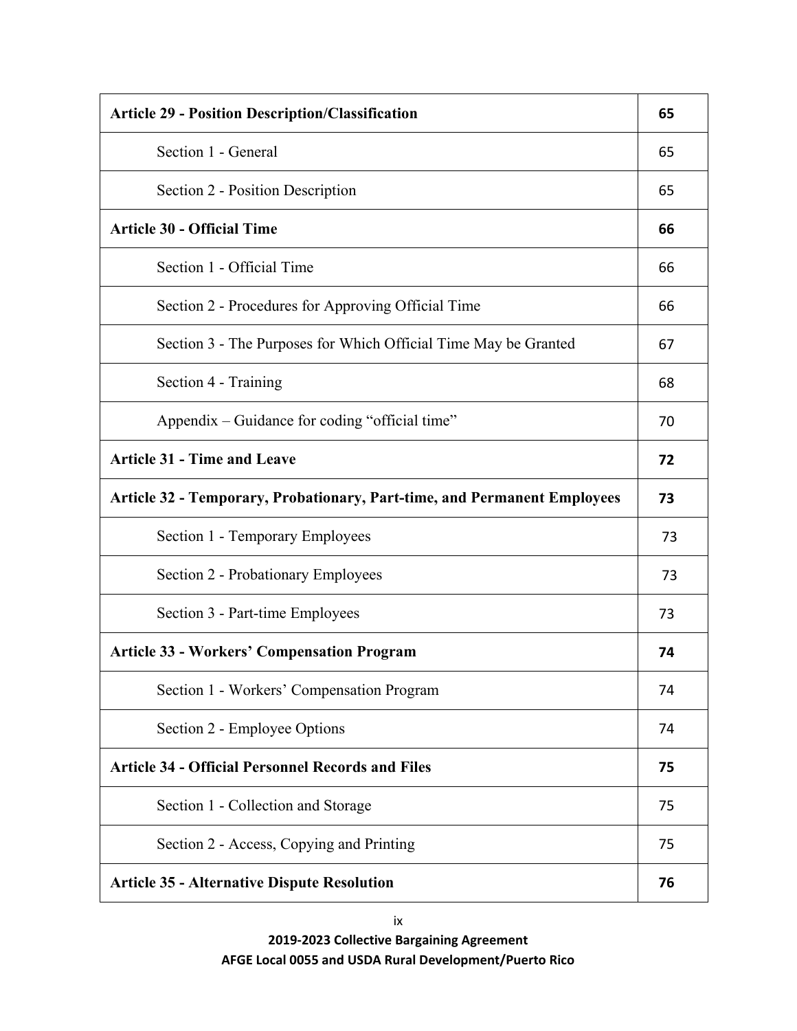| | |
|---|---|
| **Article 29 - Position Description/Classification** | **65** |
| Section 1 - General | 65 |
| Section 2 - Position Description | 65 |
| **Article 30 - Official Time** | **66** |
| Section 1 - Official Time | 66 |
| Section 2 - Procedures for Approving Official Time | 66 |
| Section 3 - The Purposes for Which Official Time May be Granted | 67 |
| Section 4 - Training | 68 |
| Appendix – Guidance for coding "official time" | 70 |
| **Article 31 - Time and Leave** | **72** |
| **Article 32 - Temporary, Probationary, Part-time, and Permanent Employees** | **73** |
| Section 1 - Temporary Employees | 73 |
| Section 2 - Probationary Employees | 73 |
| Section 3 - Part-time Employees | 73 |
| **Article 33 - Workers' Compensation Program** | **74** |
| Section 1 - Workers' Compensation Program | 74 |
| Section 2 - Employee Options | 74 |
| **Article 34 - Official Personnel Records and Files** | **75** |
| Section 1 - Collection and Storage | 75 |
| Section 2 - Access, Copying and Printing | 75 |
| **Article 35 - Alternative Dispute Resolution** | **76** |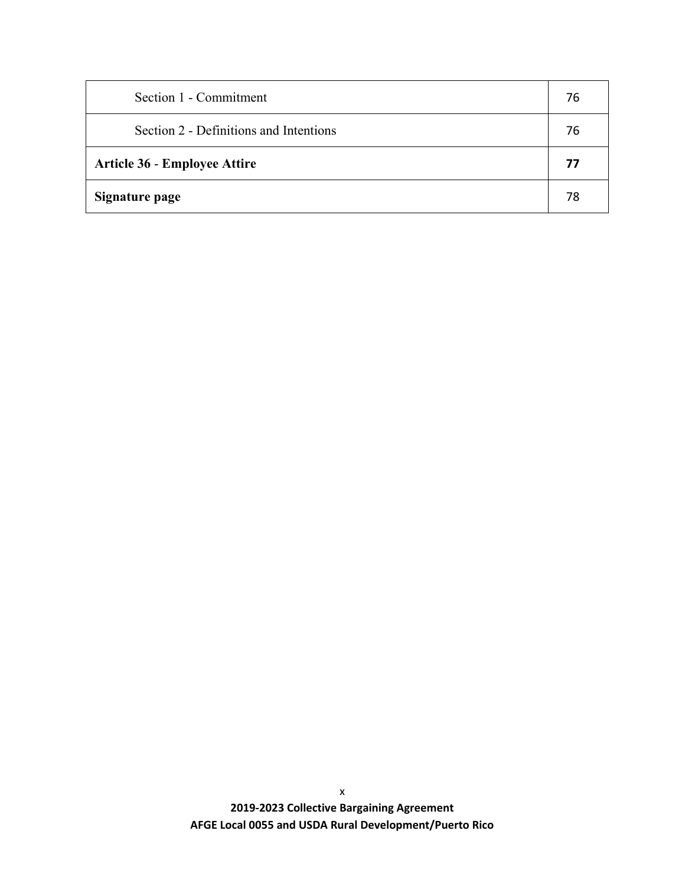| | |
|---|---|
| Section 1 - Commitment | 76 |
| Section 2 - Definitions and Intentions | 76 |
| **Article 36 - Employee Attire** | **77** |
| **Signature page** | 78 |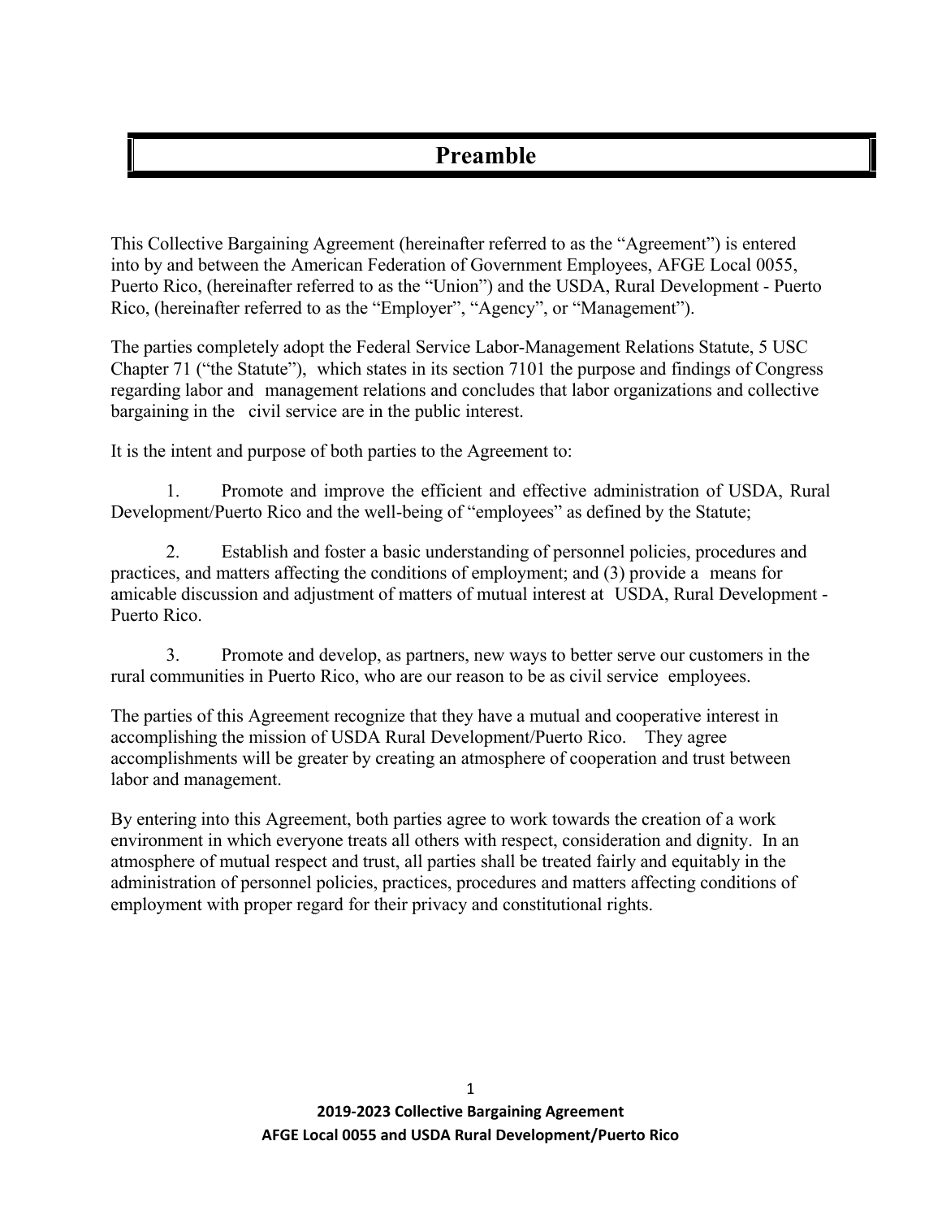# Preamble

This Collective Bargaining Agreement (hereinafter referred to as the "Agreement") is entered into by and between the American Federation of Government Employees, AFGE Local 0055, Puerto Rico, (hereinafter referred to as the "Union") and the USDA, Rural Development - Puerto Rico, (hereinafter referred to as the "Employer", "Agency", or "Management").

The parties completely adopt the Federal Service Labor-Management Relations Statute, 5 USC Chapter 71 ("the Statute"), which states in its section 7101 the purpose and findings of Congress regarding labor and management relations and concludes that labor organizations and collective bargaining in the civil service are in the public interest.

It is the intent and purpose of both parties to the Agreement to:

1. Promote and improve the efficient and effective administration of USDA, Rural Development/Puerto Rico and the well-being of "employees" as defined by the Statute;

2. Establish and foster a basic understanding of personnel policies, procedures and practices, and matters affecting the conditions of employment; and (3) provide a means for amicable discussion and adjustment of matters of mutual interest at USDA, Rural Development - Puerto Rico.

3. Promote and develop, as partners, new ways to better serve our customers in the rural communities in Puerto Rico, who are our reason to be as civil service employees.

The parties of this Agreement recognize that they have a mutual and cooperative interest in accomplishing the mission of USDA Rural Development/Puerto Rico. They agree accomplishments will be greater by creating an atmosphere of cooperation and trust between labor and management.

By entering into this Agreement, both parties agree to work towards the creation of a work environment in which everyone treats all others with respect, consideration and dignity. In an atmosphere of mutual respect and trust, all parties shall be treated fairly and equitably in the administration of personnel policies, practices, procedures and matters affecting conditions of employment with proper regard for their privacy and constitutional rights.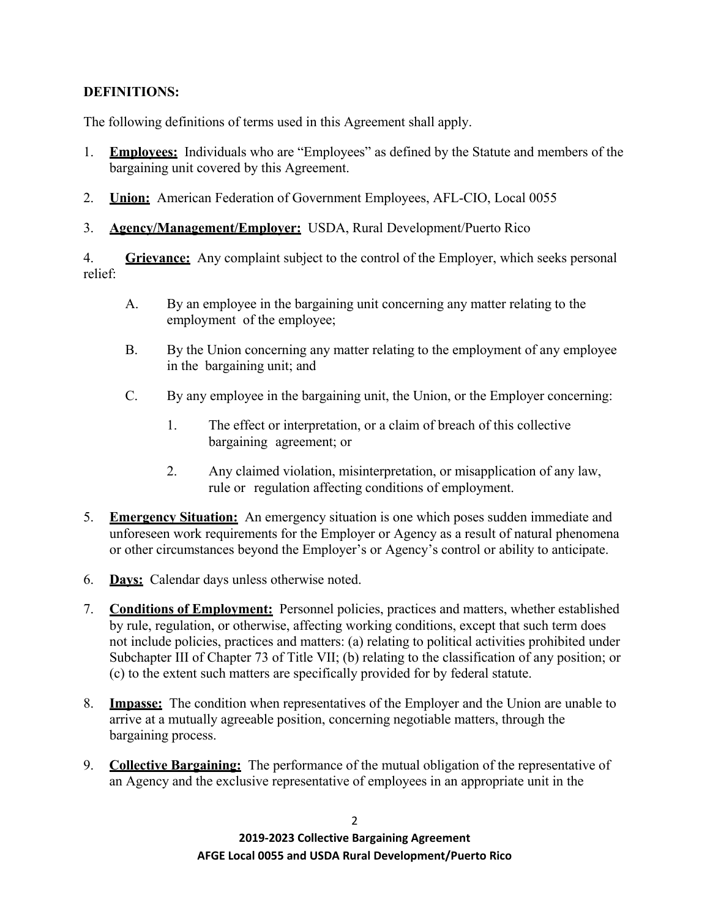**DEFINITIONS:**

The following definitions of terms used in this Agreement shall apply.

1. **Employees:** Individuals who are "Employees" as defined by the Statute and members of the bargaining unit covered by this Agreement.

2. **Union:** American Federation of Government Employees, AFL-CIO, Local 0055

3. **Agency/Management/Employer:** USDA, Rural Development/Puerto Rico

4. **Grievance:** Any complaint subject to the control of the Employer, which seeks personal relief:

   A. By an employee in the bargaining unit concerning any matter relating to the employment of the employee;

   B. By the Union concerning any matter relating to the employment of any employee in the bargaining unit; and

   C. By any employee in the bargaining unit, the Union, or the Employer concerning:

      1. The effect or interpretation, or a claim of breach of this collective bargaining agreement; or

      2. Any claimed violation, misinterpretation, or misapplication of any law, rule or regulation affecting conditions of employment.

5. **Emergency Situation:** An emergency situation is one which poses sudden immediate and unforeseen work requirements for the Employer or Agency as a result of natural phenomena or other circumstances beyond the Employer's or Agency's control or ability to anticipate.

6. **Days:** Calendar days unless otherwise noted.

7. **Conditions of Employment:** Personnel policies, practices and matters, whether established by rule, regulation, or otherwise, affecting working conditions, except that such term does not include policies, practices and matters: (a) relating to political activities prohibited under Subchapter III of Chapter 73 of Title VII; (b) relating to the classification of any position; or (c) to the extent such matters are specifically provided for by federal statute.

8. **Impasse:** The condition when representatives of the Employer and the Union are unable to arrive at a mutually agreeable position, concerning negotiable matters, through the bargaining process.

9. **Collective Bargaining:** The performance of the mutual obligation of the representative of an Agency and the exclusive representative of employees in an appropriate unit in the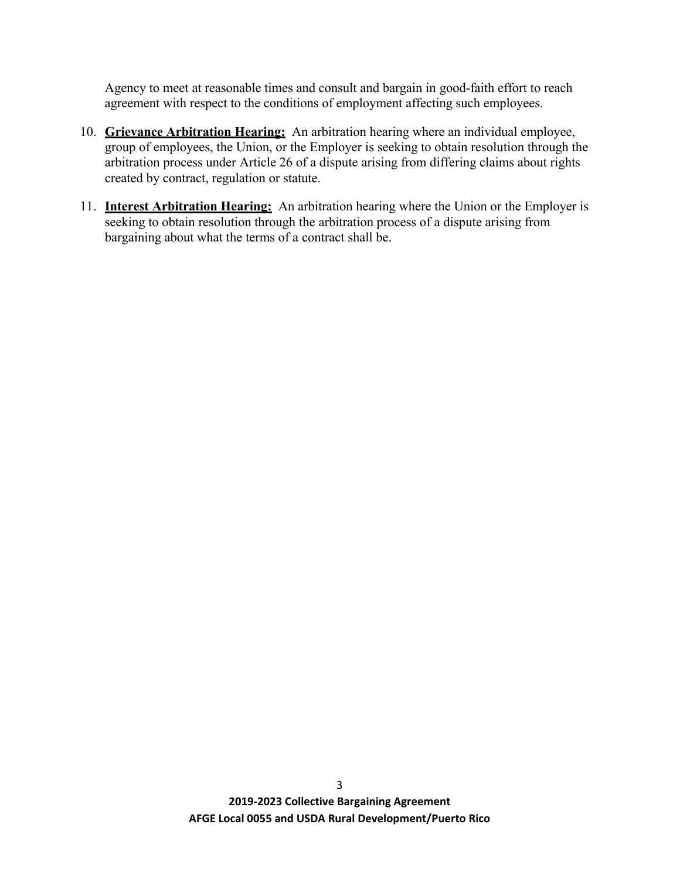Agency to meet at reasonable times and consult and bargain in good-faith effort to reach agreement with respect to the conditions of employment affecting such employees.

10. **Grievance Arbitration Hearing:** An arbitration hearing where an individual employee, group of employees, the Union, or the Employer is seeking to obtain resolution through the arbitration process under Article 26 of a dispute arising from differing claims about rights created by contract, regulation or statute.

11. **Interest Arbitration Hearing:** An arbitration hearing where the Union or the Employer is seeking to obtain resolution through the arbitration process of a dispute arising from bargaining about what the terms of a contract shall be.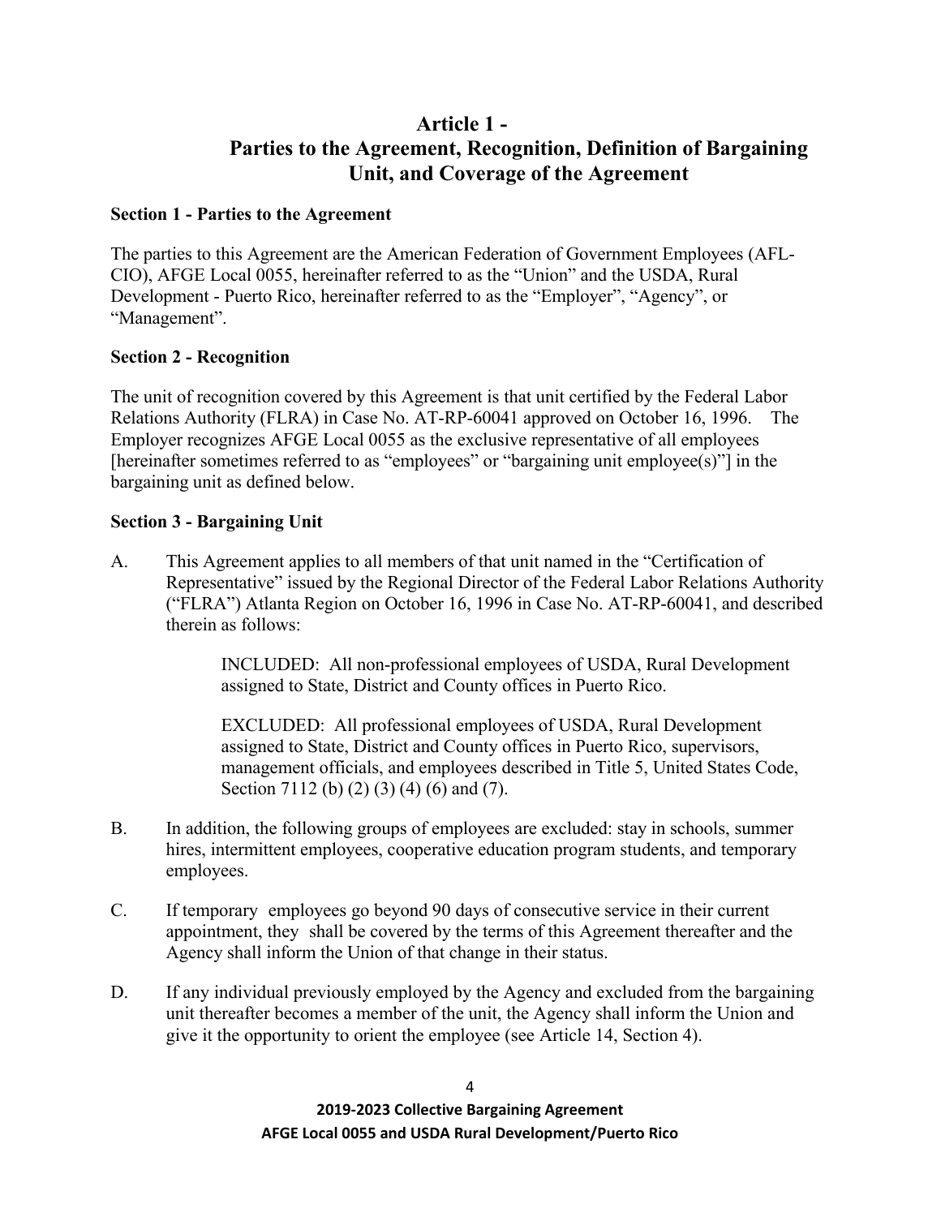# Article 1 - Parties to the Agreement, Recognition, Definition of Bargaining Unit, and Coverage of the Agreement

**Section 1 - Parties to the Agreement**

The parties to this Agreement are the American Federation of Government Employees (AFL-CIO), AFGE Local 0055, hereinafter referred to as the "Union" and the USDA, Rural Development - Puerto Rico, hereinafter referred to as the "Employer", "Agency", or "Management".

**Section 2 - Recognition**

The unit of recognition covered by this Agreement is that unit certified by the Federal Labor Relations Authority (FLRA) in Case No. AT-RP-60041 approved on October 16, 1996. The Employer recognizes AFGE Local 0055 as the exclusive representative of all employees [hereinafter sometimes referred to as "employees" or "bargaining unit employee(s)"] in the bargaining unit as defined below.

**Section 3 - Bargaining Unit**

A. This Agreement applies to all members of that unit named in the "Certification of Representative" issued by the Regional Director of the Federal Labor Relations Authority ("FLRA") Atlanta Region on October 16, 1996 in Case No. AT-RP-60041, and described therein as follows:

> INCLUDED: All non-professional employees of USDA, Rural Development assigned to State, District and County offices in Puerto Rico.
>
> EXCLUDED: All professional employees of USDA, Rural Development assigned to State, District and County offices in Puerto Rico, supervisors, management officials, and employees described in Title 5, United States Code, Section 7112 (b) (2) (3) (4) (6) and (7).

B. In addition, the following groups of employees are excluded: stay in schools, summer hires, intermittent employees, cooperative education program students, and temporary employees.

C. If temporary employees go beyond 90 days of consecutive service in their current appointment, they shall be covered by the terms of this Agreement thereafter and the Agency shall inform the Union of that change in their status.

D. If any individual previously employed by the Agency and excluded from the bargaining unit thereafter becomes a member of the unit, the Agency shall inform the Union and give it the opportunity to orient the employee (see Article 14, Section 4).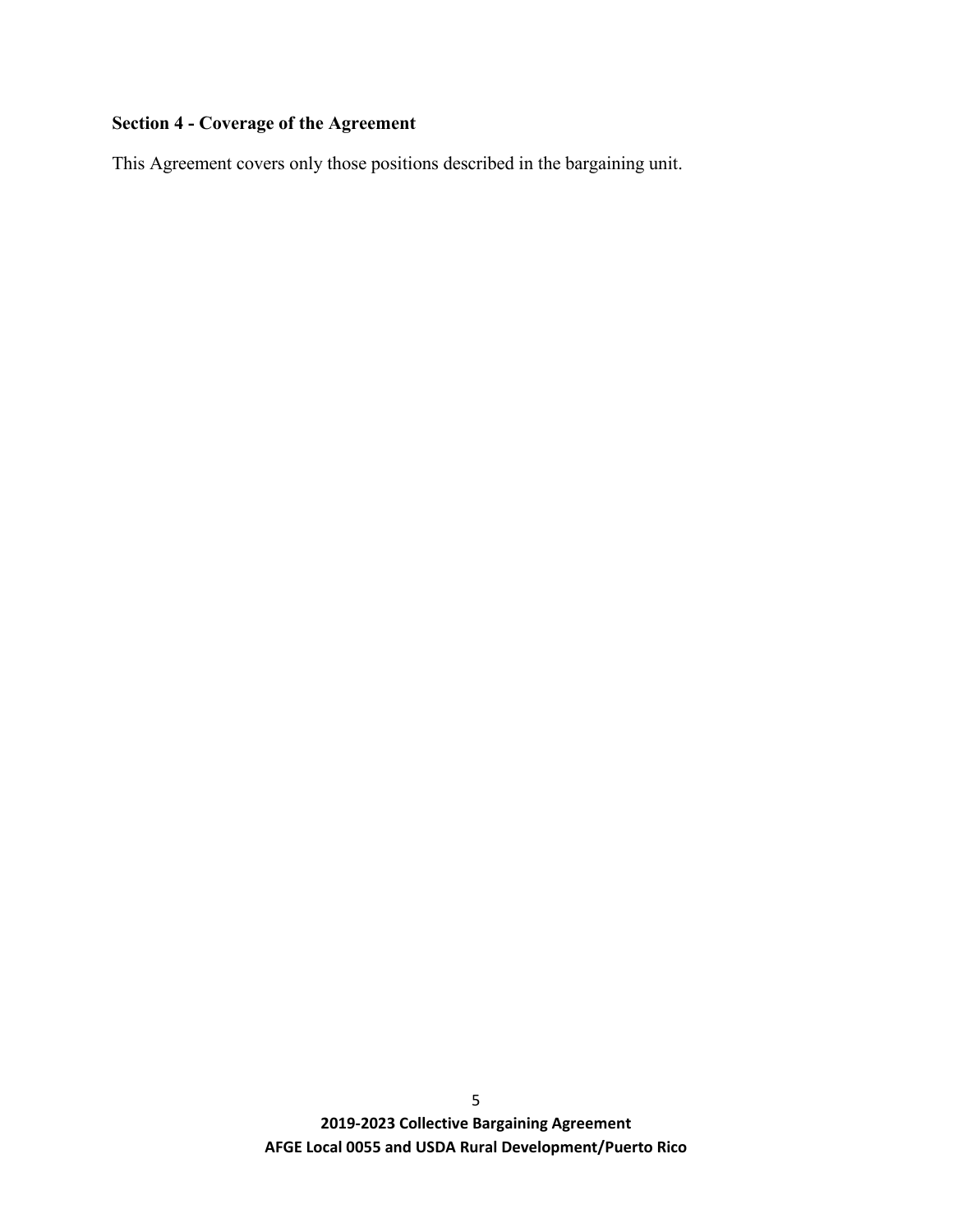### Section 4 - Coverage of the Agreement

This Agreement covers only those positions described in the bargaining unit.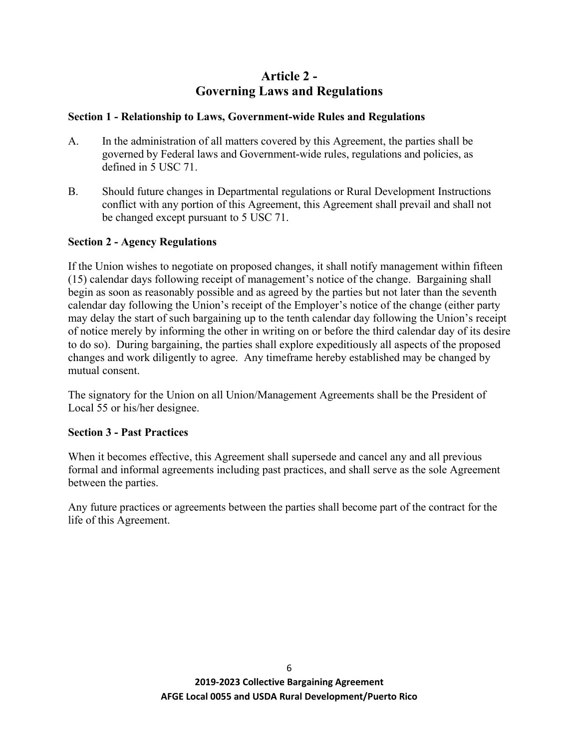# Article 2 - Governing Laws and Regulations

### Section 1 - Relationship to Laws, Government-wide Rules and Regulations

A. In the administration of all matters covered by this Agreement, the parties shall be governed by Federal laws and Government-wide rules, regulations and policies, as defined in 5 USC 71.

B. Should future changes in Departmental regulations or Rural Development Instructions conflict with any portion of this Agreement, this Agreement shall prevail and shall not be changed except pursuant to 5 USC 71.

### Section 2 - Agency Regulations

If the Union wishes to negotiate on proposed changes, it shall notify management within fifteen (15) calendar days following receipt of management's notice of the change. Bargaining shall begin as soon as reasonably possible and as agreed by the parties but not later than the seventh calendar day following the Union's receipt of the Employer's notice of the change (either party may delay the start of such bargaining up to the tenth calendar day following the Union's receipt of notice merely by informing the other in writing on or before the third calendar day of its desire to do so). During bargaining, the parties shall explore expeditiously all aspects of the proposed changes and work diligently to agree. Any timeframe hereby established may be changed by mutual consent.

The signatory for the Union on all Union/Management Agreements shall be the President of Local 55 or his/her designee.

### Section 3 - Past Practices

When it becomes effective, this Agreement shall supersede and cancel any and all previous formal and informal agreements including past practices, and shall serve as the sole Agreement between the parties.

Any future practices or agreements between the parties shall become part of the contract for the life of this Agreement.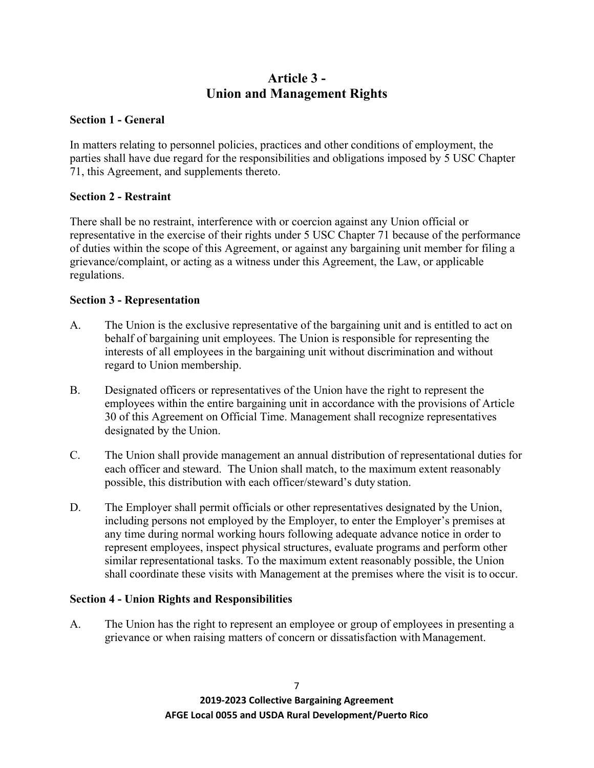# Article 3 - Union and Management Rights

### Section 1 - General

In matters relating to personnel policies, practices and other conditions of employment, the parties shall have due regard for the responsibilities and obligations imposed by 5 USC Chapter 71, this Agreement, and supplements thereto.

### Section 2 - Restraint

There shall be no restraint, interference with or coercion against any Union official or representative in the exercise of their rights under 5 USC Chapter 71 because of the performance of duties within the scope of this Agreement, or against any bargaining unit member for filing a grievance/complaint, or acting as a witness under this Agreement, the Law, or applicable regulations.

### Section 3 - Representation

A. The Union is the exclusive representative of the bargaining unit and is entitled to act on behalf of bargaining unit employees. The Union is responsible for representing the interests of all employees in the bargaining unit without discrimination and without regard to Union membership.

B. Designated officers or representatives of the Union have the right to represent the employees within the entire bargaining unit in accordance with the provisions of Article 30 of this Agreement on Official Time. Management shall recognize representatives designated by the Union.

C. The Union shall provide management an annual distribution of representational duties for each officer and steward. The Union shall match, to the maximum extent reasonably possible, this distribution with each officer/steward's duty station.

D. The Employer shall permit officials or other representatives designated by the Union, including persons not employed by the Employer, to enter the Employer's premises at any time during normal working hours following adequate advance notice in order to represent employees, inspect physical structures, evaluate programs and perform other similar representational tasks. To the maximum extent reasonably possible, the Union shall coordinate these visits with Management at the premises where the visit is to occur.

### Section 4 - Union Rights and Responsibilities

A. The Union has the right to represent an employee or group of employees in presenting a grievance or when raising matters of concern or dissatisfaction with Management.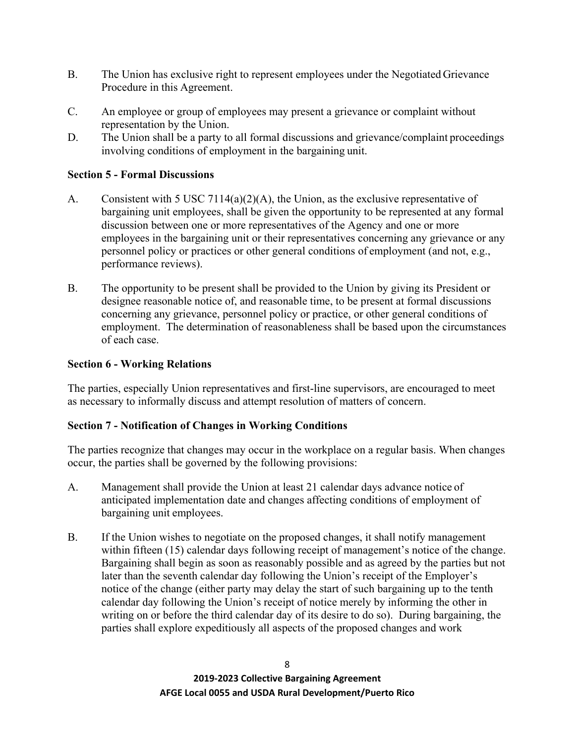B. The Union has exclusive right to represent employees under the Negotiated Grievance Procedure in this Agreement.

C. An employee or group of employees may present a grievance or complaint without representation by the Union.

D. The Union shall be a party to all formal discussions and grievance/complaint proceedings involving conditions of employment in the bargaining unit.

### Section 5 - Formal Discussions

A. Consistent with 5 USC 7114(a)(2)(A), the Union, as the exclusive representative of bargaining unit employees, shall be given the opportunity to be represented at any formal discussion between one or more representatives of the Agency and one or more employees in the bargaining unit or their representatives concerning any grievance or any personnel policy or practices or other general conditions of employment (and not, e.g., performance reviews).

B. The opportunity to be present shall be provided to the Union by giving its President or designee reasonable notice of, and reasonable time, to be present at formal discussions concerning any grievance, personnel policy or practice, or other general conditions of employment. The determination of reasonableness shall be based upon the circumstances of each case.

### Section 6 - Working Relations

The parties, especially Union representatives and first-line supervisors, are encouraged to meet as necessary to informally discuss and attempt resolution of matters of concern.

### Section 7 - Notification of Changes in Working Conditions

The parties recognize that changes may occur in the workplace on a regular basis. When changes occur, the parties shall be governed by the following provisions:

A. Management shall provide the Union at least 21 calendar days advance notice of anticipated implementation date and changes affecting conditions of employment of bargaining unit employees.

B. If the Union wishes to negotiate on the proposed changes, it shall notify management within fifteen (15) calendar days following receipt of management's notice of the change. Bargaining shall begin as soon as reasonably possible and as agreed by the parties but not later than the seventh calendar day following the Union's receipt of the Employer's notice of the change (either party may delay the start of such bargaining up to the tenth calendar day following the Union's receipt of notice merely by informing the other in writing on or before the third calendar day of its desire to do so). During bargaining, the parties shall explore expeditiously all aspects of the proposed changes and work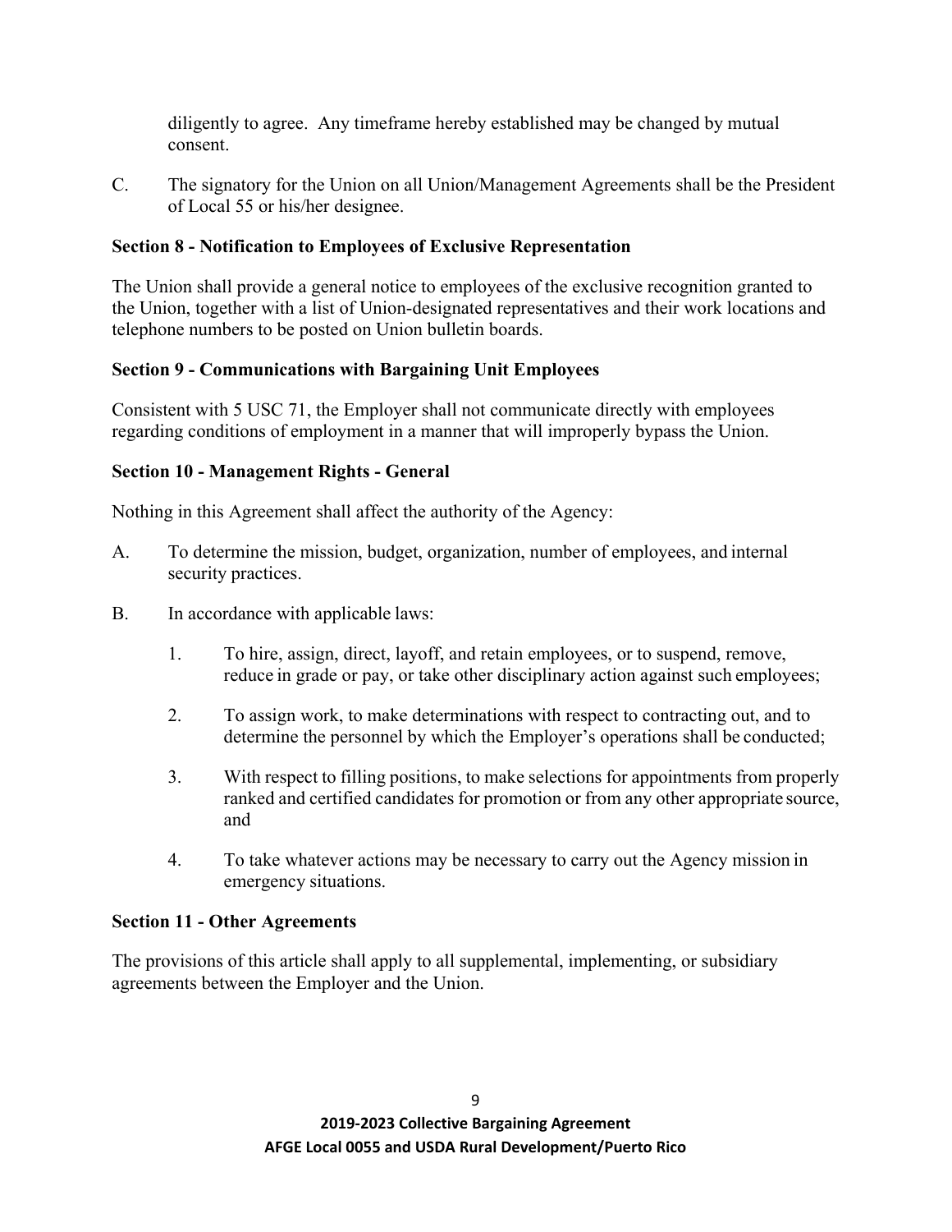diligently to agree. Any timeframe hereby established may be changed by mutual consent.

C. The signatory for the Union on all Union/Management Agreements shall be the President of Local 55 or his/her designee.

**Section 8 - Notification to Employees of Exclusive Representation**

The Union shall provide a general notice to employees of the exclusive recognition granted to the Union, together with a list of Union-designated representatives and their work locations and telephone numbers to be posted on Union bulletin boards.

**Section 9 - Communications with Bargaining Unit Employees**

Consistent with 5 USC 71, the Employer shall not communicate directly with employees regarding conditions of employment in a manner that will improperly bypass the Union.

**Section 10 - Management Rights - General**

Nothing in this Agreement shall affect the authority of the Agency:

A. To determine the mission, budget, organization, number of employees, and internal security practices.

B. In accordance with applicable laws:

   1. To hire, assign, direct, layoff, and retain employees, or to suspend, remove, reduce in grade or pay, or take other disciplinary action against such employees;

   2. To assign work, to make determinations with respect to contracting out, and to determine the personnel by which the Employer's operations shall be conducted;

   3. With respect to filling positions, to make selections for appointments from properly ranked and certified candidates for promotion or from any other appropriate source, and

   4. To take whatever actions may be necessary to carry out the Agency mission in emergency situations.

**Section 11 - Other Agreements**

The provisions of this article shall apply to all supplemental, implementing, or subsidiary agreements between the Employer and the Union.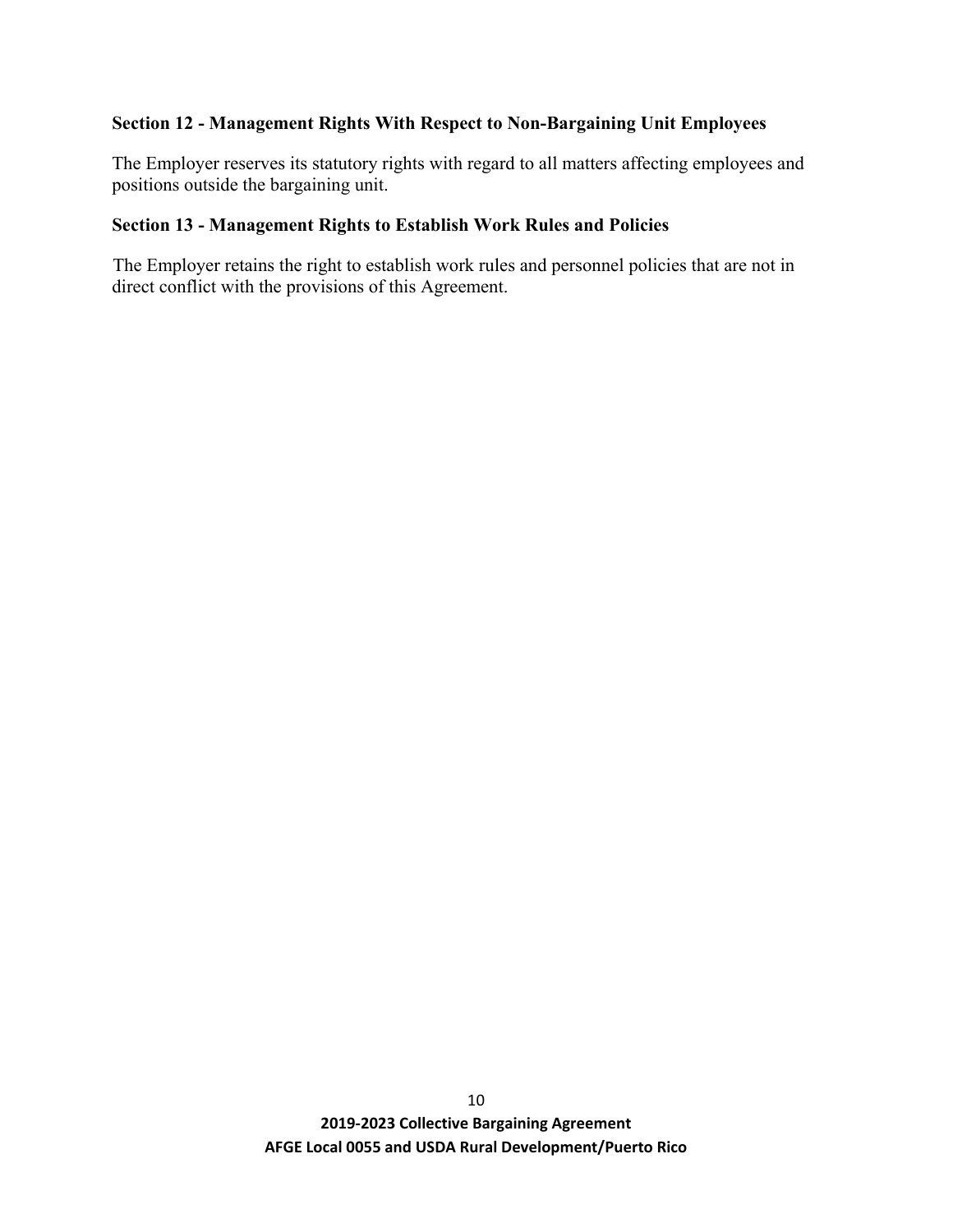### Section 12 - Management Rights With Respect to Non-Bargaining Unit Employees

The Employer reserves its statutory rights with regard to all matters affecting employees and positions outside the bargaining unit.

### Section 13 - Management Rights to Establish Work Rules and Policies

The Employer retains the right to establish work rules and personnel policies that are not in direct conflict with the provisions of this Agreement.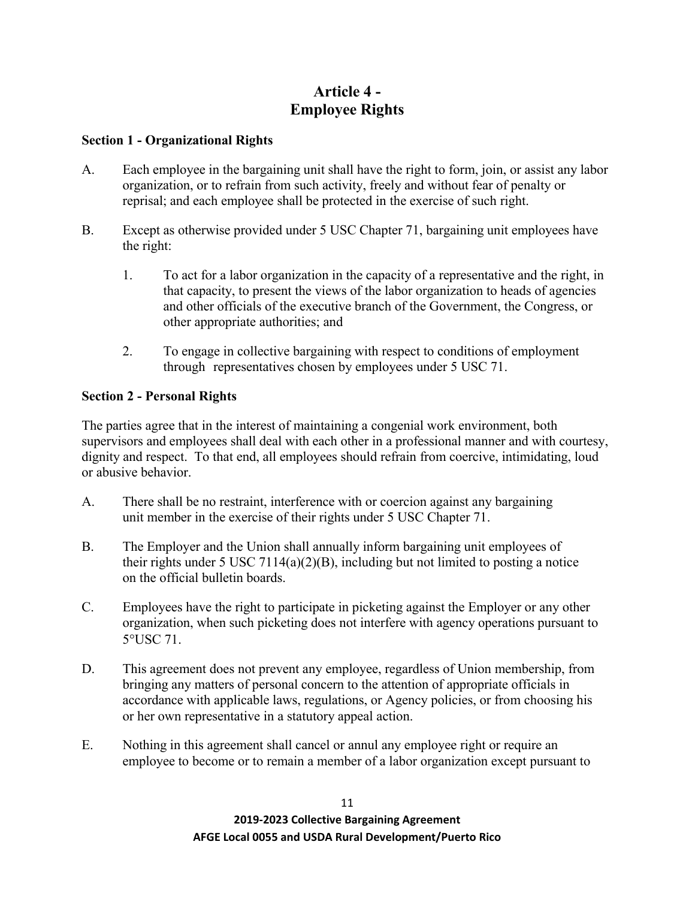# Article 4 - Employee Rights

**Section 1 - Organizational Rights**

A. Each employee in the bargaining unit shall have the right to form, join, or assist any labor organization, or to refrain from such activity, freely and without fear of penalty or reprisal; and each employee shall be protected in the exercise of such right.

B. Except as otherwise provided under 5 USC Chapter 71, bargaining unit employees have the right:

1. To act for a labor organization in the capacity of a representative and the right, in that capacity, to present the views of the labor organization to heads of agencies and other officials of the executive branch of the Government, the Congress, or other appropriate authorities; and

2. To engage in collective bargaining with respect to conditions of employment through representatives chosen by employees under 5 USC 71.

**Section 2 - Personal Rights**

The parties agree that in the interest of maintaining a congenial work environment, both supervisors and employees shall deal with each other in a professional manner and with courtesy, dignity and respect. To that end, all employees should refrain from coercive, intimidating, loud or abusive behavior.

A. There shall be no restraint, interference with or coercion against any bargaining unit member in the exercise of their rights under 5 USC Chapter 71.

B. The Employer and the Union shall annually inform bargaining unit employees of their rights under 5 USC 7114(a)(2)(B), including but not limited to posting a notice on the official bulletin boards.

C. Employees have the right to participate in picketing against the Employer or any other organization, when such picketing does not interfere with agency operations pursuant to 5°USC 71.

D. This agreement does not prevent any employee, regardless of Union membership, from bringing any matters of personal concern to the attention of appropriate officials in accordance with applicable laws, regulations, or Agency policies, or from choosing his or her own representative in a statutory appeal action.

E. Nothing in this agreement shall cancel or annul any employee right or require an employee to become or to remain a member of a labor organization except pursuant to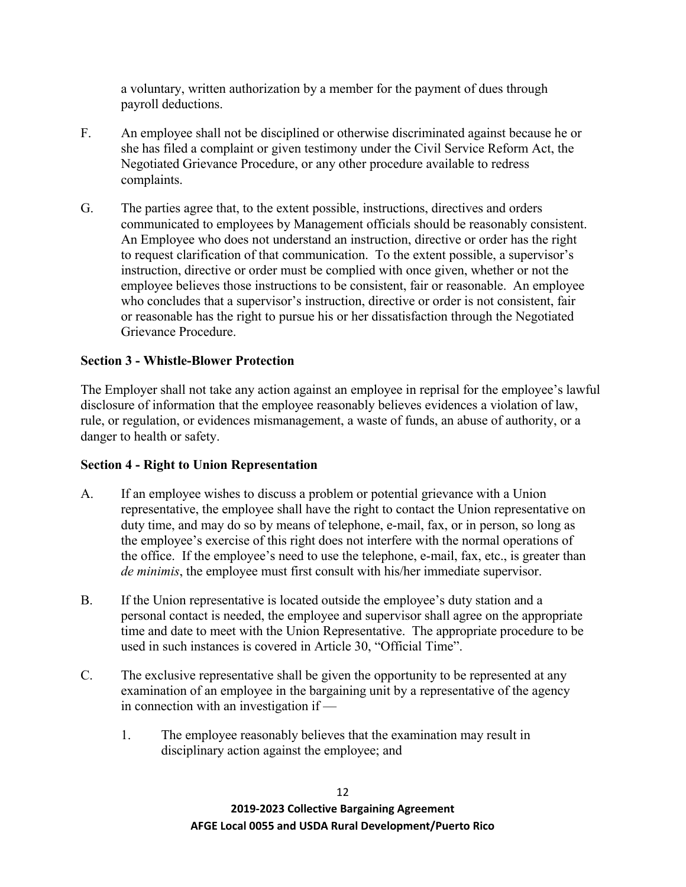a voluntary, written authorization by a member for the payment of dues through payroll deductions.

F. An employee shall not be disciplined or otherwise discriminated against because he or she has filed a complaint or given testimony under the Civil Service Reform Act, the Negotiated Grievance Procedure, or any other procedure available to redress complaints.

G. The parties agree that, to the extent possible, instructions, directives and orders communicated to employees by Management officials should be reasonably consistent. An Employee who does not understand an instruction, directive or order has the right to request clarification of that communication. To the extent possible, a supervisor's instruction, directive or order must be complied with once given, whether or not the employee believes those instructions to be consistent, fair or reasonable. An employee who concludes that a supervisor's instruction, directive or order is not consistent, fair or reasonable has the right to pursue his or her dissatisfaction through the Negotiated Grievance Procedure.

**Section 3 - Whistle-Blower Protection**

The Employer shall not take any action against an employee in reprisal for the employee's lawful disclosure of information that the employee reasonably believes evidences a violation of law, rule, or regulation, or evidences mismanagement, a waste of funds, an abuse of authority, or a danger to health or safety.

**Section 4 - Right to Union Representation**

A. If an employee wishes to discuss a problem or potential grievance with a Union representative, the employee shall have the right to contact the Union representative on duty time, and may do so by means of telephone, e-mail, fax, or in person, so long as the employee's exercise of this right does not interfere with the normal operations of the office. If the employee's need to use the telephone, e-mail, fax, etc., is greater than *de minimis*, the employee must first consult with his/her immediate supervisor.

B. If the Union representative is located outside the employee's duty station and a personal contact is needed, the employee and supervisor shall agree on the appropriate time and date to meet with the Union Representative. The appropriate procedure to be used in such instances is covered in Article 30, "Official Time".

C. The exclusive representative shall be given the opportunity to be represented at any examination of an employee in the bargaining unit by a representative of the agency in connection with an investigation if —

   1. The employee reasonably believes that the examination may result in disciplinary action against the employee; and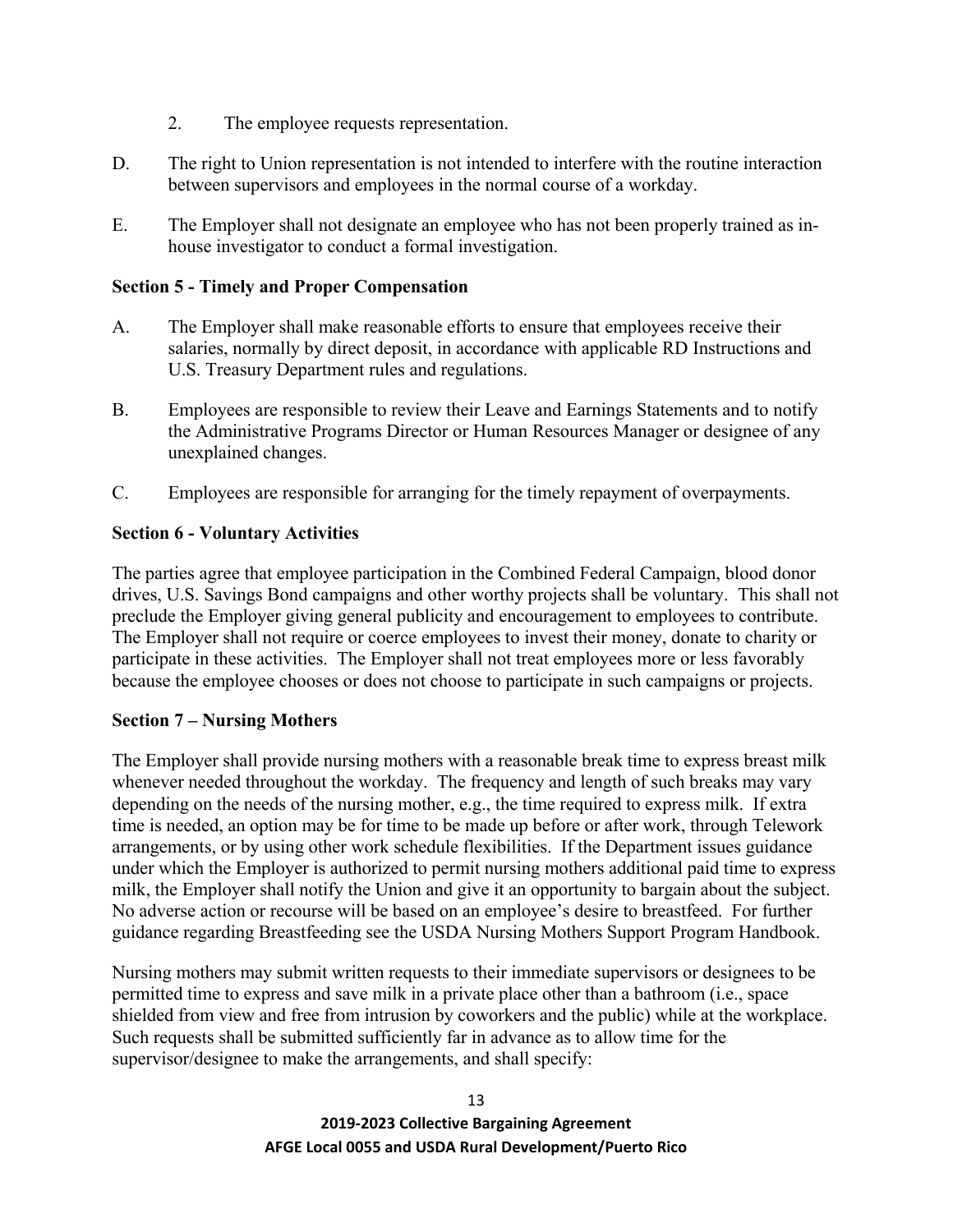2. The employee requests representation.

D. The right to Union representation is not intended to interfere with the routine interaction between supervisors and employees in the normal course of a workday.

E. The Employer shall not designate an employee who has not been properly trained as in-house investigator to conduct a formal investigation.

**Section 5 - Timely and Proper Compensation**

A. The Employer shall make reasonable efforts to ensure that employees receive their salaries, normally by direct deposit, in accordance with applicable RD Instructions and U.S. Treasury Department rules and regulations.

B. Employees are responsible to review their Leave and Earnings Statements and to notify the Administrative Programs Director or Human Resources Manager or designee of any unexplained changes.

C. Employees are responsible for arranging for the timely repayment of overpayments.

**Section 6 - Voluntary Activities**

The parties agree that employee participation in the Combined Federal Campaign, blood donor drives, U.S. Savings Bond campaigns and other worthy projects shall be voluntary. This shall not preclude the Employer giving general publicity and encouragement to employees to contribute. The Employer shall not require or coerce employees to invest their money, donate to charity or participate in these activities. The Employer shall not treat employees more or less favorably because the employee chooses or does not choose to participate in such campaigns or projects.

**Section 7 – Nursing Mothers**

The Employer shall provide nursing mothers with a reasonable break time to express breast milk whenever needed throughout the workday. The frequency and length of such breaks may vary depending on the needs of the nursing mother, e.g., the time required to express milk. If extra time is needed, an option may be for time to be made up before or after work, through Telework arrangements, or by using other work schedule flexibilities. If the Department issues guidance under which the Employer is authorized to permit nursing mothers additional paid time to express milk, the Employer shall notify the Union and give it an opportunity to bargain about the subject. No adverse action or recourse will be based on an employee's desire to breastfeed. For further guidance regarding Breastfeeding see the USDA Nursing Mothers Support Program Handbook.

Nursing mothers may submit written requests to their immediate supervisors or designees to be permitted time to express and save milk in a private place other than a bathroom (i.e., space shielded from view and free from intrusion by coworkers and the public) while at the workplace. Such requests shall be submitted sufficiently far in advance as to allow time for the supervisor/designee to make the arrangements, and shall specify: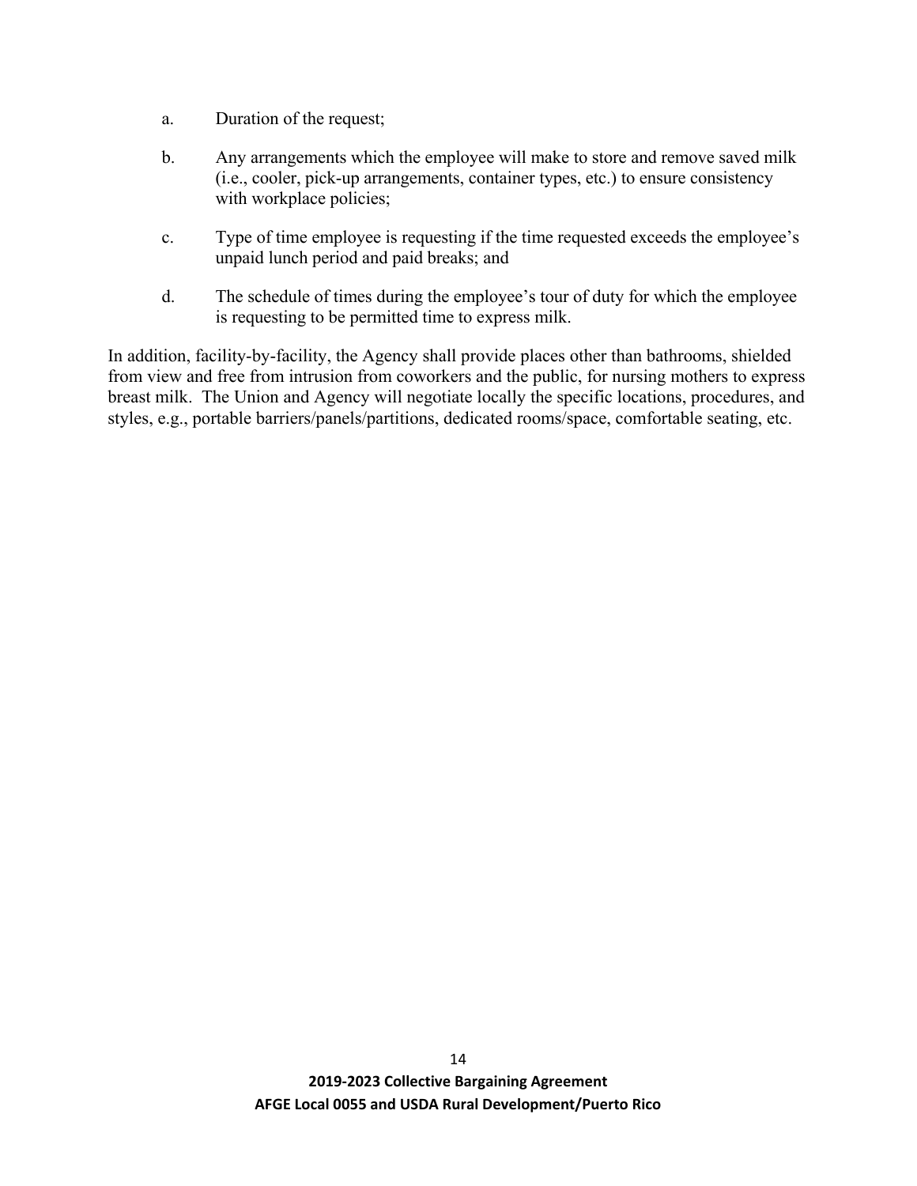a. Duration of the request;

b. Any arrangements which the employee will make to store and remove saved milk (i.e., cooler, pick-up arrangements, container types, etc.) to ensure consistency with workplace policies;

c. Type of time employee is requesting if the time requested exceeds the employee's unpaid lunch period and paid breaks; and

d. The schedule of times during the employee's tour of duty for which the employee is requesting to be permitted time to express milk.

In addition, facility-by-facility, the Agency shall provide places other than bathrooms, shielded from view and free from intrusion from coworkers and the public, for nursing mothers to express breast milk. The Union and Agency will negotiate locally the specific locations, procedures, and styles, e.g., portable barriers/panels/partitions, dedicated rooms/space, comfortable seating, etc.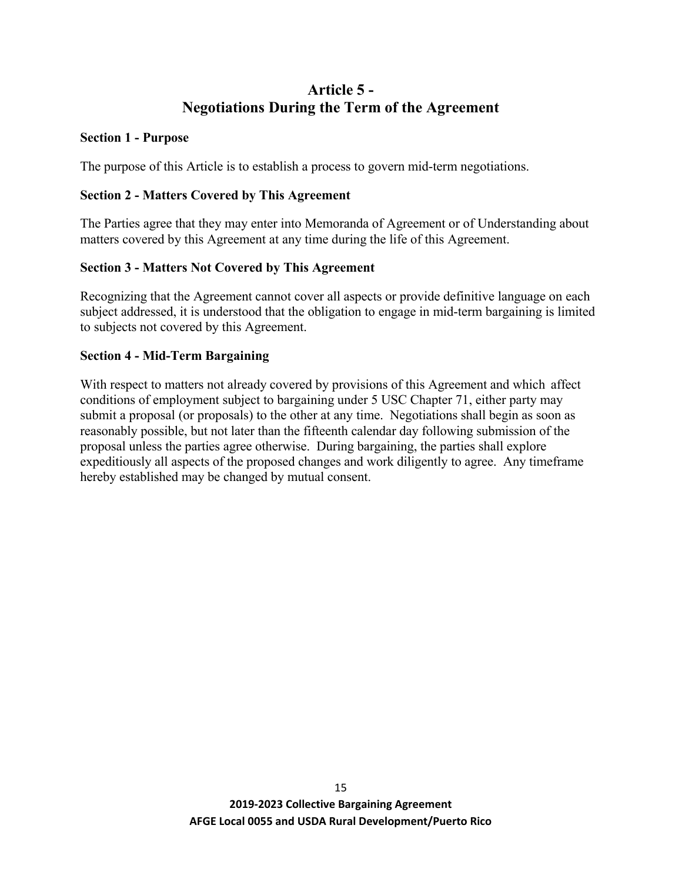# Article 5 - Negotiations During the Term of the Agreement

### Section 1 - Purpose

The purpose of this Article is to establish a process to govern mid-term negotiations.

### Section 2 - Matters Covered by This Agreement

The Parties agree that they may enter into Memoranda of Agreement or of Understanding about matters covered by this Agreement at any time during the life of this Agreement.

### Section 3 - Matters Not Covered by This Agreement

Recognizing that the Agreement cannot cover all aspects or provide definitive language on each subject addressed, it is understood that the obligation to engage in mid-term bargaining is limited to subjects not covered by this Agreement.

### Section 4 - Mid-Term Bargaining

With respect to matters not already covered by provisions of this Agreement and which affect conditions of employment subject to bargaining under 5 USC Chapter 71, either party may submit a proposal (or proposals) to the other at any time. Negotiations shall begin as soon as reasonably possible, but not later than the fifteenth calendar day following submission of the proposal unless the parties agree otherwise. During bargaining, the parties shall explore expeditiously all aspects of the proposed changes and work diligently to agree. Any timeframe hereby established may be changed by mutual consent.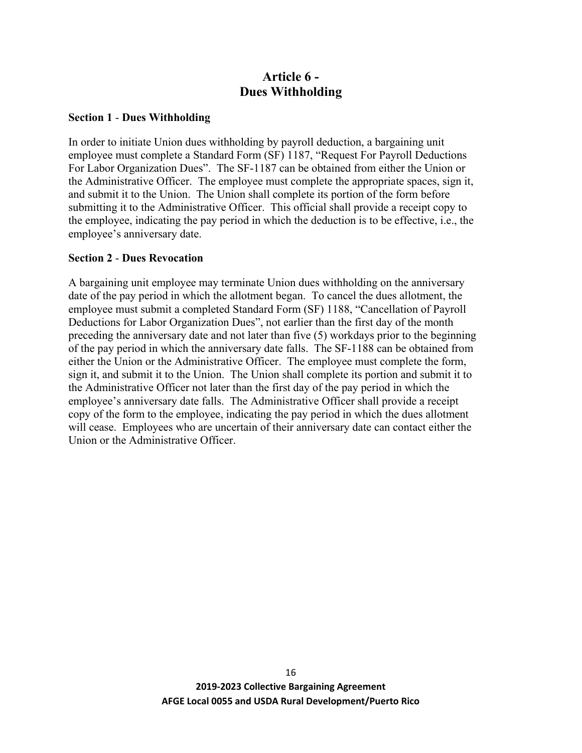# Article 6 -
# Dues Withholding

**Section 1 - Dues Withholding**

In order to initiate Union dues withholding by payroll deduction, a bargaining unit employee must complete a Standard Form (SF) 1187, "Request For Payroll Deductions For Labor Organization Dues". The SF-1187 can be obtained from either the Union or the Administrative Officer. The employee must complete the appropriate spaces, sign it, and submit it to the Union. The Union shall complete its portion of the form before submitting it to the Administrative Officer. This official shall provide a receipt copy to the employee, indicating the pay period in which the deduction is to be effective, i.e., the employee's anniversary date.

**Section 2 - Dues Revocation**

A bargaining unit employee may terminate Union dues withholding on the anniversary date of the pay period in which the allotment began. To cancel the dues allotment, the employee must submit a completed Standard Form (SF) 1188, "Cancellation of Payroll Deductions for Labor Organization Dues", not earlier than the first day of the month preceding the anniversary date and not later than five (5) workdays prior to the beginning of the pay period in which the anniversary date falls. The SF-1188 can be obtained from either the Union or the Administrative Officer. The employee must complete the form, sign it, and submit it to the Union. The Union shall complete its portion and submit it to the Administrative Officer not later than the first day of the pay period in which the employee's anniversary date falls. The Administrative Officer shall provide a receipt copy of the form to the employee, indicating the pay period in which the dues allotment will cease. Employees who are uncertain of their anniversary date can contact either the Union or the Administrative Officer.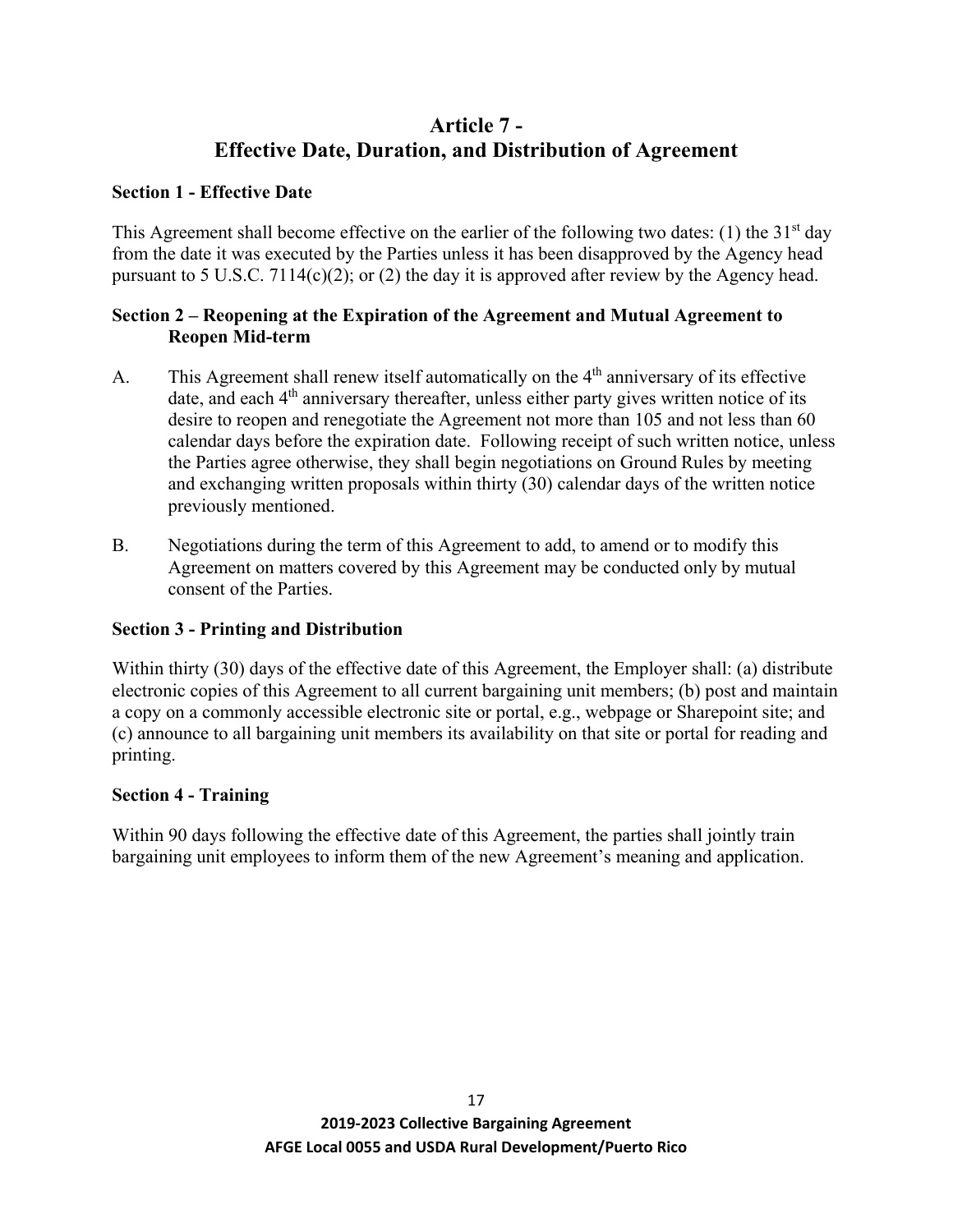# Article 7 - Effective Date, Duration, and Distribution of Agreement

### Section 1 - Effective Date

This Agreement shall become effective on the earlier of the following two dates: (1) the 31st day from the date it was executed by the Parties unless it has been disapproved by the Agency head pursuant to 5 U.S.C. 7114(c)(2); or (2) the day it is approved after review by the Agency head.

### Section 2 – Reopening at the Expiration of the Agreement and Mutual Agreement to Reopen Mid-term

A. This Agreement shall renew itself automatically on the 4th anniversary of its effective date, and each 4th anniversary thereafter, unless either party gives written notice of its desire to reopen and renegotiate the Agreement not more than 105 and not less than 60 calendar days before the expiration date. Following receipt of such written notice, unless the Parties agree otherwise, they shall begin negotiations on Ground Rules by meeting and exchanging written proposals within thirty (30) calendar days of the written notice previously mentioned.

B. Negotiations during the term of this Agreement to add, to amend or to modify this Agreement on matters covered by this Agreement may be conducted only by mutual consent of the Parties.

### Section 3 - Printing and Distribution

Within thirty (30) days of the effective date of this Agreement, the Employer shall: (a) distribute electronic copies of this Agreement to all current bargaining unit members; (b) post and maintain a copy on a commonly accessible electronic site or portal, e.g., webpage or Sharepoint site; and (c) announce to all bargaining unit members its availability on that site or portal for reading and printing.

### Section 4 - Training

Within 90 days following the effective date of this Agreement, the parties shall jointly train bargaining unit employees to inform them of the new Agreement's meaning and application.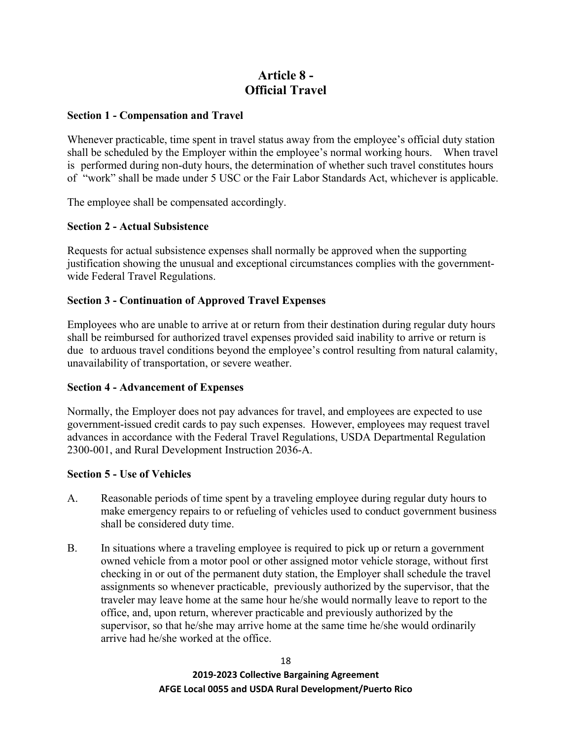# Article 8 - Official Travel

**Section 1 - Compensation and Travel**

Whenever practicable, time spent in travel status away from the employee's official duty station shall be scheduled by the Employer within the employee's normal working hours. When travel is performed during non-duty hours, the determination of whether such travel constitutes hours of "work" shall be made under 5 USC or the Fair Labor Standards Act, whichever is applicable.

The employee shall be compensated accordingly.

**Section 2 - Actual Subsistence**

Requests for actual subsistence expenses shall normally be approved when the supporting justification showing the unusual and exceptional circumstances complies with the government-wide Federal Travel Regulations.

**Section 3 - Continuation of Approved Travel Expenses**

Employees who are unable to arrive at or return from their destination during regular duty hours shall be reimbursed for authorized travel expenses provided said inability to arrive or return is due to arduous travel conditions beyond the employee's control resulting from natural calamity, unavailability of transportation, or severe weather.

**Section 4 - Advancement of Expenses**

Normally, the Employer does not pay advances for travel, and employees are expected to use government-issued credit cards to pay such expenses. However, employees may request travel advances in accordance with the Federal Travel Regulations, USDA Departmental Regulation 2300-001, and Rural Development Instruction 2036-A.

**Section 5 - Use of Vehicles**

A. Reasonable periods of time spent by a traveling employee during regular duty hours to make emergency repairs to or refueling of vehicles used to conduct government business shall be considered duty time.

B. In situations where a traveling employee is required to pick up or return a government owned vehicle from a motor pool or other assigned motor vehicle storage, without first checking in or out of the permanent duty station, the Employer shall schedule the travel assignments so whenever practicable, previously authorized by the supervisor, that the traveler may leave home at the same hour he/she would normally leave to report to the office, and, upon return, wherever practicable and previously authorized by the supervisor, so that he/she may arrive home at the same time he/she would ordinarily arrive had he/she worked at the office.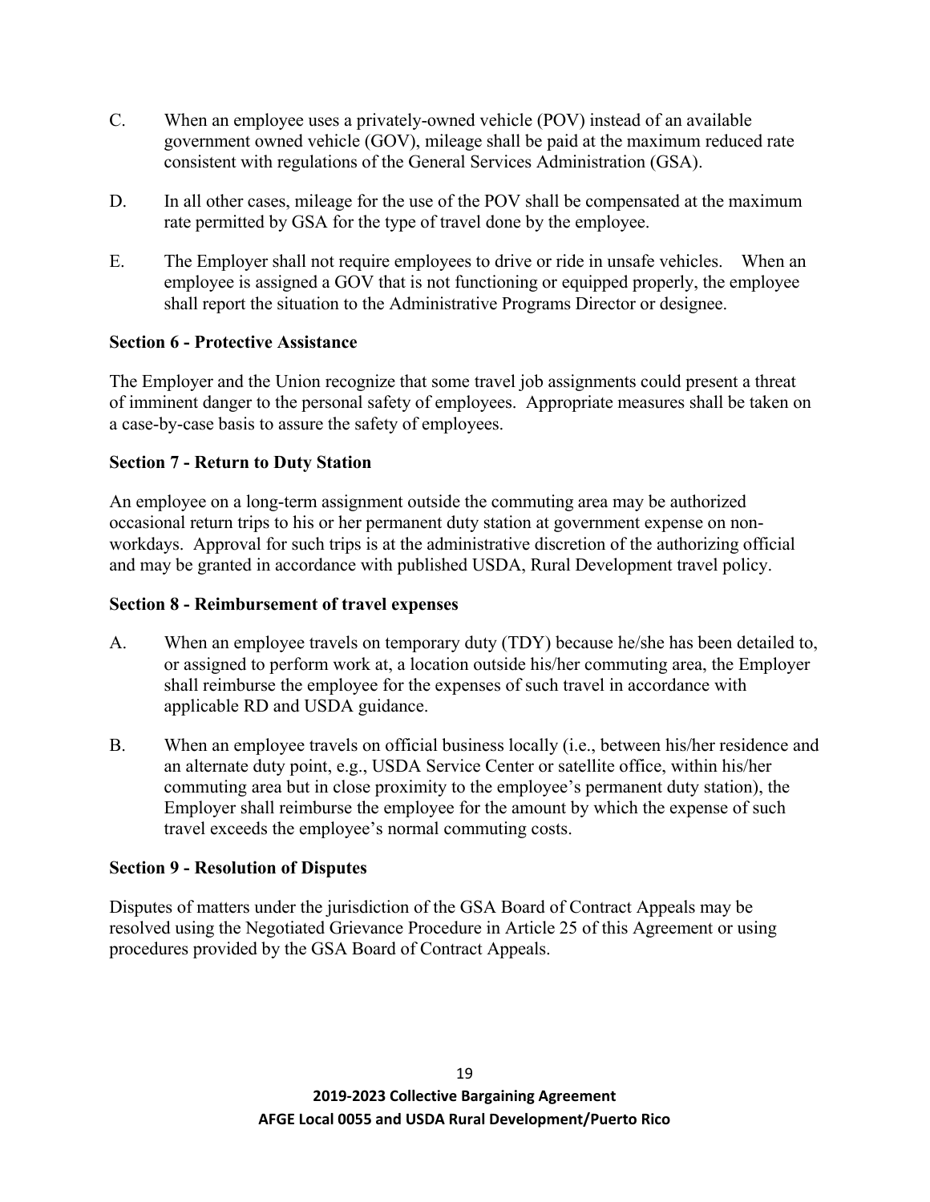C. When an employee uses a privately-owned vehicle (POV) instead of an available government owned vehicle (GOV), mileage shall be paid at the maximum reduced rate consistent with regulations of the General Services Administration (GSA).

D. In all other cases, mileage for the use of the POV shall be compensated at the maximum rate permitted by GSA for the type of travel done by the employee.

E. The Employer shall not require employees to drive or ride in unsafe vehicles. When an employee is assigned a GOV that is not functioning or equipped properly, the employee shall report the situation to the Administrative Programs Director or designee.

**Section 6 - Protective Assistance**

The Employer and the Union recognize that some travel job assignments could present a threat of imminent danger to the personal safety of employees. Appropriate measures shall be taken on a case-by-case basis to assure the safety of employees.

**Section 7 - Return to Duty Station**

An employee on a long-term assignment outside the commuting area may be authorized occasional return trips to his or her permanent duty station at government expense on non-workdays. Approval for such trips is at the administrative discretion of the authorizing official and may be granted in accordance with published USDA, Rural Development travel policy.

**Section 8 - Reimbursement of travel expenses**

A. When an employee travels on temporary duty (TDY) because he/she has been detailed to, or assigned to perform work at, a location outside his/her commuting area, the Employer shall reimburse the employee for the expenses of such travel in accordance with applicable RD and USDA guidance.

B. When an employee travels on official business locally (i.e., between his/her residence and an alternate duty point, e.g., USDA Service Center or satellite office, within his/her commuting area but in close proximity to the employee's permanent duty station), the Employer shall reimburse the employee for the amount by which the expense of such travel exceeds the employee's normal commuting costs.

**Section 9 - Resolution of Disputes**

Disputes of matters under the jurisdiction of the GSA Board of Contract Appeals may be resolved using the Negotiated Grievance Procedure in Article 25 of this Agreement or using procedures provided by the GSA Board of Contract Appeals.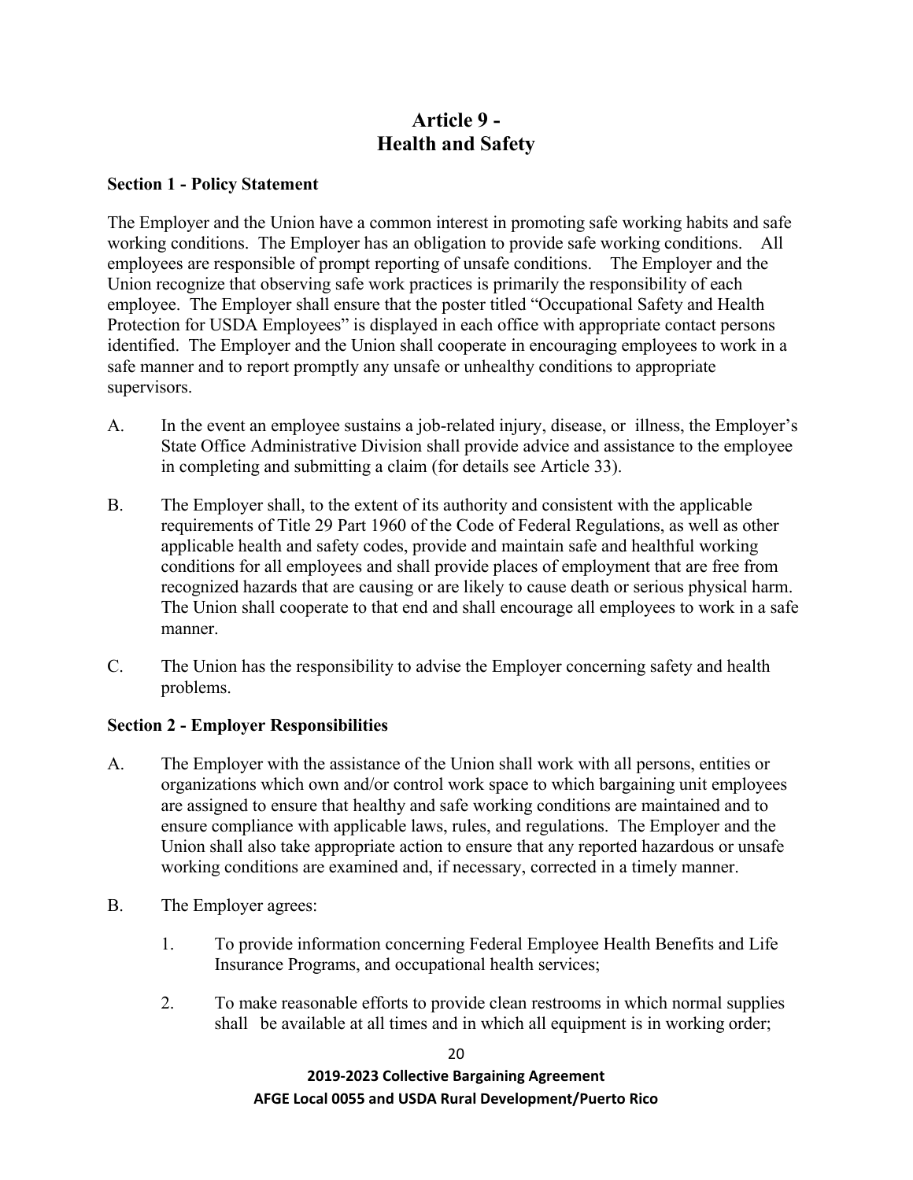# Article 9 - Health and Safety

**Section 1 - Policy Statement**

The Employer and the Union have a common interest in promoting safe working habits and safe working conditions. The Employer has an obligation to provide safe working conditions. All employees are responsible of prompt reporting of unsafe conditions. The Employer and the Union recognize that observing safe work practices is primarily the responsibility of each employee. The Employer shall ensure that the poster titled "Occupational Safety and Health Protection for USDA Employees" is displayed in each office with appropriate contact persons identified. The Employer and the Union shall cooperate in encouraging employees to work in a safe manner and to report promptly any unsafe or unhealthy conditions to appropriate supervisors.

A. In the event an employee sustains a job-related injury, disease, or illness, the Employer's State Office Administrative Division shall provide advice and assistance to the employee in completing and submitting a claim (for details see Article 33).

B. The Employer shall, to the extent of its authority and consistent with the applicable requirements of Title 29 Part 1960 of the Code of Federal Regulations, as well as other applicable health and safety codes, provide and maintain safe and healthful working conditions for all employees and shall provide places of employment that are free from recognized hazards that are causing or are likely to cause death or serious physical harm. The Union shall cooperate to that end and shall encourage all employees to work in a safe manner.

C. The Union has the responsibility to advise the Employer concerning safety and health problems.

**Section 2 - Employer Responsibilities**

A. The Employer with the assistance of the Union shall work with all persons, entities or organizations which own and/or control work space to which bargaining unit employees are assigned to ensure that healthy and safe working conditions are maintained and to ensure compliance with applicable laws, rules, and regulations. The Employer and the Union shall also take appropriate action to ensure that any reported hazardous or unsafe working conditions are examined and, if necessary, corrected in a timely manner.

B. The Employer agrees:

1. To provide information concerning Federal Employee Health Benefits and Life Insurance Programs, and occupational health services;

2. To make reasonable efforts to provide clean restrooms in which normal supplies shall be available at all times and in which all equipment is in working order;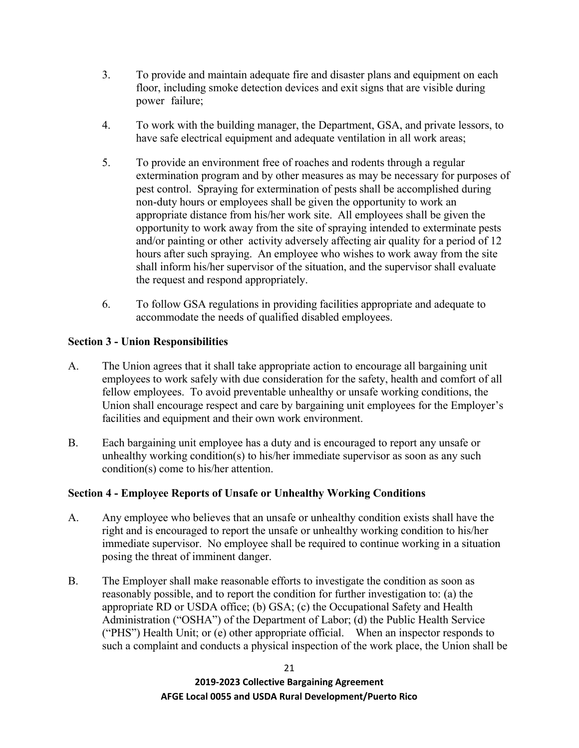3. To provide and maintain adequate fire and disaster plans and equipment on each floor, including smoke detection devices and exit signs that are visible during power failure;

4. To work with the building manager, the Department, GSA, and private lessors, to have safe electrical equipment and adequate ventilation in all work areas;

5. To provide an environment free of roaches and rodents through a regular extermination program and by other measures as may be necessary for purposes of pest control. Spraying for extermination of pests shall be accomplished during non-duty hours or employees shall be given the opportunity to work an appropriate distance from his/her work site. All employees shall be given the opportunity to work away from the site of spraying intended to exterminate pests and/or painting or other activity adversely affecting air quality for a period of 12 hours after such spraying. An employee who wishes to work away from the site shall inform his/her supervisor of the situation, and the supervisor shall evaluate the request and respond appropriately.

6. To follow GSA regulations in providing facilities appropriate and adequate to accommodate the needs of qualified disabled employees.

**Section 3 - Union Responsibilities**

A. The Union agrees that it shall take appropriate action to encourage all bargaining unit employees to work safely with due consideration for the safety, health and comfort of all fellow employees. To avoid preventable unhealthy or unsafe working conditions, the Union shall encourage respect and care by bargaining unit employees for the Employer's facilities and equipment and their own work environment.

B. Each bargaining unit employee has a duty and is encouraged to report any unsafe or unhealthy working condition(s) to his/her immediate supervisor as soon as any such condition(s) come to his/her attention.

**Section 4 - Employee Reports of Unsafe or Unhealthy Working Conditions**

A. Any employee who believes that an unsafe or unhealthy condition exists shall have the right and is encouraged to report the unsafe or unhealthy working condition to his/her immediate supervisor. No employee shall be required to continue working in a situation posing the threat of imminent danger.

B. The Employer shall make reasonable efforts to investigate the condition as soon as reasonably possible, and to report the condition for further investigation to: (a) the appropriate RD or USDA office; (b) GSA; (c) the Occupational Safety and Health Administration ("OSHA") of the Department of Labor; (d) the Public Health Service ("PHS") Health Unit; or (e) other appropriate official. When an inspector responds to such a complaint and conducts a physical inspection of the work place, the Union shall be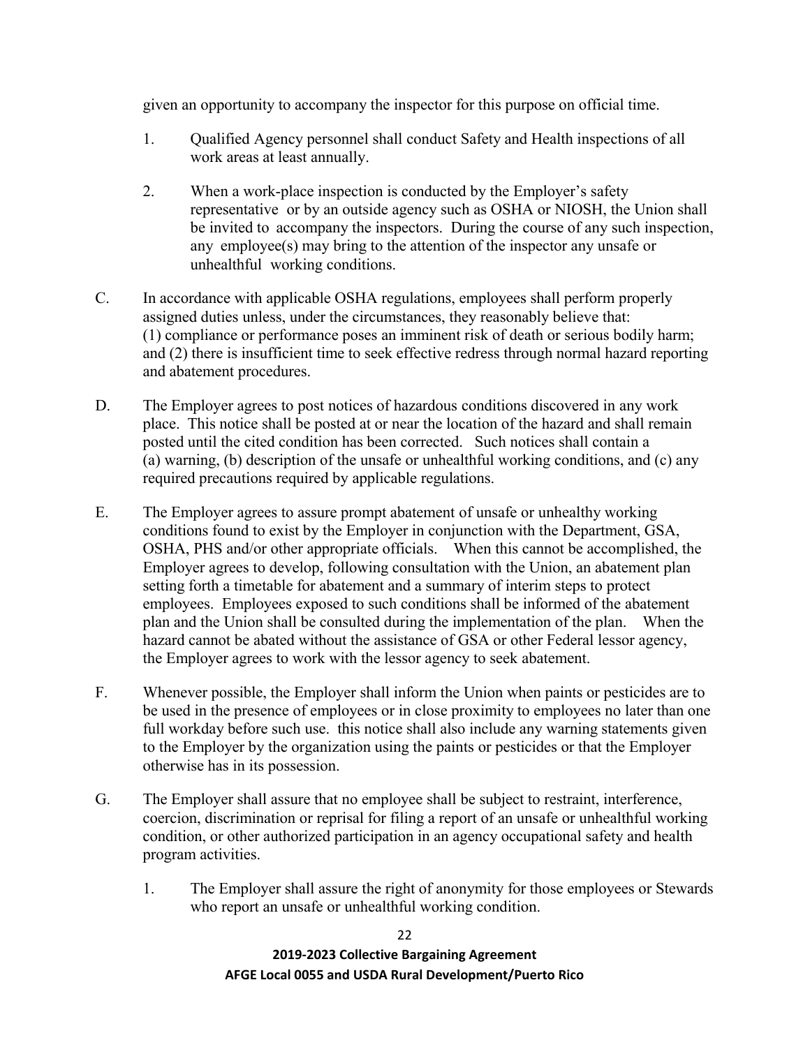given an opportunity to accompany the inspector for this purpose on official time.

1. Qualified Agency personnel shall conduct Safety and Health inspections of all work areas at least annually.

2. When a work-place inspection is conducted by the Employer's safety representative or by an outside agency such as OSHA or NIOSH, the Union shall be invited to accompany the inspectors. During the course of any such inspection, any employee(s) may bring to the attention of the inspector any unsafe or unhealthful working conditions.

C. In accordance with applicable OSHA regulations, employees shall perform properly assigned duties unless, under the circumstances, they reasonably believe that: (1) compliance or performance poses an imminent risk of death or serious bodily harm; and (2) there is insufficient time to seek effective redress through normal hazard reporting and abatement procedures.

D. The Employer agrees to post notices of hazardous conditions discovered in any work place. This notice shall be posted at or near the location of the hazard and shall remain posted until the cited condition has been corrected. Such notices shall contain a (a) warning, (b) description of the unsafe or unhealthful working conditions, and (c) any required precautions required by applicable regulations.

E. The Employer agrees to assure prompt abatement of unsafe or unhealthy working conditions found to exist by the Employer in conjunction with the Department, GSA, OSHA, PHS and/or other appropriate officials. When this cannot be accomplished, the Employer agrees to develop, following consultation with the Union, an abatement plan setting forth a timetable for abatement and a summary of interim steps to protect employees. Employees exposed to such conditions shall be informed of the abatement plan and the Union shall be consulted during the implementation of the plan. When the hazard cannot be abated without the assistance of GSA or other Federal lessor agency, the Employer agrees to work with the lessor agency to seek abatement.

F. Whenever possible, the Employer shall inform the Union when paints or pesticides are to be used in the presence of employees or in close proximity to employees no later than one full workday before such use. this notice shall also include any warning statements given to the Employer by the organization using the paints or pesticides or that the Employer otherwise has in its possession.

G. The Employer shall assure that no employee shall be subject to restraint, interference, coercion, discrimination or reprisal for filing a report of an unsafe or unhealthful working condition, or other authorized participation in an agency occupational safety and health program activities.

1. The Employer shall assure the right of anonymity for those employees or Stewards who report an unsafe or unhealthful working condition.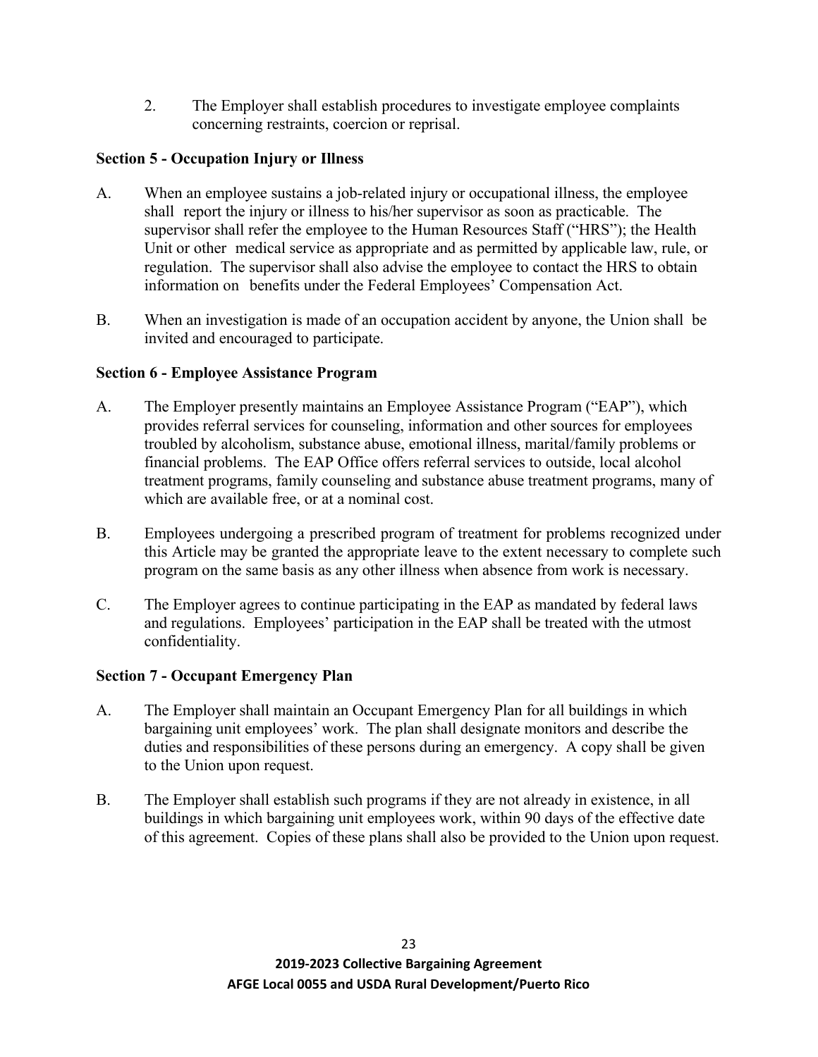2. The Employer shall establish procedures to investigate employee complaints concerning restraints, coercion or reprisal.

**Section 5 - Occupation Injury or Illness**

A. When an employee sustains a job-related injury or occupational illness, the employee shall report the injury or illness to his/her supervisor as soon as practicable. The supervisor shall refer the employee to the Human Resources Staff ("HRS"); the Health Unit or other medical service as appropriate and as permitted by applicable law, rule, or regulation. The supervisor shall also advise the employee to contact the HRS to obtain information on benefits under the Federal Employees' Compensation Act.

B. When an investigation is made of an occupation accident by anyone, the Union shall be invited and encouraged to participate.

**Section 6 - Employee Assistance Program**

A. The Employer presently maintains an Employee Assistance Program ("EAP"), which provides referral services for counseling, information and other sources for employees troubled by alcoholism, substance abuse, emotional illness, marital/family problems or financial problems. The EAP Office offers referral services to outside, local alcohol treatment programs, family counseling and substance abuse treatment programs, many of which are available free, or at a nominal cost.

B. Employees undergoing a prescribed program of treatment for problems recognized under this Article may be granted the appropriate leave to the extent necessary to complete such program on the same basis as any other illness when absence from work is necessary.

C. The Employer agrees to continue participating in the EAP as mandated by federal laws and regulations. Employees' participation in the EAP shall be treated with the utmost confidentiality.

**Section 7 - Occupant Emergency Plan**

A. The Employer shall maintain an Occupant Emergency Plan for all buildings in which bargaining unit employees' work. The plan shall designate monitors and describe the duties and responsibilities of these persons during an emergency. A copy shall be given to the Union upon request.

B. The Employer shall establish such programs if they are not already in existence, in all buildings in which bargaining unit employees work, within 90 days of the effective date of this agreement. Copies of these plans shall also be provided to the Union upon request.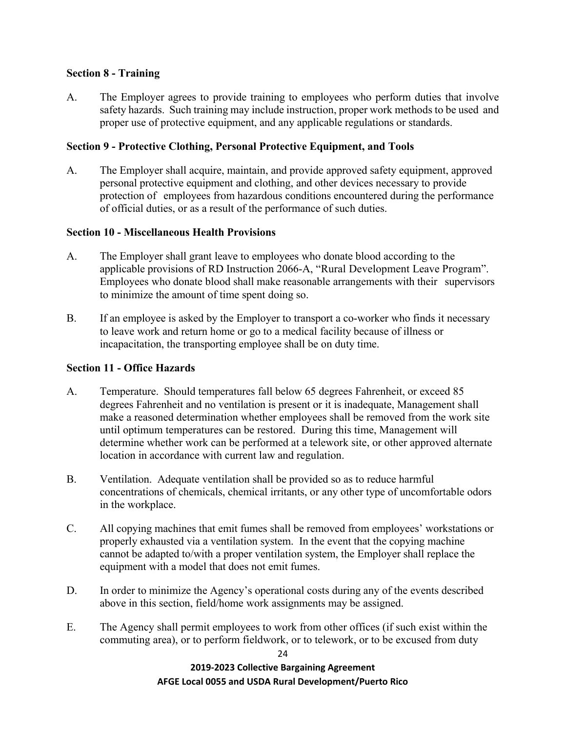### Section 8 - Training

A. The Employer agrees to provide training to employees who perform duties that involve safety hazards. Such training may include instruction, proper work methods to be used and proper use of protective equipment, and any applicable regulations or standards.

### Section 9 - Protective Clothing, Personal Protective Equipment, and Tools

A. The Employer shall acquire, maintain, and provide approved safety equipment, approved personal protective equipment and clothing, and other devices necessary to provide protection of employees from hazardous conditions encountered during the performance of official duties, or as a result of the performance of such duties.

### Section 10 - Miscellaneous Health Provisions

A. The Employer shall grant leave to employees who donate blood according to the applicable provisions of RD Instruction 2066-A, "Rural Development Leave Program". Employees who donate blood shall make reasonable arrangements with their supervisors to minimize the amount of time spent doing so.

B. If an employee is asked by the Employer to transport a co-worker who finds it necessary to leave work and return home or go to a medical facility because of illness or incapacitation, the transporting employee shall be on duty time.

### Section 11 - Office Hazards

A. Temperature. Should temperatures fall below 65 degrees Fahrenheit, or exceed 85 degrees Fahrenheit and no ventilation is present or it is inadequate, Management shall make a reasoned determination whether employees shall be removed from the work site until optimum temperatures can be restored. During this time, Management will determine whether work can be performed at a telework site, or other approved alternate location in accordance with current law and regulation.

B. Ventilation. Adequate ventilation shall be provided so as to reduce harmful concentrations of chemicals, chemical irritants, or any other type of uncomfortable odors in the workplace.

C. All copying machines that emit fumes shall be removed from employees' workstations or properly exhausted via a ventilation system. In the event that the copying machine cannot be adapted to/with a proper ventilation system, the Employer shall replace the equipment with a model that does not emit fumes.

D. In order to minimize the Agency's operational costs during any of the events described above in this section, field/home work assignments may be assigned.

E. The Agency shall permit employees to work from other offices (if such exist within the commuting area), or to perform fieldwork, or to telework, or to be excused from duty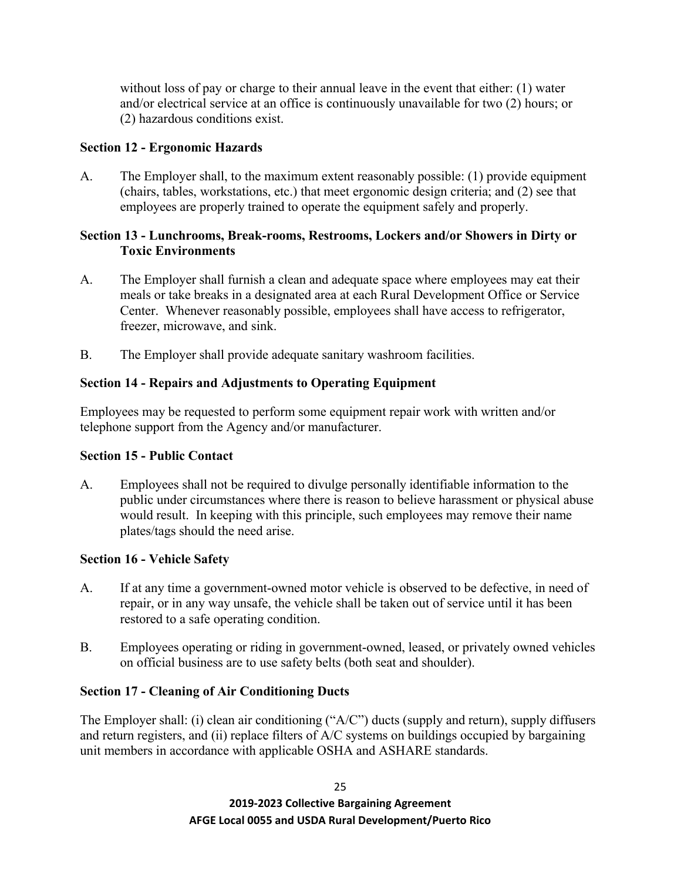without loss of pay or charge to their annual leave in the event that either: (1) water and/or electrical service at an office is continuously unavailable for two (2) hours; or (2) hazardous conditions exist.

### Section 12 - Ergonomic Hazards

A. The Employer shall, to the maximum extent reasonably possible: (1) provide equipment (chairs, tables, workstations, etc.) that meet ergonomic design criteria; and (2) see that employees are properly trained to operate the equipment safely and properly.

### Section 13 - Lunchrooms, Break-rooms, Restrooms, Lockers and/or Showers in Dirty or Toxic Environments

A. The Employer shall furnish a clean and adequate space where employees may eat their meals or take breaks in a designated area at each Rural Development Office or Service Center. Whenever reasonably possible, employees shall have access to refrigerator, freezer, microwave, and sink.

B. The Employer shall provide adequate sanitary washroom facilities.

### Section 14 - Repairs and Adjustments to Operating Equipment

Employees may be requested to perform some equipment repair work with written and/or telephone support from the Agency and/or manufacturer.

### Section 15 - Public Contact

A. Employees shall not be required to divulge personally identifiable information to the public under circumstances where there is reason to believe harassment or physical abuse would result. In keeping with this principle, such employees may remove their name plates/tags should the need arise.

### Section 16 - Vehicle Safety

A. If at any time a government-owned motor vehicle is observed to be defective, in need of repair, or in any way unsafe, the vehicle shall be taken out of service until it has been restored to a safe operating condition.

B. Employees operating or riding in government-owned, leased, or privately owned vehicles on official business are to use safety belts (both seat and shoulder).

### Section 17 - Cleaning of Air Conditioning Ducts

The Employer shall: (i) clean air conditioning ("A/C") ducts (supply and return), supply diffusers and return registers, and (ii) replace filters of A/C systems on buildings occupied by bargaining unit members in accordance with applicable OSHA and ASHARE standards.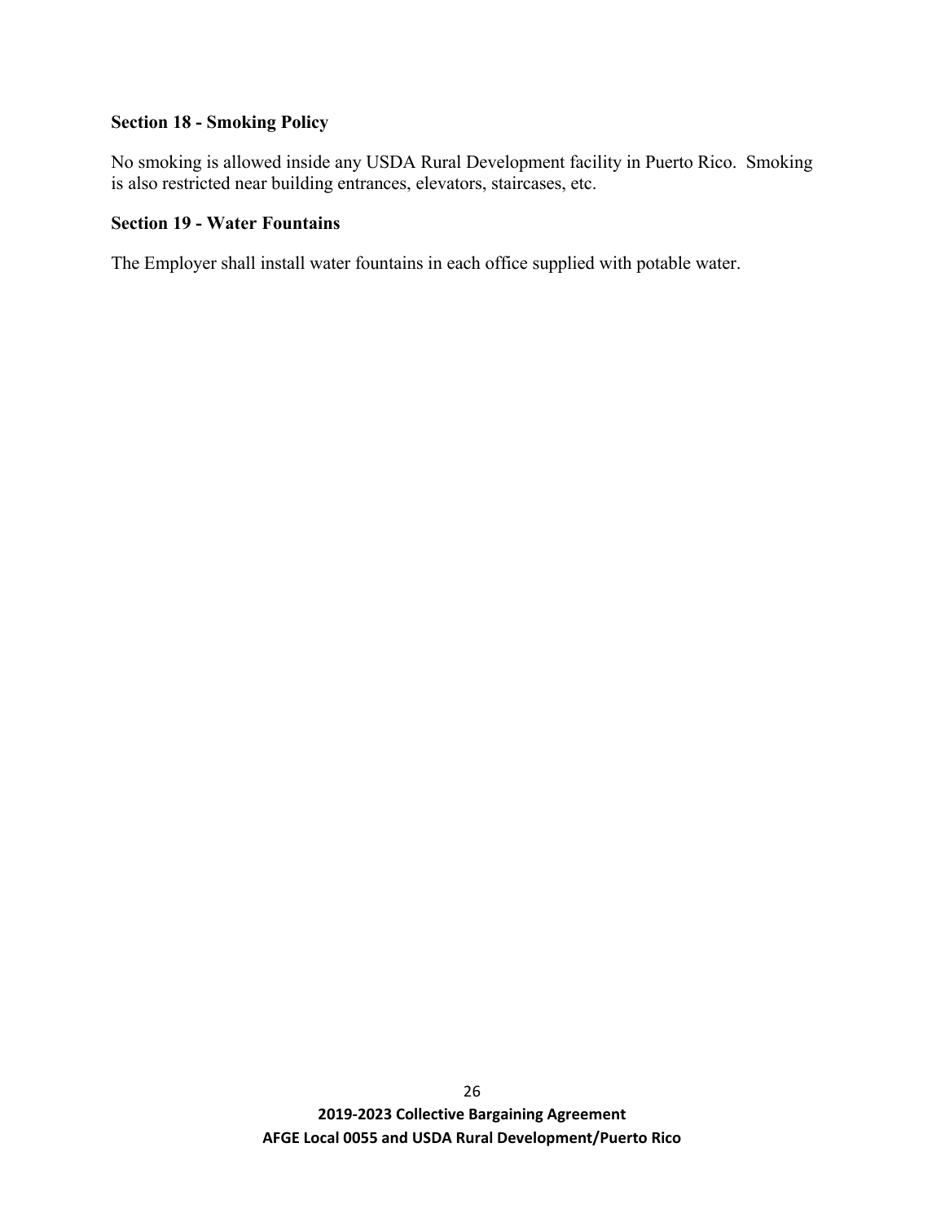**Section 18 - Smoking Policy**

No smoking is allowed inside any USDA Rural Development facility in Puerto Rico. Smoking is also restricted near building entrances, elevators, staircases, etc.

**Section 19 - Water Fountains**

The Employer shall install water fountains in each office supplied with potable water.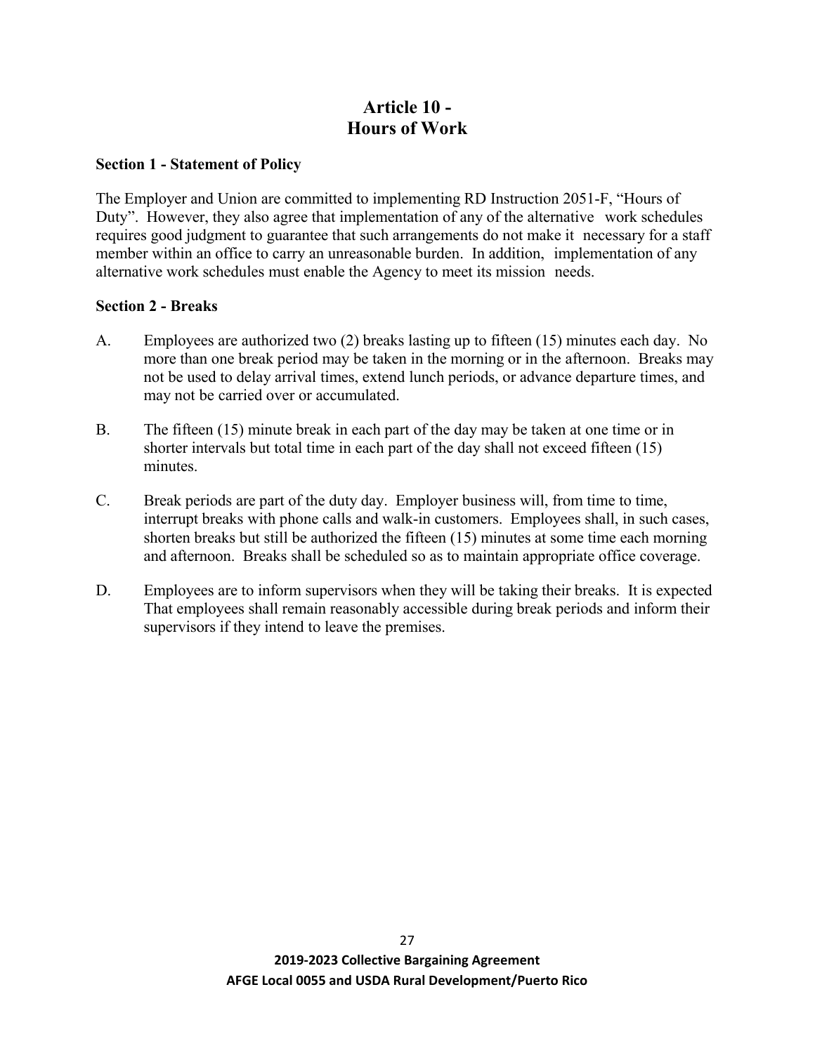# Article 10 - Hours of Work

**Section 1 - Statement of Policy**

The Employer and Union are committed to implementing RD Instruction 2051-F, "Hours of Duty". However, they also agree that implementation of any of the alternative work schedules requires good judgment to guarantee that such arrangements do not make it necessary for a staff member within an office to carry an unreasonable burden. In addition, implementation of any alternative work schedules must enable the Agency to meet its mission needs.

**Section 2 - Breaks**

A. Employees are authorized two (2) breaks lasting up to fifteen (15) minutes each day. No more than one break period may be taken in the morning or in the afternoon. Breaks may not be used to delay arrival times, extend lunch periods, or advance departure times, and may not be carried over or accumulated.

B. The fifteen (15) minute break in each part of the day may be taken at one time or in shorter intervals but total time in each part of the day shall not exceed fifteen (15) minutes.

C. Break periods are part of the duty day. Employer business will, from time to time, interrupt breaks with phone calls and walk-in customers. Employees shall, in such cases, shorten breaks but still be authorized the fifteen (15) minutes at some time each morning and afternoon. Breaks shall be scheduled so as to maintain appropriate office coverage.

D. Employees are to inform supervisors when they will be taking their breaks. It is expected That employees shall remain reasonably accessible during break periods and inform their supervisors if they intend to leave the premises.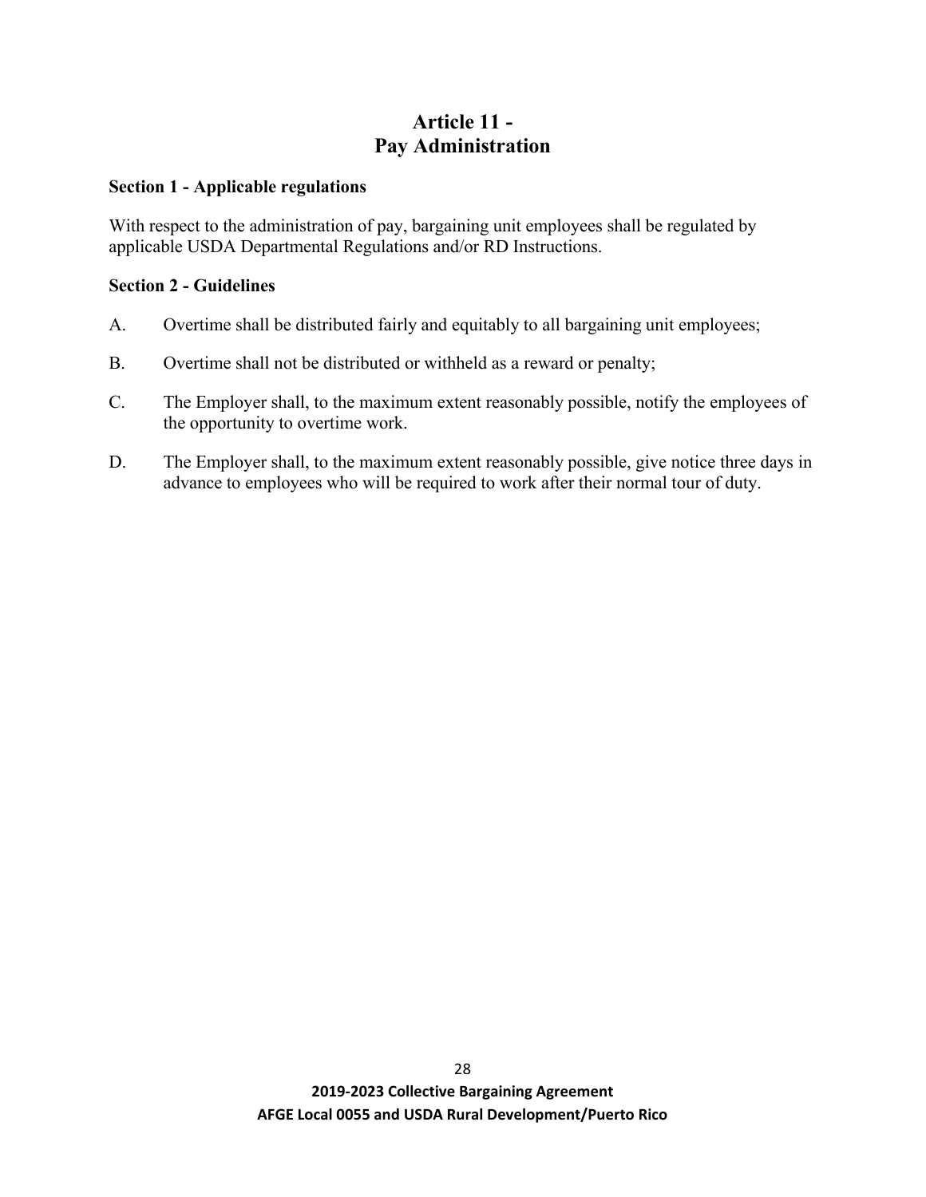# Article 11 - Pay Administration

**Section 1 - Applicable regulations**

With respect to the administration of pay, bargaining unit employees shall be regulated by applicable USDA Departmental Regulations and/or RD Instructions.

**Section 2 - Guidelines**

A. Overtime shall be distributed fairly and equitably to all bargaining unit employees;

B. Overtime shall not be distributed or withheld as a reward or penalty;

C. The Employer shall, to the maximum extent reasonably possible, notify the employees of the opportunity to overtime work.

D. The Employer shall, to the maximum extent reasonably possible, give notice three days in advance to employees who will be required to work after their normal tour of duty.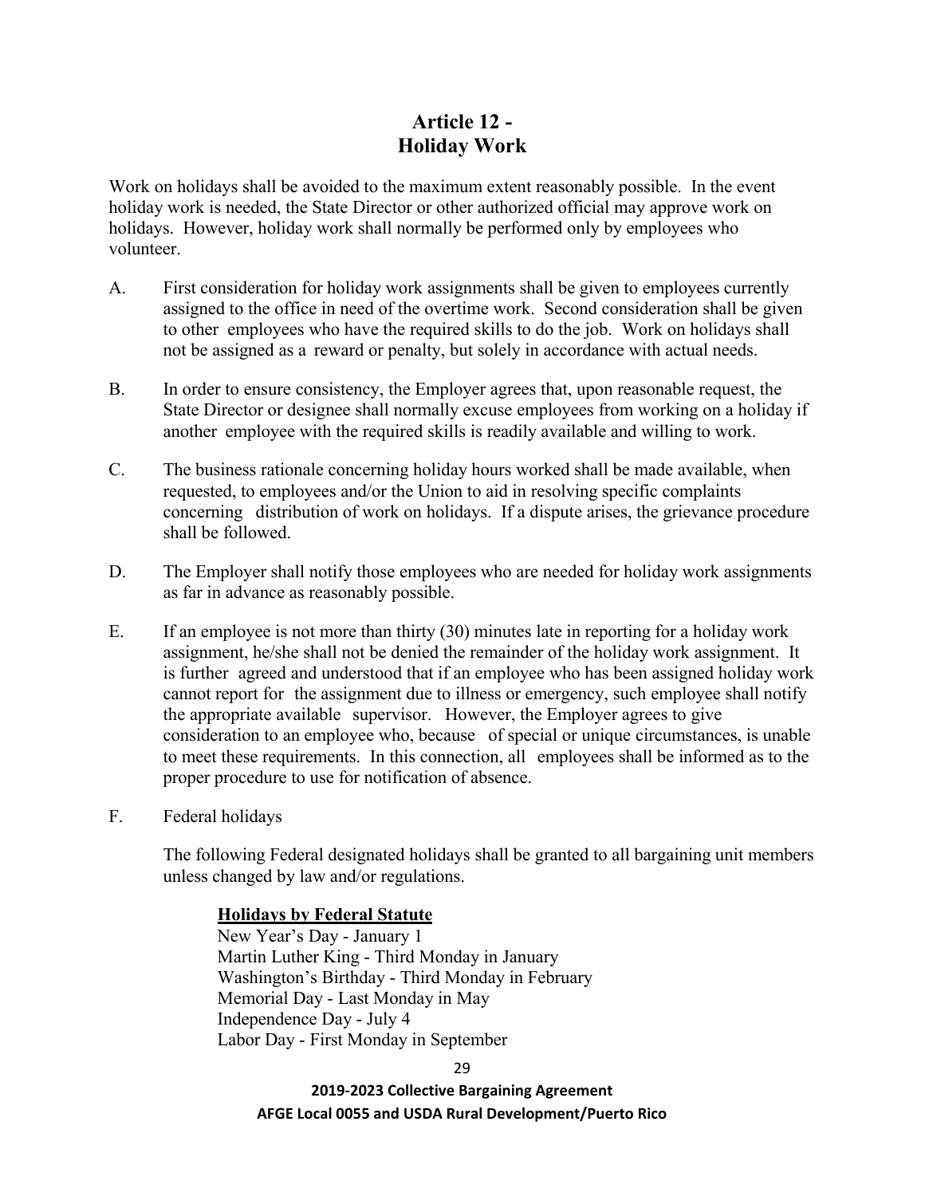# Article 12 - Holiday Work

Work on holidays shall be avoided to the maximum extent reasonably possible. In the event holiday work is needed, the State Director or other authorized official may approve work on holidays. However, holiday work shall normally be performed only by employees who volunteer.

A. First consideration for holiday work assignments shall be given to employees currently assigned to the office in need of the overtime work. Second consideration shall be given to other employees who have the required skills to do the job. Work on holidays shall not be assigned as a reward or penalty, but solely in accordance with actual needs.

B. In order to ensure consistency, the Employer agrees that, upon reasonable request, the State Director or designee shall normally excuse employees from working on a holiday if another employee with the required skills is readily available and willing to work.

C. The business rationale concerning holiday hours worked shall be made available, when requested, to employees and/or the Union to aid in resolving specific complaints concerning distribution of work on holidays. If a dispute arises, the grievance procedure shall be followed.

D. The Employer shall notify those employees who are needed for holiday work assignments as far in advance as reasonably possible.

E. If an employee is not more than thirty (30) minutes late in reporting for a holiday work assignment, he/she shall not be denied the remainder of the holiday work assignment. It is further agreed and understood that if an employee who has been assigned holiday work cannot report for the assignment due to illness or emergency, such employee shall notify the appropriate available supervisor. However, the Employer agrees to give consideration to an employee who, because of special or unique circumstances, is unable to meet these requirements. In this connection, all employees shall be informed as to the proper procedure to use for notification of absence.

F. Federal holidays

The following Federal designated holidays shall be granted to all bargaining unit members unless changed by law and/or regulations.

**<u>Holidays by Federal Statute</u>**

New Year's Day - January 1
Martin Luther King - Third Monday in January
Washington's Birthday - Third Monday in February
Memorial Day - Last Monday in May
Independence Day - July 4
Labor Day - First Monday in September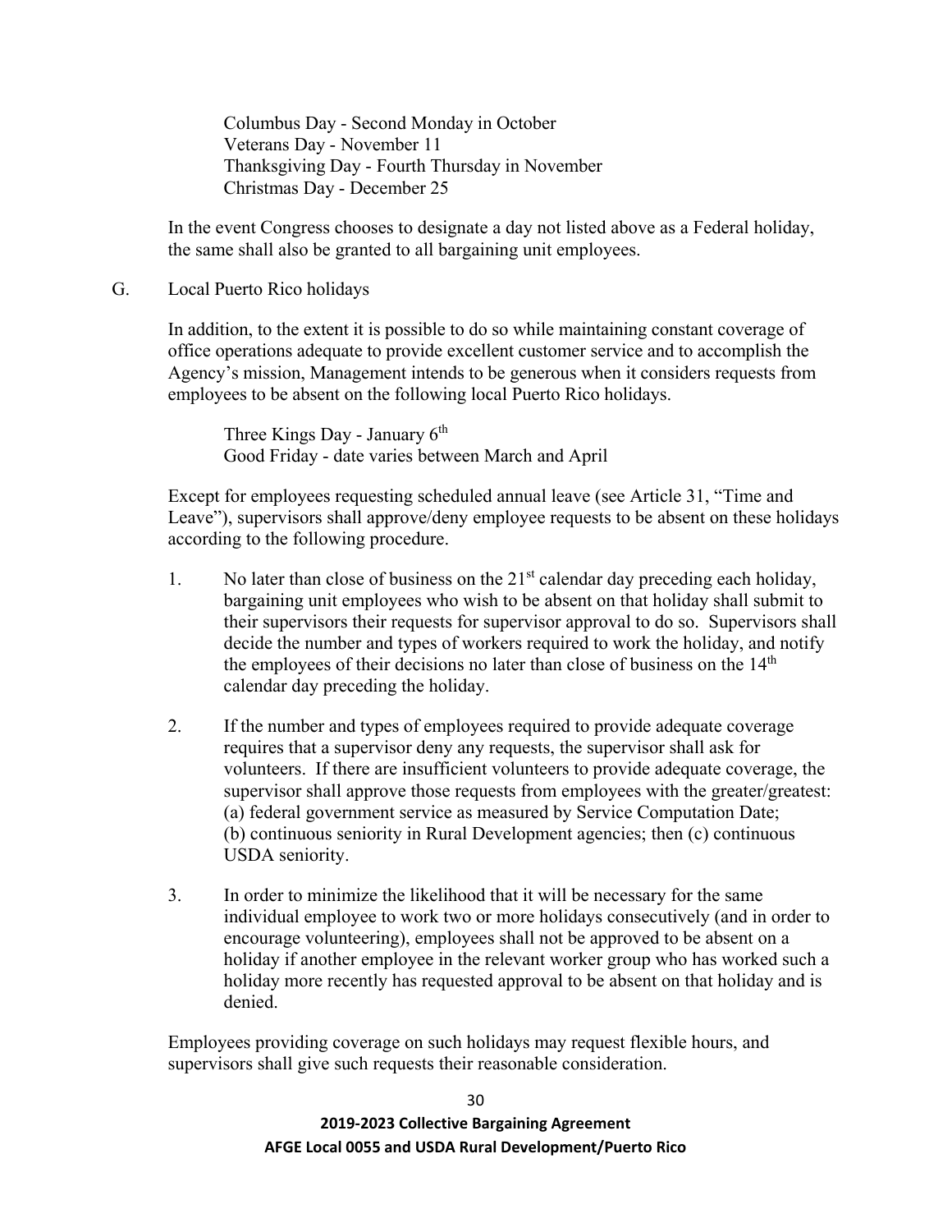Columbus Day - Second Monday in October
Veterans Day - November 11
Thanksgiving Day - Fourth Thursday in November
Christmas Day - December 25

In the event Congress chooses to designate a day not listed above as a Federal holiday, the same shall also be granted to all bargaining unit employees.

G. Local Puerto Rico holidays

In addition, to the extent it is possible to do so while maintaining constant coverage of office operations adequate to provide excellent customer service and to accomplish the Agency's mission, Management intends to be generous when it considers requests from employees to be absent on the following local Puerto Rico holidays.

Three Kings Day - January 6th
Good Friday - date varies between March and April

Except for employees requesting scheduled annual leave (see Article 31, "Time and Leave"), supervisors shall approve/deny employee requests to be absent on these holidays according to the following procedure.

1. No later than close of business on the 21st calendar day preceding each holiday, bargaining unit employees who wish to be absent on that holiday shall submit to their supervisors their requests for supervisor approval to do so. Supervisors shall decide the number and types of workers required to work the holiday, and notify the employees of their decisions no later than close of business on the 14th calendar day preceding the holiday.

2. If the number and types of employees required to provide adequate coverage requires that a supervisor deny any requests, the supervisor shall ask for volunteers. If there are insufficient volunteers to provide adequate coverage, the supervisor shall approve those requests from employees with the greater/greatest: (a) federal government service as measured by Service Computation Date; (b) continuous seniority in Rural Development agencies; then (c) continuous USDA seniority.

3. In order to minimize the likelihood that it will be necessary for the same individual employee to work two or more holidays consecutively (and in order to encourage volunteering), employees shall not be approved to be absent on a holiday if another employee in the relevant worker group who has worked such a holiday more recently has requested approval to be absent on that holiday and is denied.

Employees providing coverage on such holidays may request flexible hours, and supervisors shall give such requests their reasonable consideration.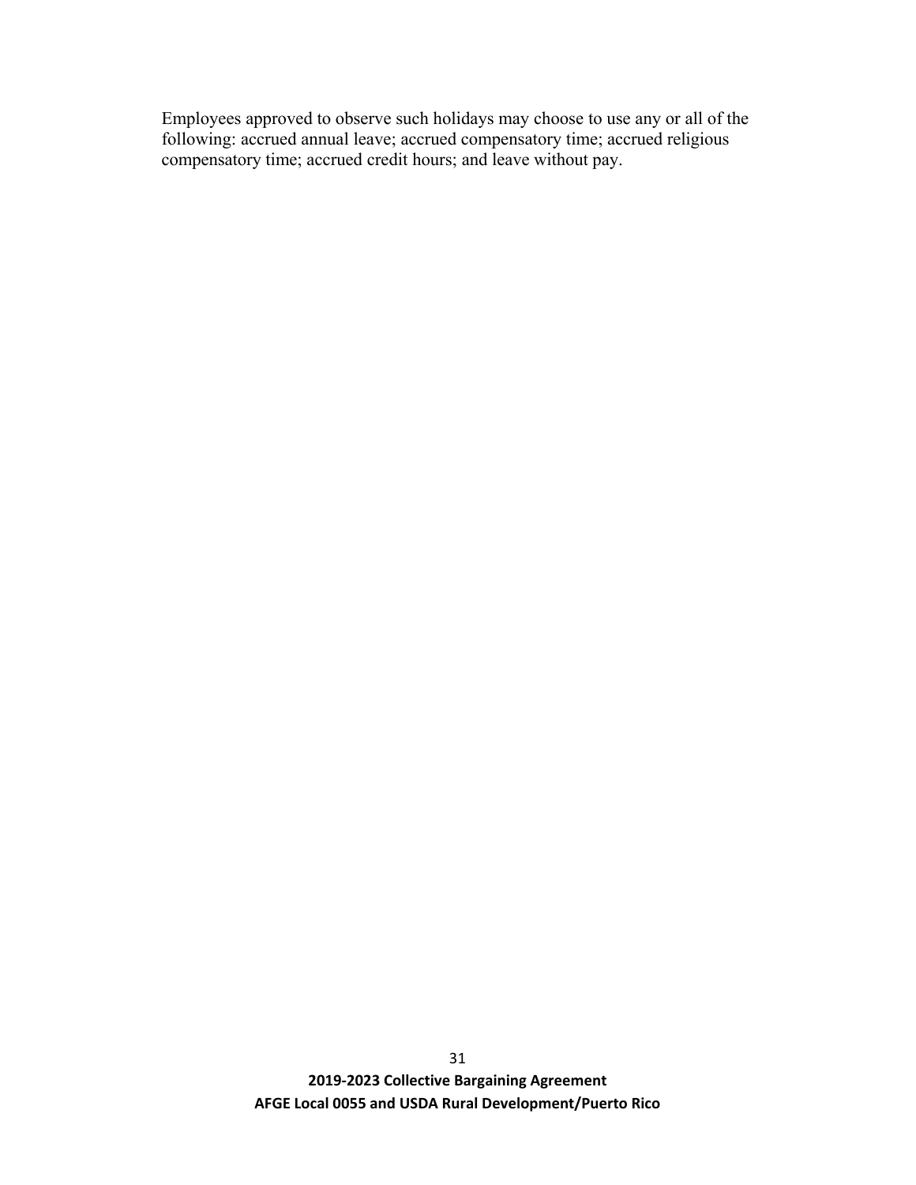Employees approved to observe such holidays may choose to use any or all of the following: accrued annual leave; accrued compensatory time; accrued religious compensatory time; accrued credit hours; and leave without pay.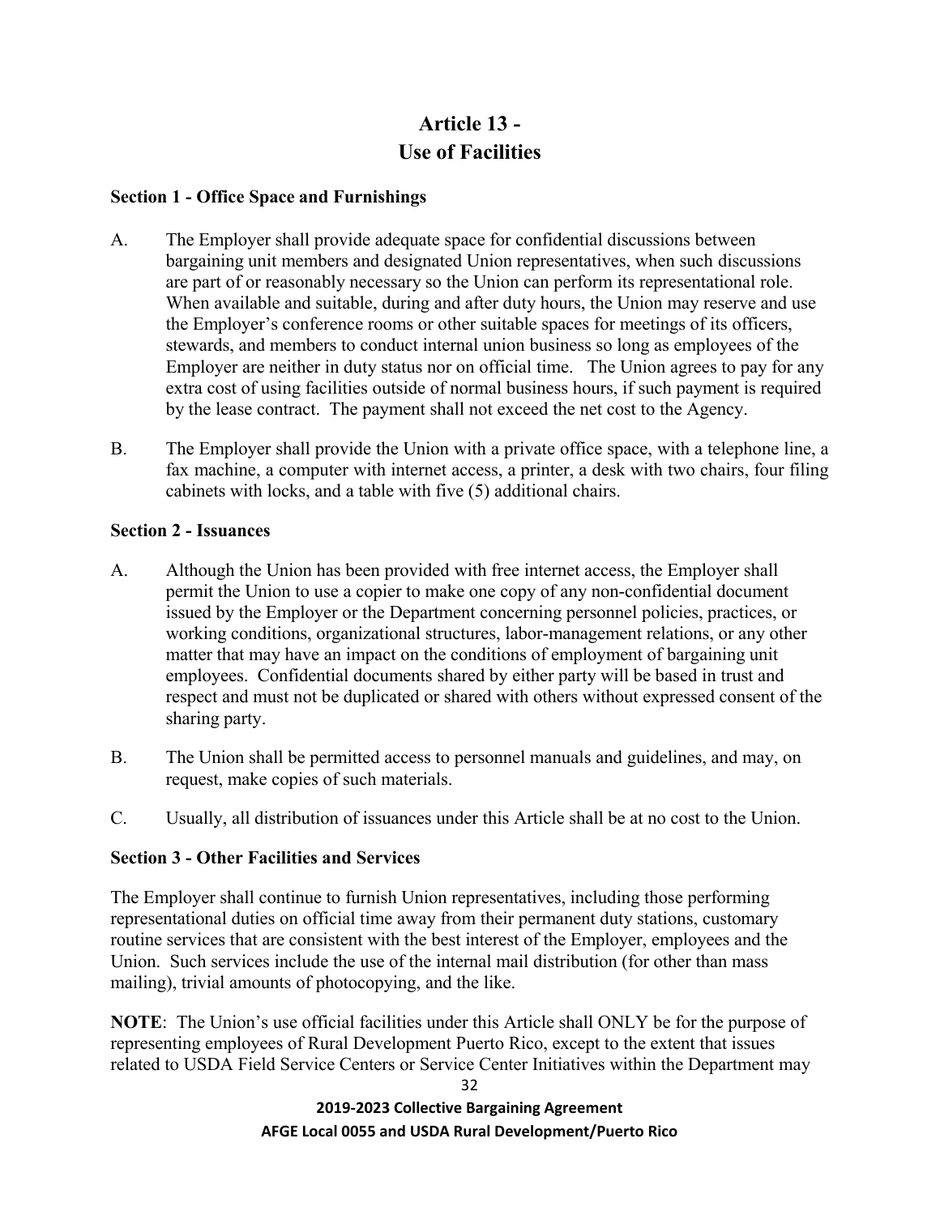# Article 13 - Use of Facilities

### Section 1 - Office Space and Furnishings

A. The Employer shall provide adequate space for confidential discussions between bargaining unit members and designated Union representatives, when such discussions are part of or reasonably necessary so the Union can perform its representational role. When available and suitable, during and after duty hours, the Union may reserve and use the Employer's conference rooms or other suitable spaces for meetings of its officers, stewards, and members to conduct internal union business so long as employees of the Employer are neither in duty status nor on official time. The Union agrees to pay for any extra cost of using facilities outside of normal business hours, if such payment is required by the lease contract. The payment shall not exceed the net cost to the Agency.

B. The Employer shall provide the Union with a private office space, with a telephone line, a fax machine, a computer with internet access, a printer, a desk with two chairs, four filing cabinets with locks, and a table with five (5) additional chairs.

### Section 2 - Issuances

A. Although the Union has been provided with free internet access, the Employer shall permit the Union to use a copier to make one copy of any non-confidential document issued by the Employer or the Department concerning personnel policies, practices, or working conditions, organizational structures, labor-management relations, or any other matter that may have an impact on the conditions of employment of bargaining unit employees. Confidential documents shared by either party will be based in trust and respect and must not be duplicated or shared with others without expressed consent of the sharing party.

B. The Union shall be permitted access to personnel manuals and guidelines, and may, on request, make copies of such materials.

C. Usually, all distribution of issuances under this Article shall be at no cost to the Union.

### Section 3 - Other Facilities and Services

The Employer shall continue to furnish Union representatives, including those performing representational duties on official time away from their permanent duty stations, customary routine services that are consistent with the best interest of the Employer, employees and the Union. Such services include the use of the internal mail distribution (for other than mass mailing), trivial amounts of photocopying, and the like.

**NOTE**: The Union's use official facilities under this Article shall ONLY be for the purpose of representing employees of Rural Development Puerto Rico, except to the extent that issues related to USDA Field Service Centers or Service Center Initiatives within the Department may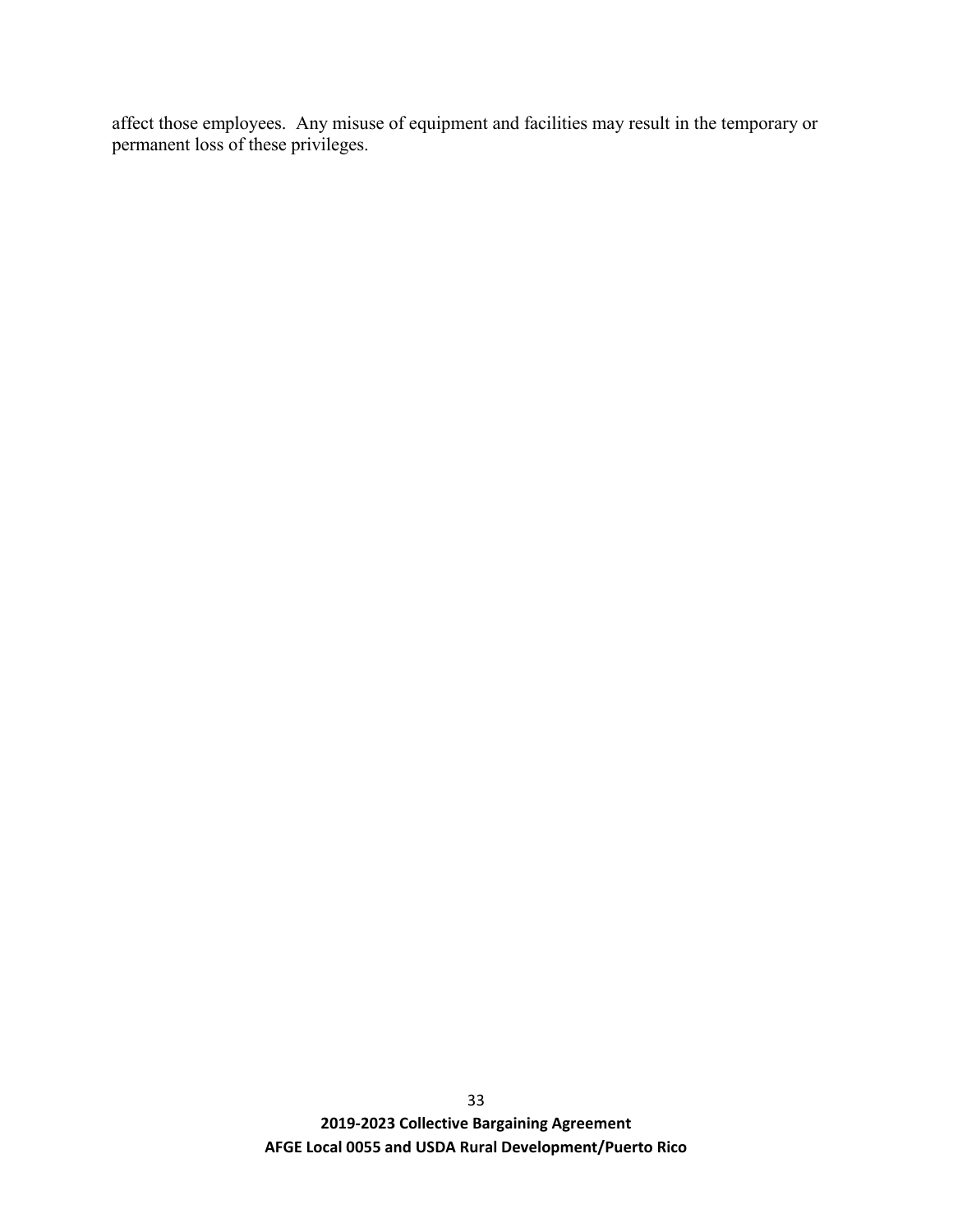affect those employees. Any misuse of equipment and facilities may result in the temporary or permanent loss of these privileges.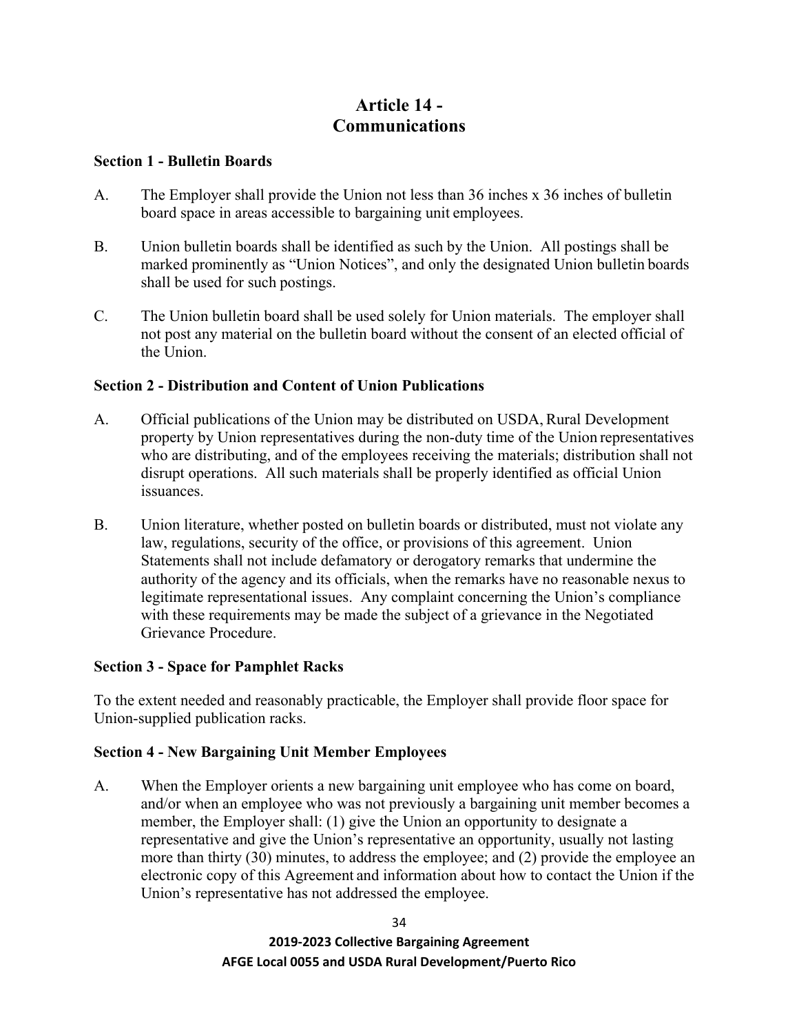# Article 14 - Communications

### Section 1 - Bulletin Boards

A. The Employer shall provide the Union not less than 36 inches x 36 inches of bulletin board space in areas accessible to bargaining unit employees.

B. Union bulletin boards shall be identified as such by the Union. All postings shall be marked prominently as "Union Notices", and only the designated Union bulletin boards shall be used for such postings.

C. The Union bulletin board shall be used solely for Union materials. The employer shall not post any material on the bulletin board without the consent of an elected official of the Union.

### Section 2 - Distribution and Content of Union Publications

A. Official publications of the Union may be distributed on USDA, Rural Development property by Union representatives during the non-duty time of the Union representatives who are distributing, and of the employees receiving the materials; distribution shall not disrupt operations. All such materials shall be properly identified as official Union issuances.

B. Union literature, whether posted on bulletin boards or distributed, must not violate any law, regulations, security of the office, or provisions of this agreement. Union Statements shall not include defamatory or derogatory remarks that undermine the authority of the agency and its officials, when the remarks have no reasonable nexus to legitimate representational issues. Any complaint concerning the Union's compliance with these requirements may be made the subject of a grievance in the Negotiated Grievance Procedure.

### Section 3 - Space for Pamphlet Racks

To the extent needed and reasonably practicable, the Employer shall provide floor space for Union-supplied publication racks.

### Section 4 - New Bargaining Unit Member Employees

A. When the Employer orients a new bargaining unit employee who has come on board, and/or when an employee who was not previously a bargaining unit member becomes a member, the Employer shall: (1) give the Union an opportunity to designate a representative and give the Union's representative an opportunity, usually not lasting more than thirty (30) minutes, to address the employee; and (2) provide the employee an electronic copy of this Agreement and information about how to contact the Union if the Union's representative has not addressed the employee.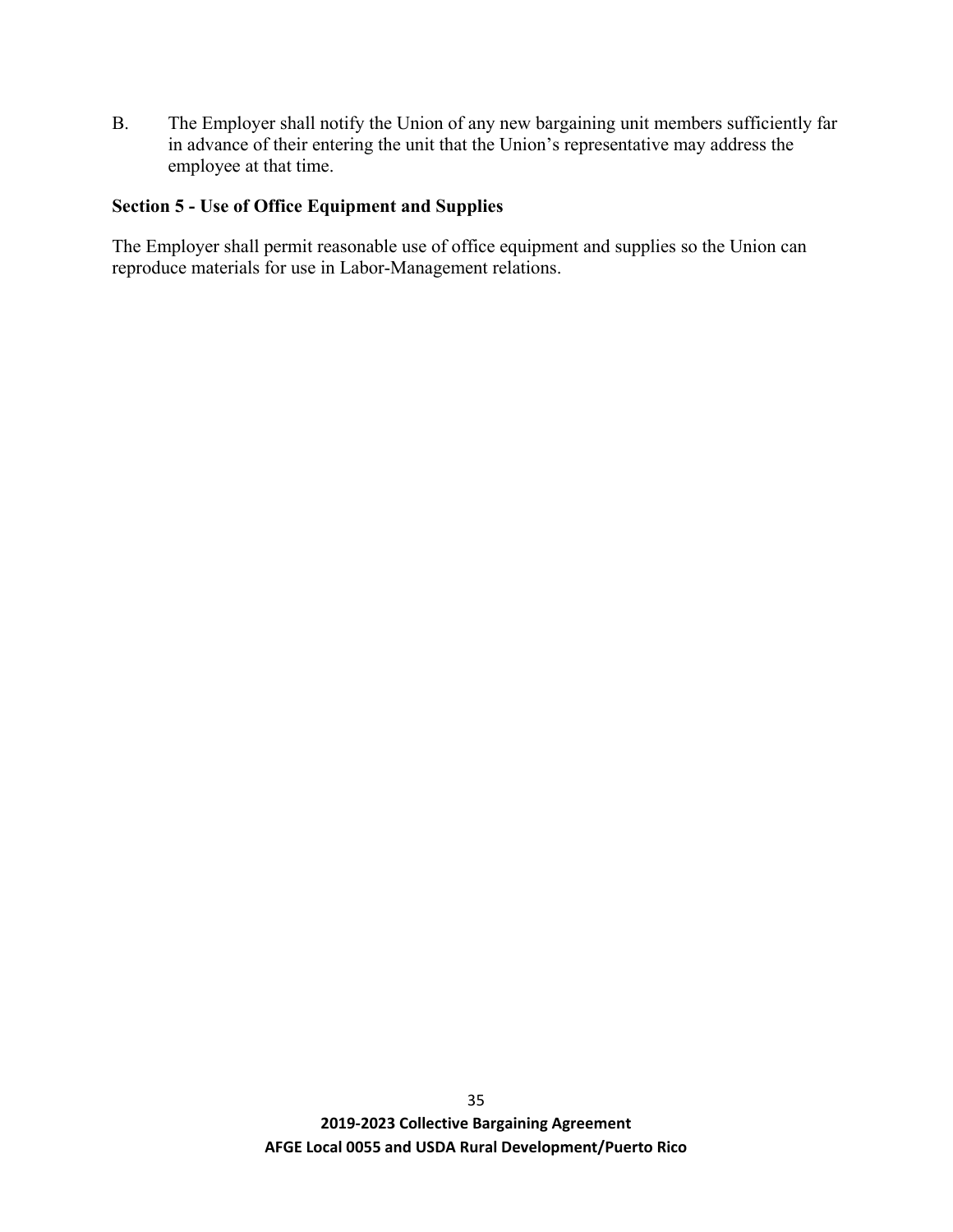B. The Employer shall notify the Union of any new bargaining unit members sufficiently far in advance of their entering the unit that the Union's representative may address the employee at that time.

**Section 5 - Use of Office Equipment and Supplies**

The Employer shall permit reasonable use of office equipment and supplies so the Union can reproduce materials for use in Labor-Management relations.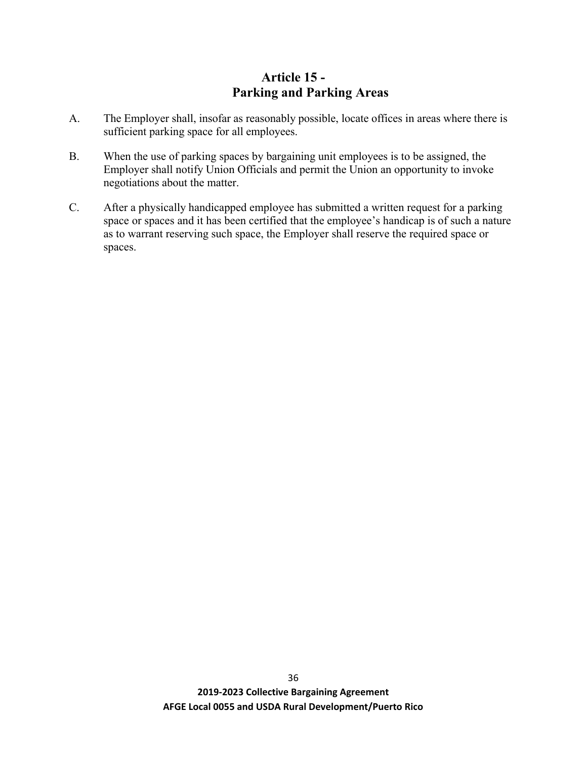## Article 15 - Parking and Parking Areas

A. The Employer shall, insofar as reasonably possible, locate offices in areas where there is sufficient parking space for all employees.

B. When the use of parking spaces by bargaining unit employees is to be assigned, the Employer shall notify Union Officials and permit the Union an opportunity to invoke negotiations about the matter.

C. After a physically handicapped employee has submitted a written request for a parking space or spaces and it has been certified that the employee's handicap is of such a nature as to warrant reserving such space, the Employer shall reserve the required space or spaces.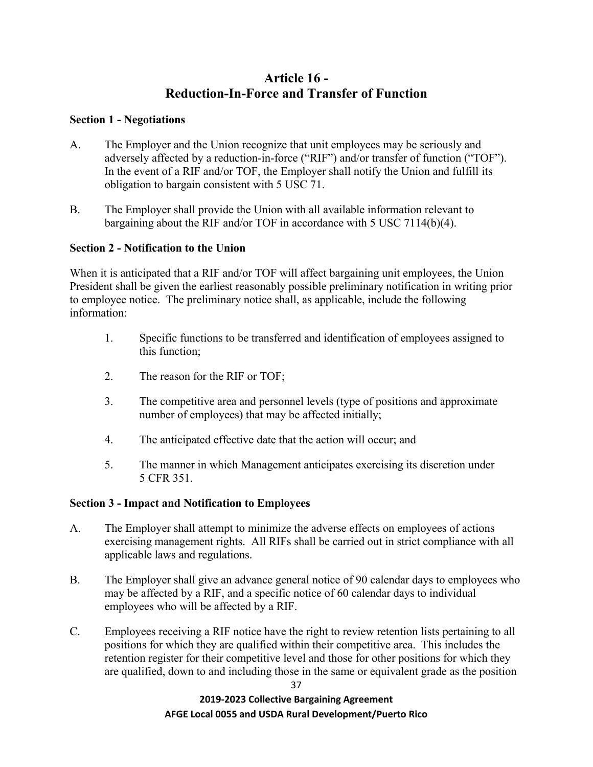# Article 16 - Reduction-In-Force and Transfer of Function

### Section 1 - Negotiations

A. The Employer and the Union recognize that unit employees may be seriously and adversely affected by a reduction-in-force ("RIF") and/or transfer of function ("TOF"). In the event of a RIF and/or TOF, the Employer shall notify the Union and fulfill its obligation to bargain consistent with 5 USC 71.

B. The Employer shall provide the Union with all available information relevant to bargaining about the RIF and/or TOF in accordance with 5 USC 7114(b)(4).

### Section 2 - Notification to the Union

When it is anticipated that a RIF and/or TOF will affect bargaining unit employees, the Union President shall be given the earliest reasonably possible preliminary notification in writing prior to employee notice. The preliminary notice shall, as applicable, include the following information:

1. Specific functions to be transferred and identification of employees assigned to this function;
2. The reason for the RIF or TOF;
3. The competitive area and personnel levels (type of positions and approximate number of employees) that may be affected initially;
4. The anticipated effective date that the action will occur; and
5. The manner in which Management anticipates exercising its discretion under 5 CFR 351.

### Section 3 - Impact and Notification to Employees

A. The Employer shall attempt to minimize the adverse effects on employees of actions exercising management rights. All RIFs shall be carried out in strict compliance with all applicable laws and regulations.

B. The Employer shall give an advance general notice of 90 calendar days to employees who may be affected by a RIF, and a specific notice of 60 calendar days to individual employees who will be affected by a RIF.

C. Employees receiving a RIF notice have the right to review retention lists pertaining to all positions for which they are qualified within their competitive area. This includes the retention register for their competitive level and those for other positions for which they are qualified, down to and including those in the same or equivalent grade as the position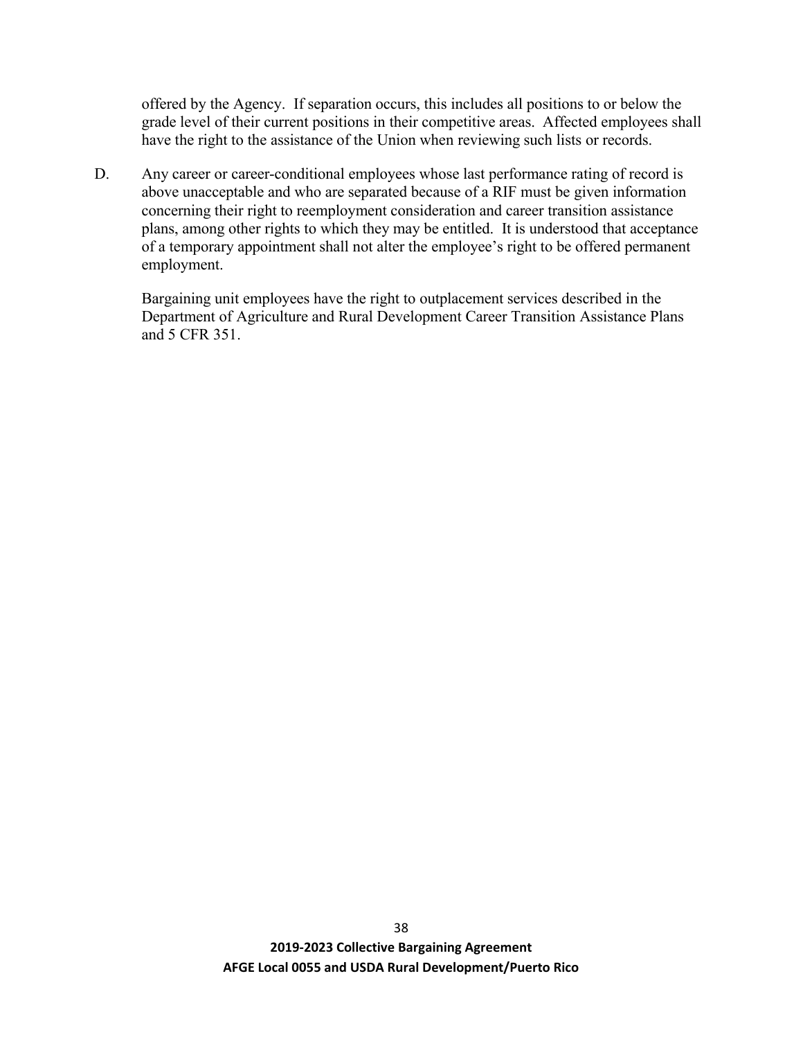offered by the Agency. If separation occurs, this includes all positions to or below the grade level of their current positions in their competitive areas. Affected employees shall have the right to the assistance of the Union when reviewing such lists or records.

D. Any career or career-conditional employees whose last performance rating of record is above unacceptable and who are separated because of a RIF must be given information concerning their right to reemployment consideration and career transition assistance plans, among other rights to which they may be entitled. It is understood that acceptance of a temporary appointment shall not alter the employee's right to be offered permanent employment.

Bargaining unit employees have the right to outplacement services described in the Department of Agriculture and Rural Development Career Transition Assistance Plans and 5 CFR 351.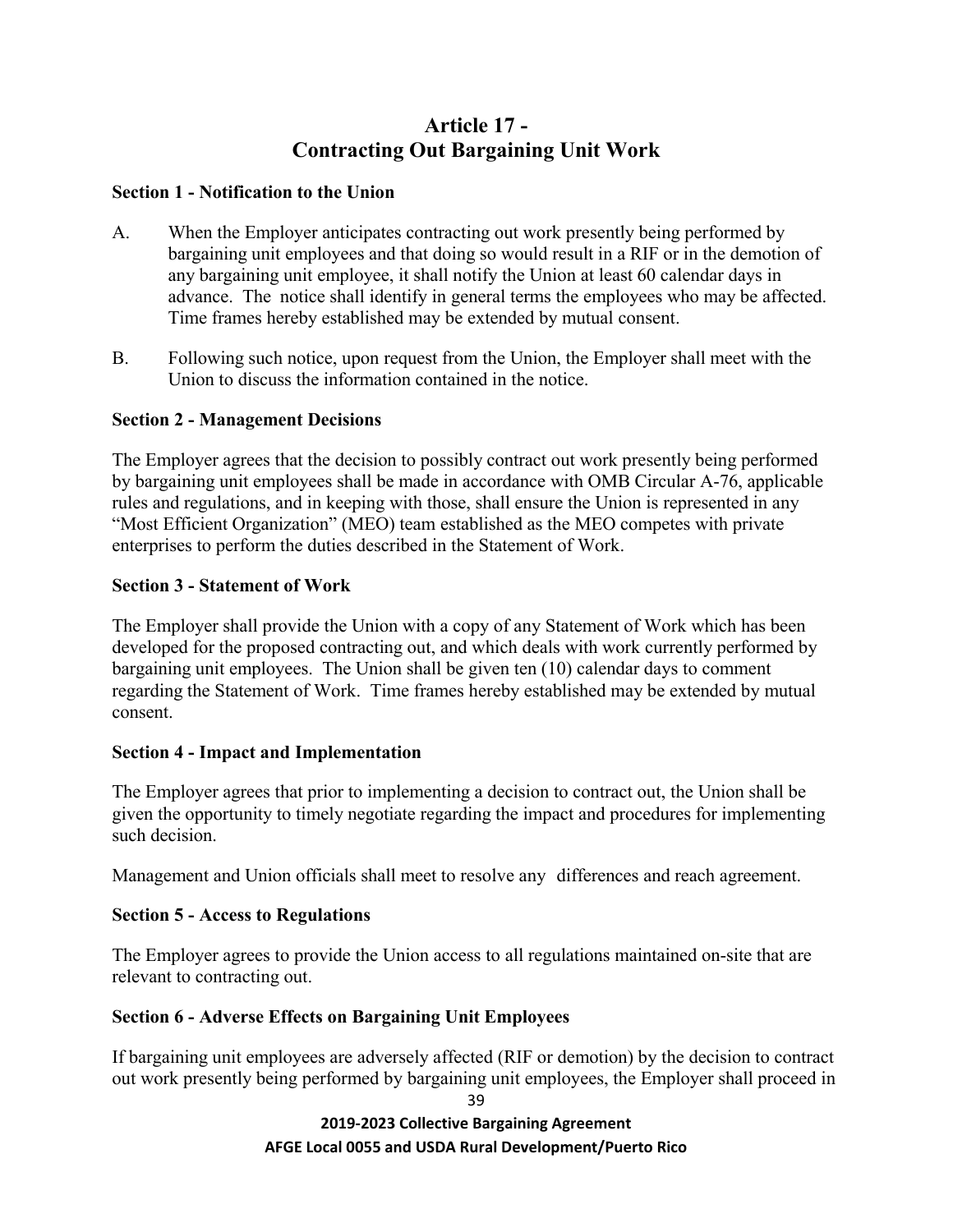# Article 17 - Contracting Out Bargaining Unit Work

**Section 1 - Notification to the Union**

A. When the Employer anticipates contracting out work presently being performed by bargaining unit employees and that doing so would result in a RIF or in the demotion of any bargaining unit employee, it shall notify the Union at least 60 calendar days in advance. The notice shall identify in general terms the employees who may be affected. Time frames hereby established may be extended by mutual consent.

B. Following such notice, upon request from the Union, the Employer shall meet with the Union to discuss the information contained in the notice.

**Section 2 - Management Decisions**

The Employer agrees that the decision to possibly contract out work presently being performed by bargaining unit employees shall be made in accordance with OMB Circular A-76, applicable rules and regulations, and in keeping with those, shall ensure the Union is represented in any "Most Efficient Organization" (MEO) team established as the MEO competes with private enterprises to perform the duties described in the Statement of Work.

**Section 3 - Statement of Work**

The Employer shall provide the Union with a copy of any Statement of Work which has been developed for the proposed contracting out, and which deals with work currently performed by bargaining unit employees. The Union shall be given ten (10) calendar days to comment regarding the Statement of Work. Time frames hereby established may be extended by mutual consent.

**Section 4 - Impact and Implementation**

The Employer agrees that prior to implementing a decision to contract out, the Union shall be given the opportunity to timely negotiate regarding the impact and procedures for implementing such decision.

Management and Union officials shall meet to resolve any differences and reach agreement.

**Section 5 - Access to Regulations**

The Employer agrees to provide the Union access to all regulations maintained on-site that are relevant to contracting out.

**Section 6 - Adverse Effects on Bargaining Unit Employees**

If bargaining unit employees are adversely affected (RIF or demotion) by the decision to contract out work presently being performed by bargaining unit employees, the Employer shall proceed in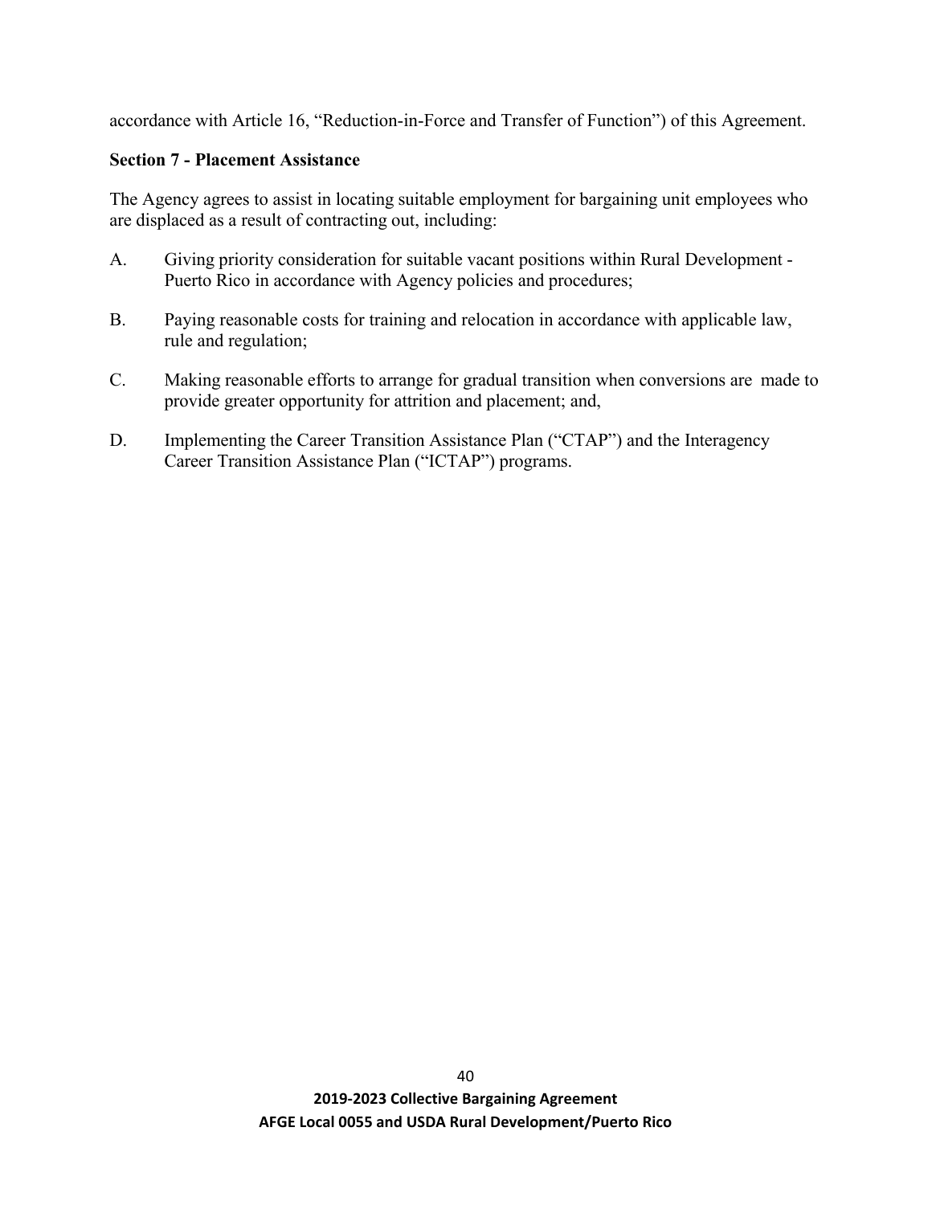accordance with Article 16, "Reduction-in-Force and Transfer of Function") of this Agreement.

**Section 7 - Placement Assistance**

The Agency agrees to assist in locating suitable employment for bargaining unit employees who are displaced as a result of contracting out, including:

A. Giving priority consideration for suitable vacant positions within Rural Development - Puerto Rico in accordance with Agency policies and procedures;

B. Paying reasonable costs for training and relocation in accordance with applicable law, rule and regulation;

C. Making reasonable efforts to arrange for gradual transition when conversions are made to provide greater opportunity for attrition and placement; and,

D. Implementing the Career Transition Assistance Plan ("CTAP") and the Interagency Career Transition Assistance Plan ("ICTAP") programs.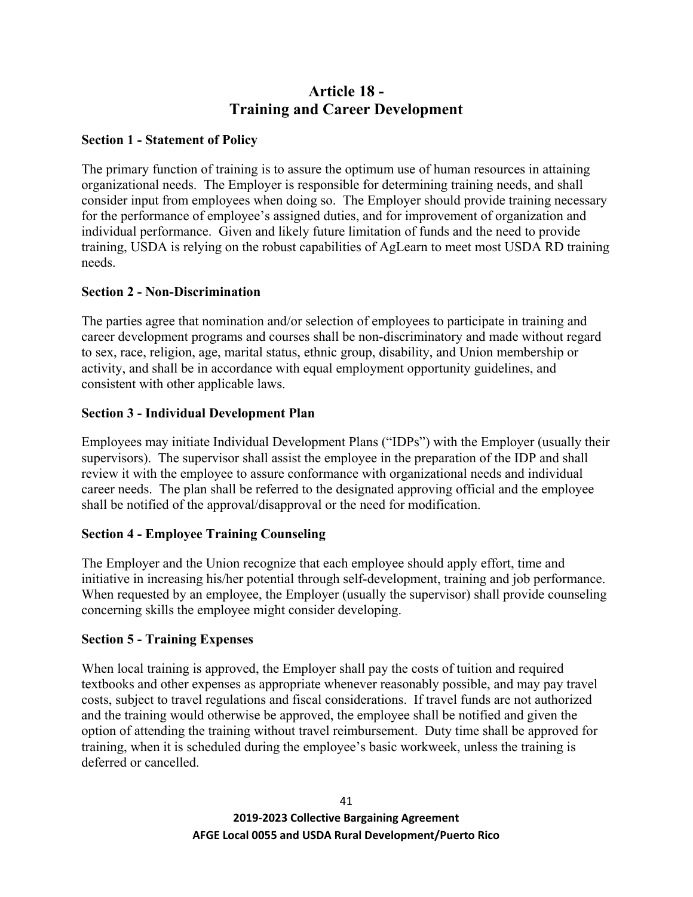# Article 18 - Training and Career Development

### Section 1 - Statement of Policy

The primary function of training is to assure the optimum use of human resources in attaining organizational needs. The Employer is responsible for determining training needs, and shall consider input from employees when doing so. The Employer should provide training necessary for the performance of employee's assigned duties, and for improvement of organization and individual performance. Given and likely future limitation of funds and the need to provide training, USDA is relying on the robust capabilities of AgLearn to meet most USDA RD training needs.

### Section 2 - Non-Discrimination

The parties agree that nomination and/or selection of employees to participate in training and career development programs and courses shall be non-discriminatory and made without regard to sex, race, religion, age, marital status, ethnic group, disability, and Union membership or activity, and shall be in accordance with equal employment opportunity guidelines, and consistent with other applicable laws.

### Section 3 - Individual Development Plan

Employees may initiate Individual Development Plans ("IDPs") with the Employer (usually their supervisors). The supervisor shall assist the employee in the preparation of the IDP and shall review it with the employee to assure conformance with organizational needs and individual career needs. The plan shall be referred to the designated approving official and the employee shall be notified of the approval/disapproval or the need for modification.

### Section 4 - Employee Training Counseling

The Employer and the Union recognize that each employee should apply effort, time and initiative in increasing his/her potential through self-development, training and job performance. When requested by an employee, the Employer (usually the supervisor) shall provide counseling concerning skills the employee might consider developing.

### Section 5 - Training Expenses

When local training is approved, the Employer shall pay the costs of tuition and required textbooks and other expenses as appropriate whenever reasonably possible, and may pay travel costs, subject to travel regulations and fiscal considerations. If travel funds are not authorized and the training would otherwise be approved, the employee shall be notified and given the option of attending the training without travel reimbursement. Duty time shall be approved for training, when it is scheduled during the employee's basic workweek, unless the training is deferred or cancelled.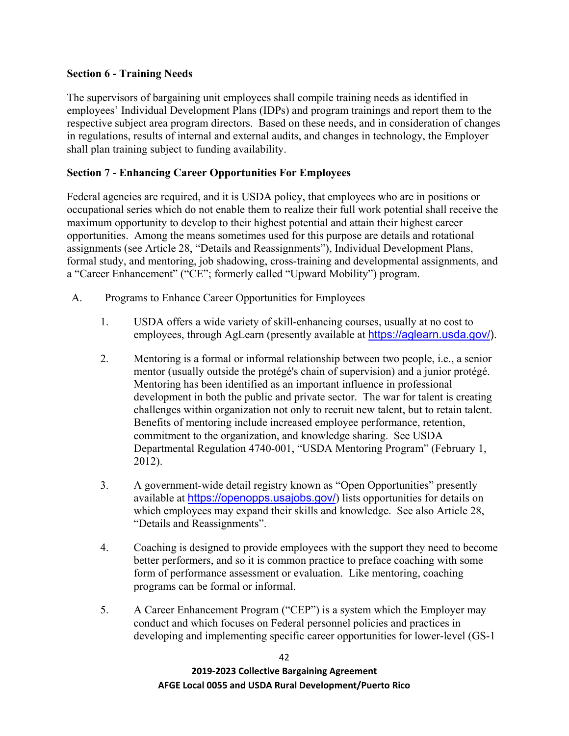**Section 6 - Training Needs**

The supervisors of bargaining unit employees shall compile training needs as identified in employees' Individual Development Plans (IDPs) and program trainings and report them to the respective subject area program directors. Based on these needs, and in consideration of changes in regulations, results of internal and external audits, and changes in technology, the Employer shall plan training subject to funding availability.

**Section 7 - Enhancing Career Opportunities For Employees**

Federal agencies are required, and it is USDA policy, that employees who are in positions or occupational series which do not enable them to realize their full work potential shall receive the maximum opportunity to develop to their highest potential and attain their highest career opportunities. Among the means sometimes used for this purpose are details and rotational assignments (see Article 28, "Details and Reassignments"), Individual Development Plans, formal study, and mentoring, job shadowing, cross-training and developmental assignments, and a "Career Enhancement" ("CE"; formerly called "Upward Mobility") program.

A. Programs to Enhance Career Opportunities for Employees

1. USDA offers a wide variety of skill-enhancing courses, usually at no cost to employees, through AgLearn (presently available at https://aglearn.usda.gov/).

2. Mentoring is a formal or informal relationship between two people, i.e., a senior mentor (usually outside the protégé's chain of supervision) and a junior protégé. Mentoring has been identified as an important influence in professional development in both the public and private sector. The war for talent is creating challenges within organization not only to recruit new talent, but to retain talent. Benefits of mentoring include increased employee performance, retention, commitment to the organization, and knowledge sharing. See USDA Departmental Regulation 4740-001, "USDA Mentoring Program" (February 1, 2012).

3. A government-wide detail registry known as "Open Opportunities" presently available at https://openopps.usajobs.gov/) lists opportunities for details on which employees may expand their skills and knowledge. See also Article 28, "Details and Reassignments".

4. Coaching is designed to provide employees with the support they need to become better performers, and so it is common practice to preface coaching with some form of performance assessment or evaluation. Like mentoring, coaching programs can be formal or informal.

5. A Career Enhancement Program ("CEP") is a system which the Employer may conduct and which focuses on Federal personnel policies and practices in developing and implementing specific career opportunities for lower-level (GS-1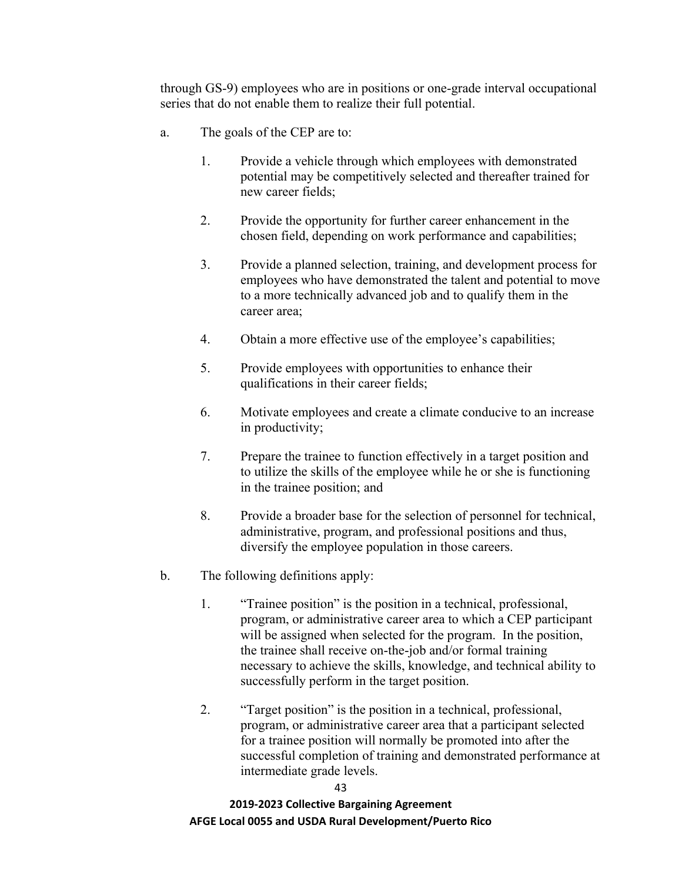through GS-9) employees who are in positions or one-grade interval occupational series that do not enable them to realize their full potential.

a. The goals of the CEP are to:

   1. Provide a vehicle through which employees with demonstrated potential may be competitively selected and thereafter trained for new career fields;

   2. Provide the opportunity for further career enhancement in the chosen field, depending on work performance and capabilities;

   3. Provide a planned selection, training, and development process for employees who have demonstrated the talent and potential to move to a more technically advanced job and to qualify them in the career area;

   4. Obtain a more effective use of the employee's capabilities;

   5. Provide employees with opportunities to enhance their qualifications in their career fields;

   6. Motivate employees and create a climate conducive to an increase in productivity;

   7. Prepare the trainee to function effectively in a target position and to utilize the skills of the employee while he or she is functioning in the trainee position; and

   8. Provide a broader base for the selection of personnel for technical, administrative, program, and professional positions and thus, diversify the employee population in those careers.

b. The following definitions apply:

   1. "Trainee position" is the position in a technical, professional, program, or administrative career area to which a CEP participant will be assigned when selected for the program. In the position, the trainee shall receive on-the-job and/or formal training necessary to achieve the skills, knowledge, and technical ability to successfully perform in the target position.

   2. "Target position" is the position in a technical, professional, program, or administrative career area that a participant selected for a trainee position will normally be promoted into after the successful completion of training and demonstrated performance at intermediate grade levels.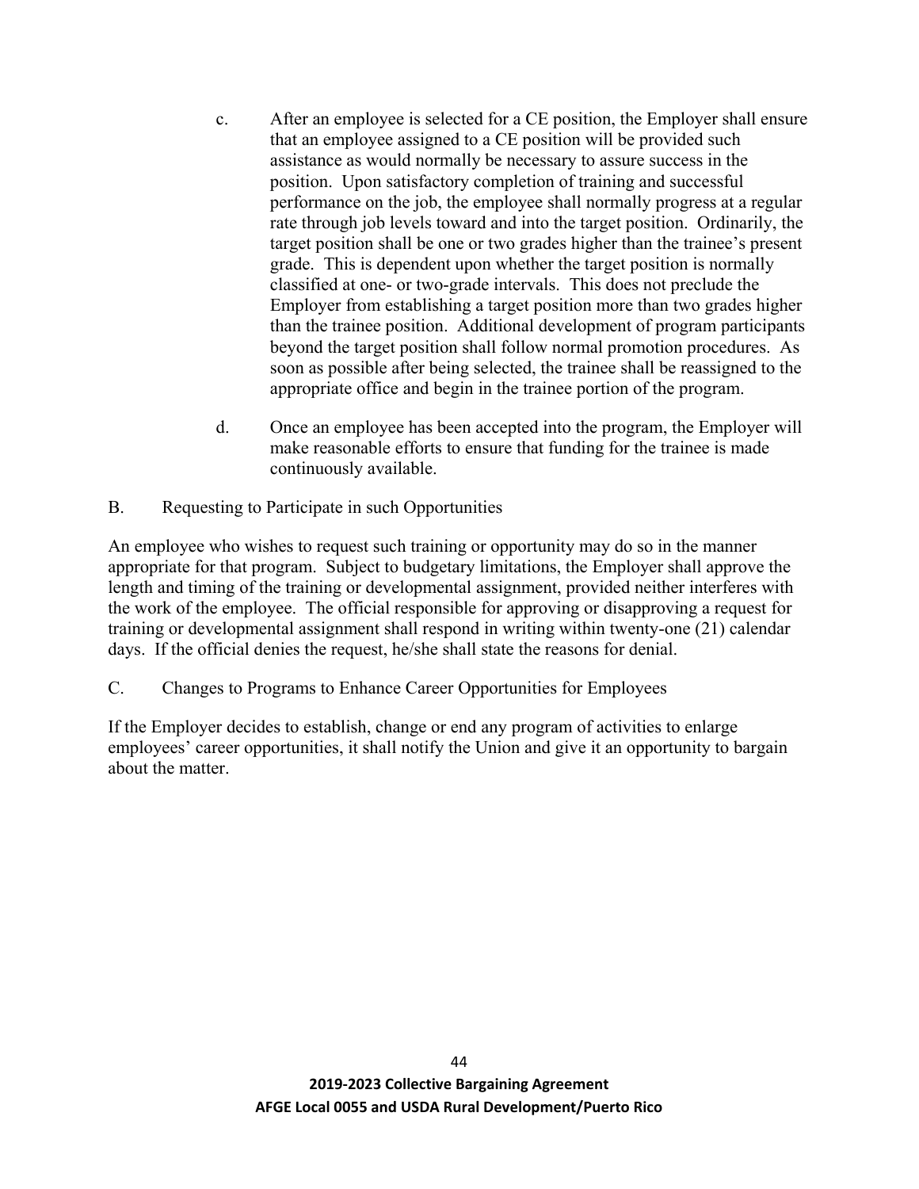c. After an employee is selected for a CE position, the Employer shall ensure that an employee assigned to a CE position will be provided such assistance as would normally be necessary to assure success in the position. Upon satisfactory completion of training and successful performance on the job, the employee shall normally progress at a regular rate through job levels toward and into the target position. Ordinarily, the target position shall be one or two grades higher than the trainee's present grade. This is dependent upon whether the target position is normally classified at one- or two-grade intervals. This does not preclude the Employer from establishing a target position more than two grades higher than the trainee position. Additional development of program participants beyond the target position shall follow normal promotion procedures. As soon as possible after being selected, the trainee shall be reassigned to the appropriate office and begin in the trainee portion of the program.

d. Once an employee has been accepted into the program, the Employer will make reasonable efforts to ensure that funding for the trainee is made continuously available.

B. Requesting to Participate in such Opportunities

An employee who wishes to request such training or opportunity may do so in the manner appropriate for that program. Subject to budgetary limitations, the Employer shall approve the length and timing of the training or developmental assignment, provided neither interferes with the work of the employee. The official responsible for approving or disapproving a request for training or developmental assignment shall respond in writing within twenty-one (21) calendar days. If the official denies the request, he/she shall state the reasons for denial.

C. Changes to Programs to Enhance Career Opportunities for Employees

If the Employer decides to establish, change or end any program of activities to enlarge employees' career opportunities, it shall notify the Union and give it an opportunity to bargain about the matter.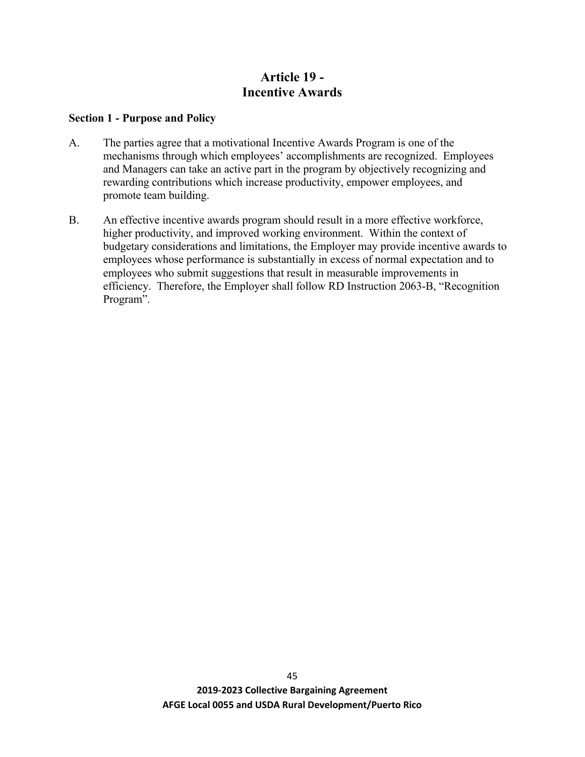# Article 19 - Incentive Awards

**Section 1 - Purpose and Policy**

A. The parties agree that a motivational Incentive Awards Program is one of the mechanisms through which employees' accomplishments are recognized. Employees and Managers can take an active part in the program by objectively recognizing and rewarding contributions which increase productivity, empower employees, and promote team building.

B. An effective incentive awards program should result in a more effective workforce, higher productivity, and improved working environment. Within the context of budgetary considerations and limitations, the Employer may provide incentive awards to employees whose performance is substantially in excess of normal expectation and to employees who submit suggestions that result in measurable improvements in efficiency. Therefore, the Employer shall follow RD Instruction 2063-B, "Recognition Program".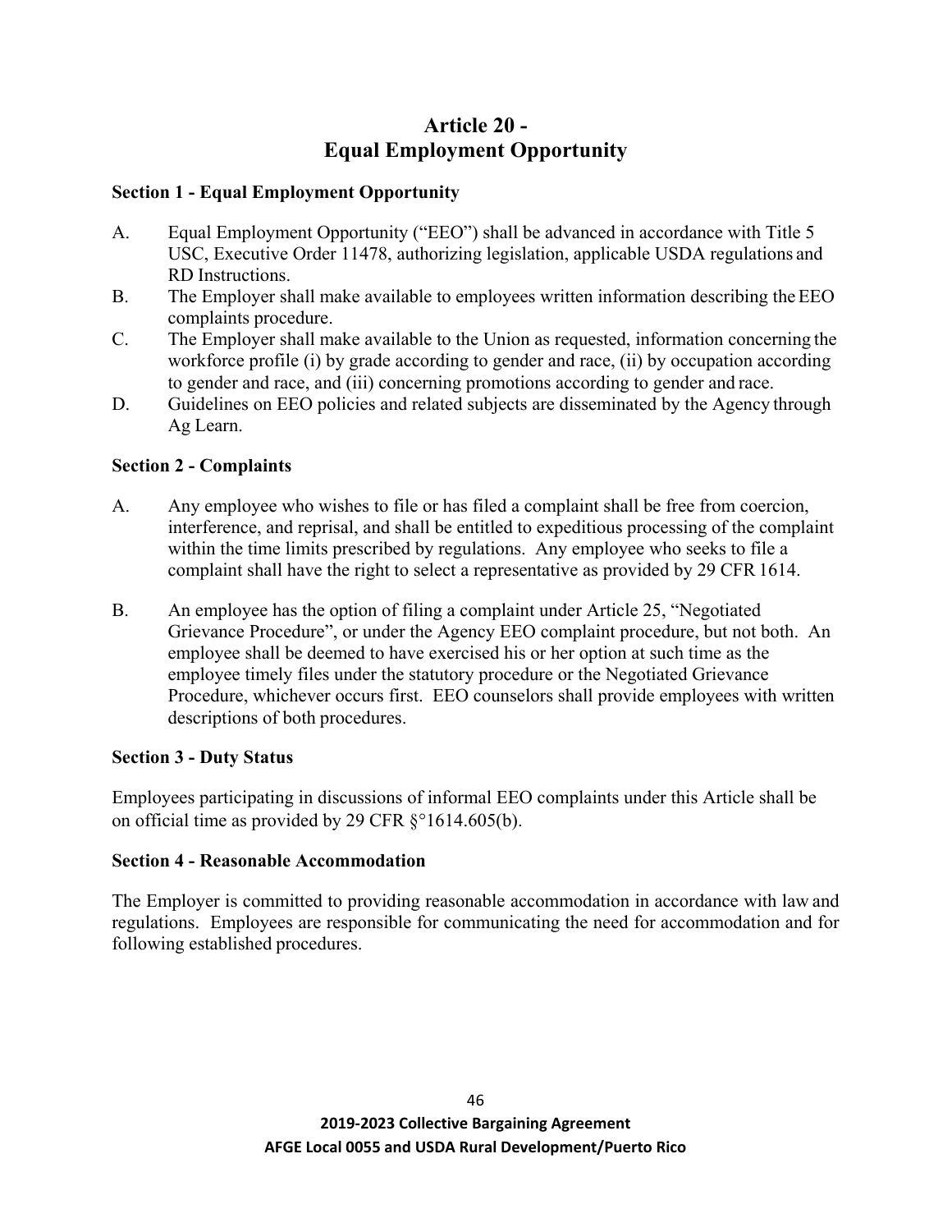# Article 20 - Equal Employment Opportunity

### Section 1 - Equal Employment Opportunity

A. Equal Employment Opportunity ("EEO") shall be advanced in accordance with Title 5 USC, Executive Order 11478, authorizing legislation, applicable USDA regulations and RD Instructions.

B. The Employer shall make available to employees written information describing the EEO complaints procedure.

C. The Employer shall make available to the Union as requested, information concerning the workforce profile (i) by grade according to gender and race, (ii) by occupation according to gender and race, and (iii) concerning promotions according to gender and race.

D. Guidelines on EEO policies and related subjects are disseminated by the Agency through Ag Learn.

### Section 2 - Complaints

A. Any employee who wishes to file or has filed a complaint shall be free from coercion, interference, and reprisal, and shall be entitled to expeditious processing of the complaint within the time limits prescribed by regulations. Any employee who seeks to file a complaint shall have the right to select a representative as provided by 29 CFR 1614.

B. An employee has the option of filing a complaint under Article 25, "Negotiated Grievance Procedure", or under the Agency EEO complaint procedure, but not both. An employee shall be deemed to have exercised his or her option at such time as the employee timely files under the statutory procedure or the Negotiated Grievance Procedure, whichever occurs first. EEO counselors shall provide employees with written descriptions of both procedures.

### Section 3 - Duty Status

Employees participating in discussions of informal EEO complaints under this Article shall be on official time as provided by 29 CFR §°1614.605(b).

### Section 4 - Reasonable Accommodation

The Employer is committed to providing reasonable accommodation in accordance with law and regulations. Employees are responsible for communicating the need for accommodation and for following established procedures.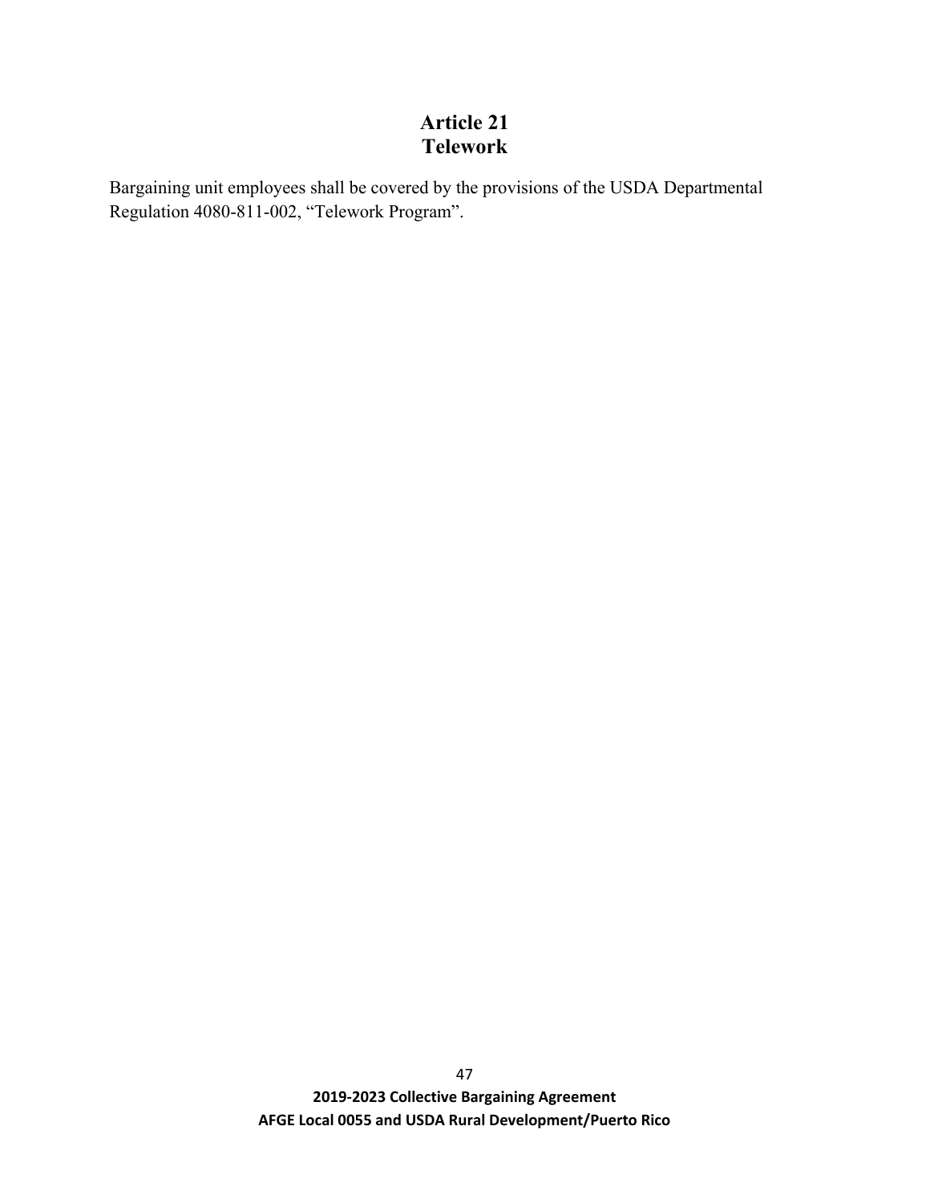# Article 21
# Telework

Bargaining unit employees shall be covered by the provisions of the USDA Departmental Regulation 4080-811-002, “Telework Program”.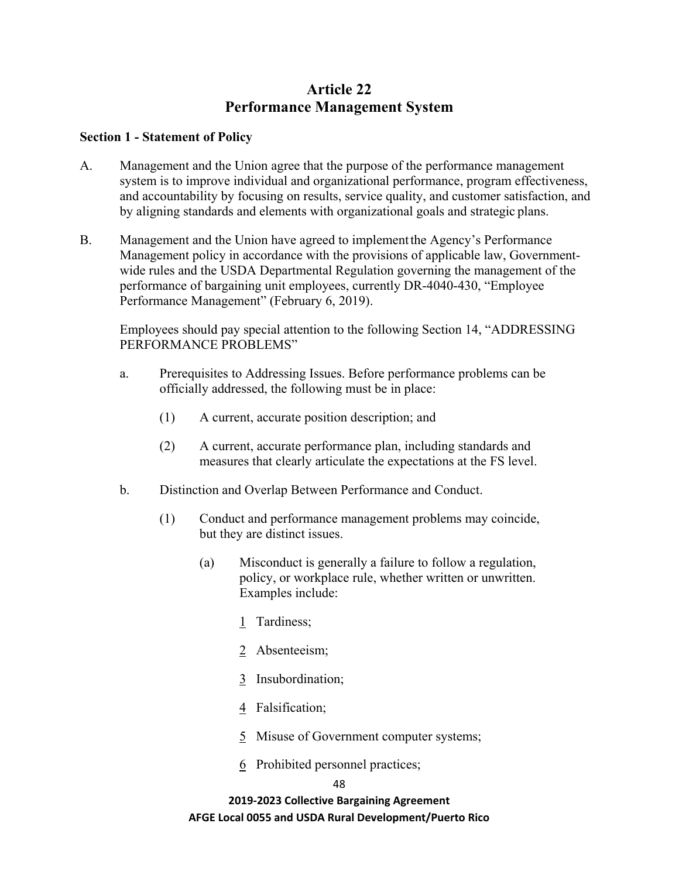# Article 22
# Performance Management System

**Section 1 - Statement of Policy**

A. Management and the Union agree that the purpose of the performance management system is to improve individual and organizational performance, program effectiveness, and accountability by focusing on results, service quality, and customer satisfaction, and by aligning standards and elements with organizational goals and strategic plans.

B. Management and the Union have agreed to implement the Agency's Performance Management policy in accordance with the provisions of applicable law, Government-wide rules and the USDA Departmental Regulation governing the management of the performance of bargaining unit employees, currently DR-4040-430, "Employee Performance Management" (February 6, 2019).

Employees should pay special attention to the following Section 14, "ADDRESSING PERFORMANCE PROBLEMS"

a. Prerequisites to Addressing Issues. Before performance problems can be officially addressed, the following must be in place:

(1) A current, accurate position description; and

(2) A current, accurate performance plan, including standards and measures that clearly articulate the expectations at the FS level.

b. Distinction and Overlap Between Performance and Conduct.

(1) Conduct and performance management problems may coincide, but they are distinct issues.

(a) Misconduct is generally a failure to follow a regulation, policy, or workplace rule, whether written or unwritten. Examples include:

1 Tardiness;

2 Absenteeism;

3 Insubordination;

4 Falsification;

5 Misuse of Government computer systems;

6 Prohibited personnel practices;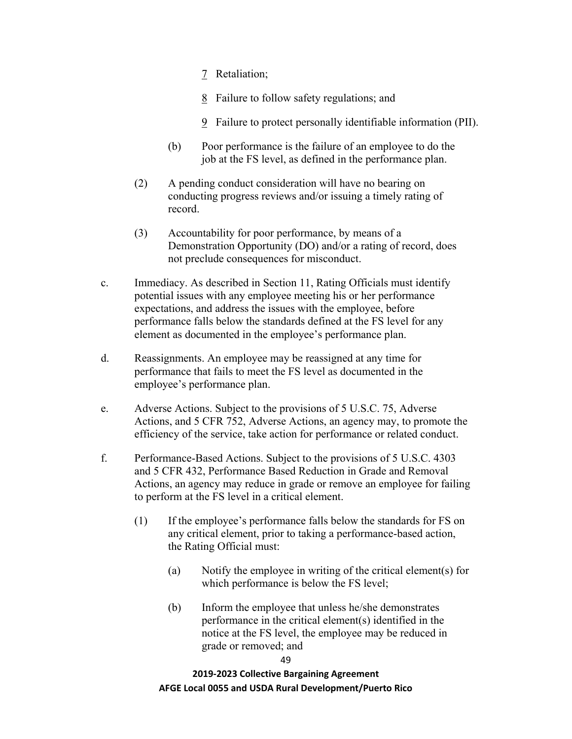<u>7</u> Retaliation;

<u>8</u> Failure to follow safety regulations; and

<u>9</u> Failure to protect personally identifiable information (PII).

(b) Poor performance is the failure of an employee to do the job at the FS level, as defined in the performance plan.

(2) A pending conduct consideration will have no bearing on conducting progress reviews and/or issuing a timely rating of record.

(3) Accountability for poor performance, by means of a Demonstration Opportunity (DO) and/or a rating of record, does not preclude consequences for misconduct.

c. Immediacy. As described in Section 11, Rating Officials must identify potential issues with any employee meeting his or her performance expectations, and address the issues with the employee, before performance falls below the standards defined at the FS level for any element as documented in the employee's performance plan.

d. Reassignments. An employee may be reassigned at any time for performance that fails to meet the FS level as documented in the employee's performance plan.

e. Adverse Actions. Subject to the provisions of 5 U.S.C. 75, Adverse Actions, and 5 CFR 752, Adverse Actions, an agency may, to promote the efficiency of the service, take action for performance or related conduct.

f. Performance-Based Actions. Subject to the provisions of 5 U.S.C. 4303 and 5 CFR 432, Performance Based Reduction in Grade and Removal Actions, an agency may reduce in grade or remove an employee for failing to perform at the FS level in a critical element.

(1) If the employee's performance falls below the standards for FS on any critical element, prior to taking a performance-based action, the Rating Official must:

(a) Notify the employee in writing of the critical element(s) for which performance is below the FS level;

(b) Inform the employee that unless he/she demonstrates performance in the critical element(s) identified in the notice at the FS level, the employee may be reduced in grade or removed; and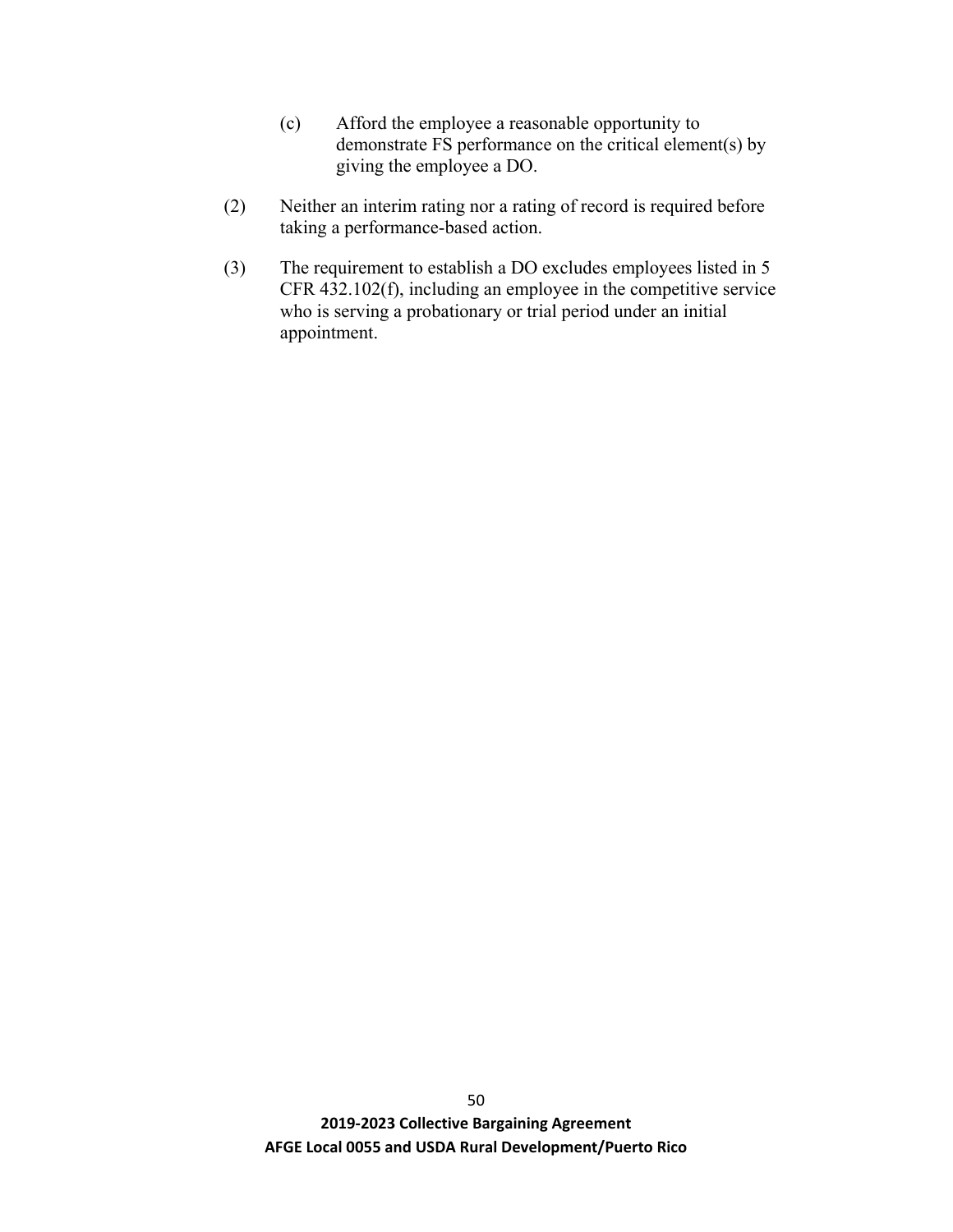(c) Afford the employee a reasonable opportunity to demonstrate FS performance on the critical element(s) by giving the employee a DO.

(2) Neither an interim rating nor a rating of record is required before taking a performance-based action.

(3) The requirement to establish a DO excludes employees listed in 5 CFR 432.102(f), including an employee in the competitive service who is serving a probationary or trial period under an initial appointment.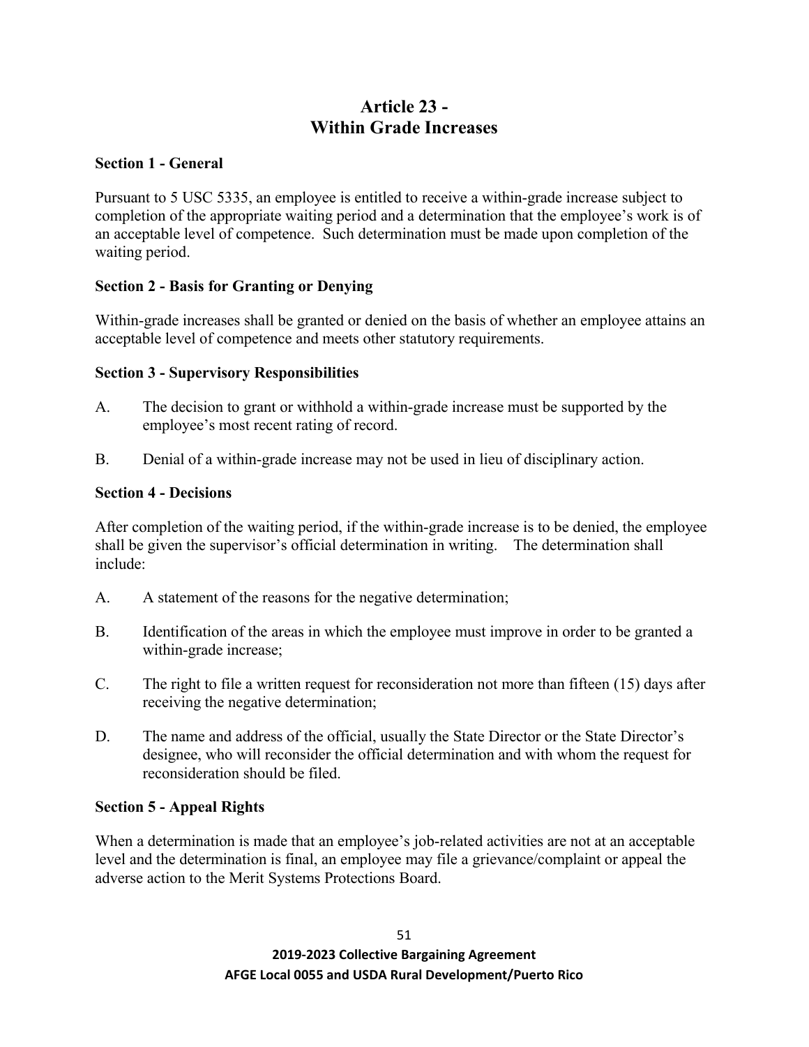# Article 23 - Within Grade Increases

## Section 1 - General

Pursuant to 5 USC 5335, an employee is entitled to receive a within-grade increase subject to completion of the appropriate waiting period and a determination that the employee's work is of an acceptable level of competence. Such determination must be made upon completion of the waiting period.

## Section 2 - Basis for Granting or Denying

Within-grade increases shall be granted or denied on the basis of whether an employee attains an acceptable level of competence and meets other statutory requirements.

## Section 3 - Supervisory Responsibilities

A. The decision to grant or withhold a within-grade increase must be supported by the employee's most recent rating of record.

B. Denial of a within-grade increase may not be used in lieu of disciplinary action.

## Section 4 - Decisions

After completion of the waiting period, if the within-grade increase is to be denied, the employee shall be given the supervisor's official determination in writing. The determination shall include:

A. A statement of the reasons for the negative determination;

B. Identification of the areas in which the employee must improve in order to be granted a within-grade increase;

C. The right to file a written request for reconsideration not more than fifteen (15) days after receiving the negative determination;

D. The name and address of the official, usually the State Director or the State Director's designee, who will reconsider the official determination and with whom the request for reconsideration should be filed.

## Section 5 - Appeal Rights

When a determination is made that an employee's job-related activities are not at an acceptable level and the determination is final, an employee may file a grievance/complaint or appeal the adverse action to the Merit Systems Protections Board.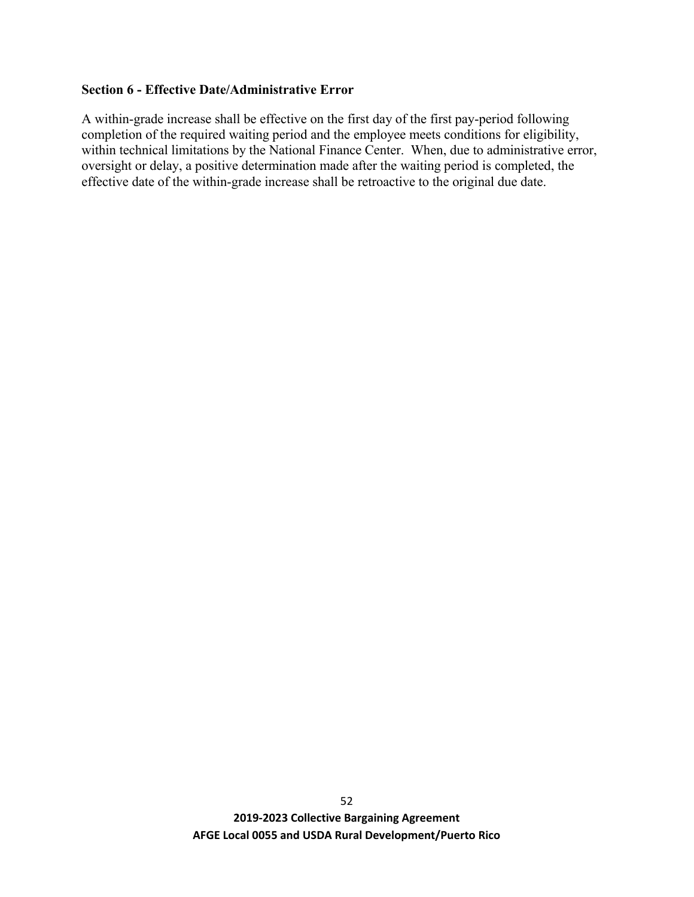### Section 6 - Effective Date/Administrative Error

A within-grade increase shall be effective on the first day of the first pay-period following completion of the required waiting period and the employee meets conditions for eligibility, within technical limitations by the National Finance Center. When, due to administrative error, oversight or delay, a positive determination made after the waiting period is completed, the effective date of the within-grade increase shall be retroactive to the original due date.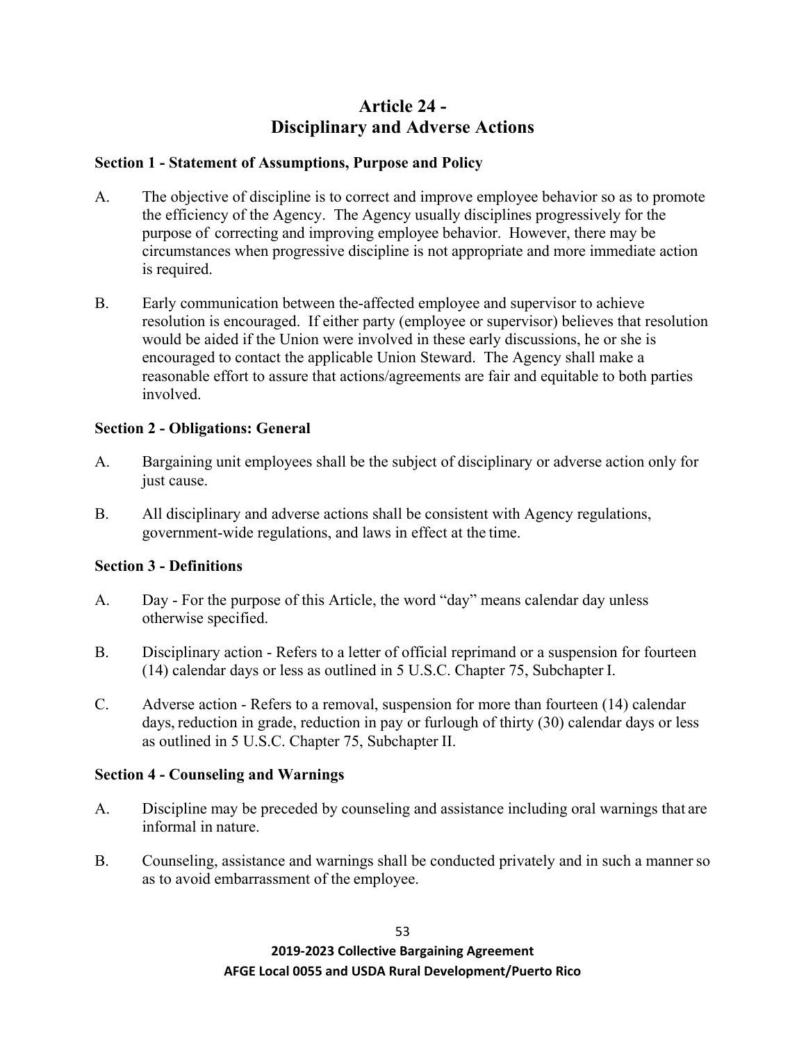# Article 24 - Disciplinary and Adverse Actions

### Section 1 - Statement of Assumptions, Purpose and Policy

A. The objective of discipline is to correct and improve employee behavior so as to promote the efficiency of the Agency. The Agency usually disciplines progressively for the purpose of correcting and improving employee behavior. However, there may be circumstances when progressive discipline is not appropriate and more immediate action is required.

B. Early communication between the-affected employee and supervisor to achieve resolution is encouraged. If either party (employee or supervisor) believes that resolution would be aided if the Union were involved in these early discussions, he or she is encouraged to contact the applicable Union Steward. The Agency shall make a reasonable effort to assure that actions/agreements are fair and equitable to both parties involved.

### Section 2 - Obligations: General

A. Bargaining unit employees shall be the subject of disciplinary or adverse action only for just cause.

B. All disciplinary and adverse actions shall be consistent with Agency regulations, government-wide regulations, and laws in effect at the time.

### Section 3 - Definitions

A. Day - For the purpose of this Article, the word "day" means calendar day unless otherwise specified.

B. Disciplinary action - Refers to a letter of official reprimand or a suspension for fourteen (14) calendar days or less as outlined in 5 U.S.C. Chapter 75, Subchapter I.

C. Adverse action - Refers to a removal, suspension for more than fourteen (14) calendar days, reduction in grade, reduction in pay or furlough of thirty (30) calendar days or less as outlined in 5 U.S.C. Chapter 75, Subchapter II.

### Section 4 - Counseling and Warnings

A. Discipline may be preceded by counseling and assistance including oral warnings that are informal in nature.

B. Counseling, assistance and warnings shall be conducted privately and in such a manner so as to avoid embarrassment of the employee.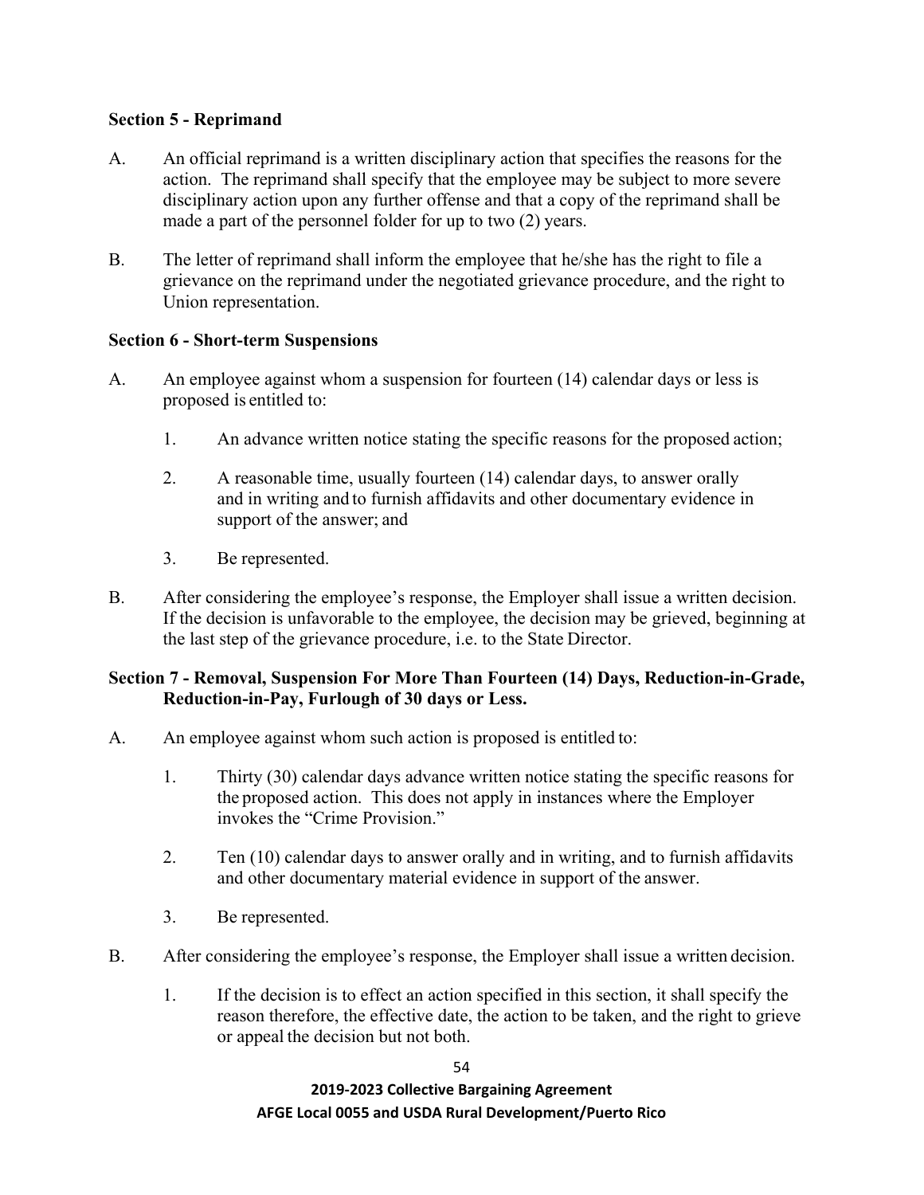**Section 5 - Reprimand**

A. An official reprimand is a written disciplinary action that specifies the reasons for the action. The reprimand shall specify that the employee may be subject to more severe disciplinary action upon any further offense and that a copy of the reprimand shall be made a part of the personnel folder for up to two (2) years.

B. The letter of reprimand shall inform the employee that he/she has the right to file a grievance on the reprimand under the negotiated grievance procedure, and the right to Union representation.

**Section 6 - Short-term Suspensions**

A. An employee against whom a suspension for fourteen (14) calendar days or less is proposed is entitled to:

   1. An advance written notice stating the specific reasons for the proposed action;

   2. A reasonable time, usually fourteen (14) calendar days, to answer orally and in writing and to furnish affidavits and other documentary evidence in support of the answer; and

   3. Be represented.

B. After considering the employee's response, the Employer shall issue a written decision. If the decision is unfavorable to the employee, the decision may be grieved, beginning at the last step of the grievance procedure, i.e. to the State Director.

**Section 7 - Removal, Suspension For More Than Fourteen (14) Days, Reduction-in-Grade, Reduction-in-Pay, Furlough of 30 days or Less.**

A. An employee against whom such action is proposed is entitled to:

   1. Thirty (30) calendar days advance written notice stating the specific reasons for the proposed action. This does not apply in instances where the Employer invokes the "Crime Provision."

   2. Ten (10) calendar days to answer orally and in writing, and to furnish affidavits and other documentary material evidence in support of the answer.

   3. Be represented.

B. After considering the employee's response, the Employer shall issue a written decision.

   1. If the decision is to effect an action specified in this section, it shall specify the reason therefore, the effective date, the action to be taken, and the right to grieve or appeal the decision but not both.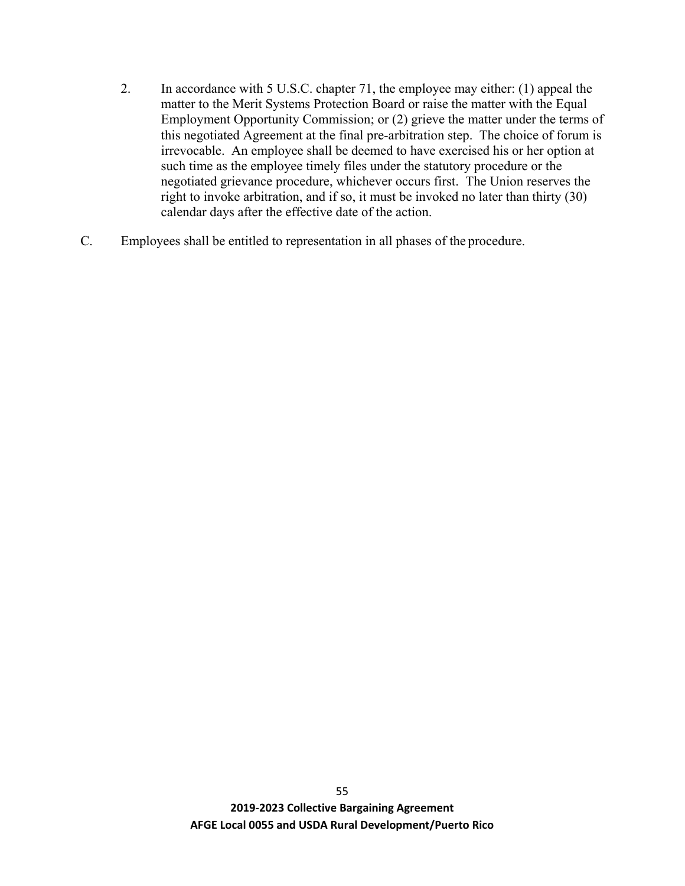2. In accordance with 5 U.S.C. chapter 71, the employee may either: (1) appeal the matter to the Merit Systems Protection Board or raise the matter with the Equal Employment Opportunity Commission; or (2) grieve the matter under the terms of this negotiated Agreement at the final pre-arbitration step. The choice of forum is irrevocable. An employee shall be deemed to have exercised his or her option at such time as the employee timely files under the statutory procedure or the negotiated grievance procedure, whichever occurs first. The Union reserves the right to invoke arbitration, and if so, it must be invoked no later than thirty (30) calendar days after the effective date of the action.

C. Employees shall be entitled to representation in all phases of the procedure.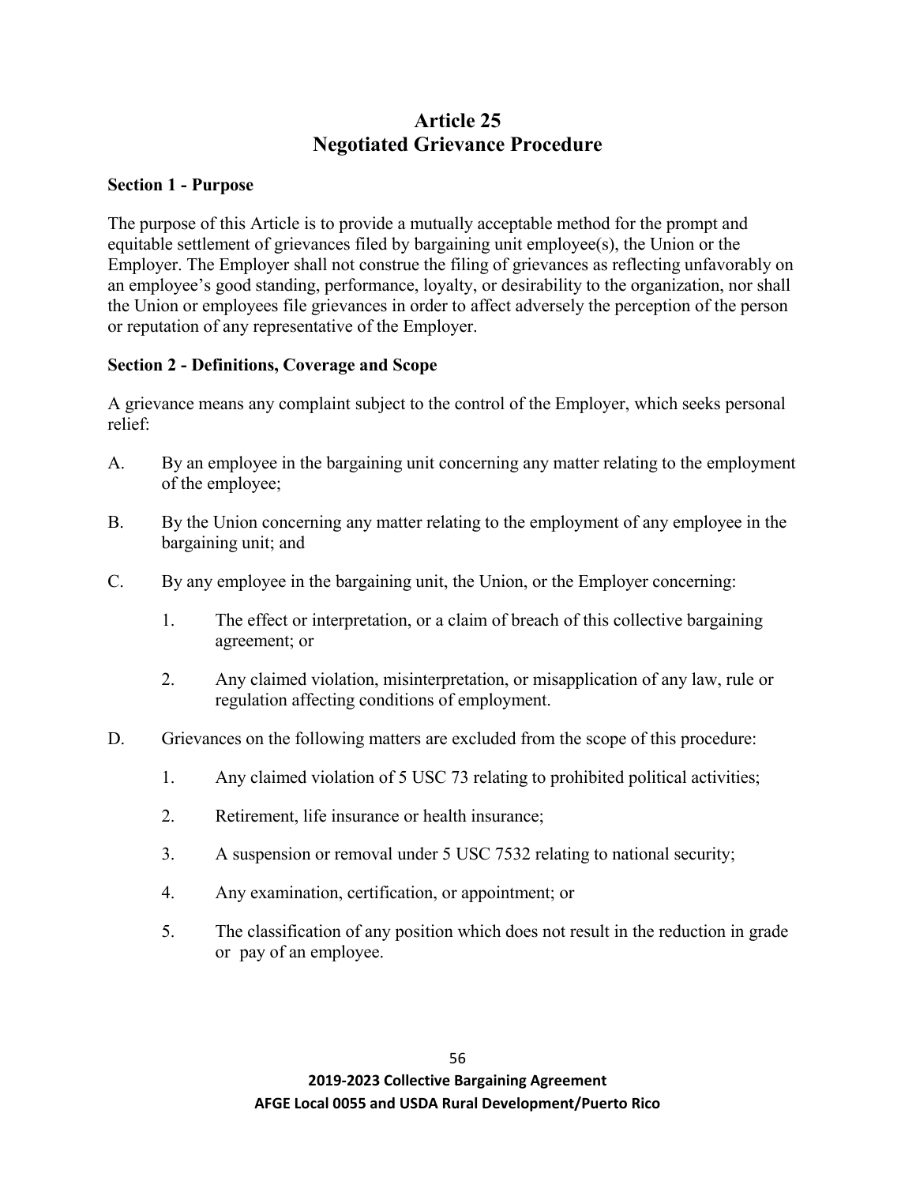# Article 25
# Negotiated Grievance Procedure

**Section 1 - Purpose**

The purpose of this Article is to provide a mutually acceptable method for the prompt and equitable settlement of grievances filed by bargaining unit employee(s), the Union or the Employer. The Employer shall not construe the filing of grievances as reflecting unfavorably on an employee's good standing, performance, loyalty, or desirability to the organization, nor shall the Union or employees file grievances in order to affect adversely the perception of the person or reputation of any representative of the Employer.

**Section 2 - Definitions, Coverage and Scope**

A grievance means any complaint subject to the control of the Employer, which seeks personal relief:

A. By an employee in the bargaining unit concerning any matter relating to the employment of the employee;

B. By the Union concerning any matter relating to the employment of any employee in the bargaining unit; and

C. By any employee in the bargaining unit, the Union, or the Employer concerning:

   1. The effect or interpretation, or a claim of breach of this collective bargaining agreement; or

   2. Any claimed violation, misinterpretation, or misapplication of any law, rule or regulation affecting conditions of employment.

D. Grievances on the following matters are excluded from the scope of this procedure:

   1. Any claimed violation of 5 USC 73 relating to prohibited political activities;

   2. Retirement, life insurance or health insurance;

   3. A suspension or removal under 5 USC 7532 relating to national security;

   4. Any examination, certification, or appointment; or

   5. The classification of any position which does not result in the reduction in grade or pay of an employee.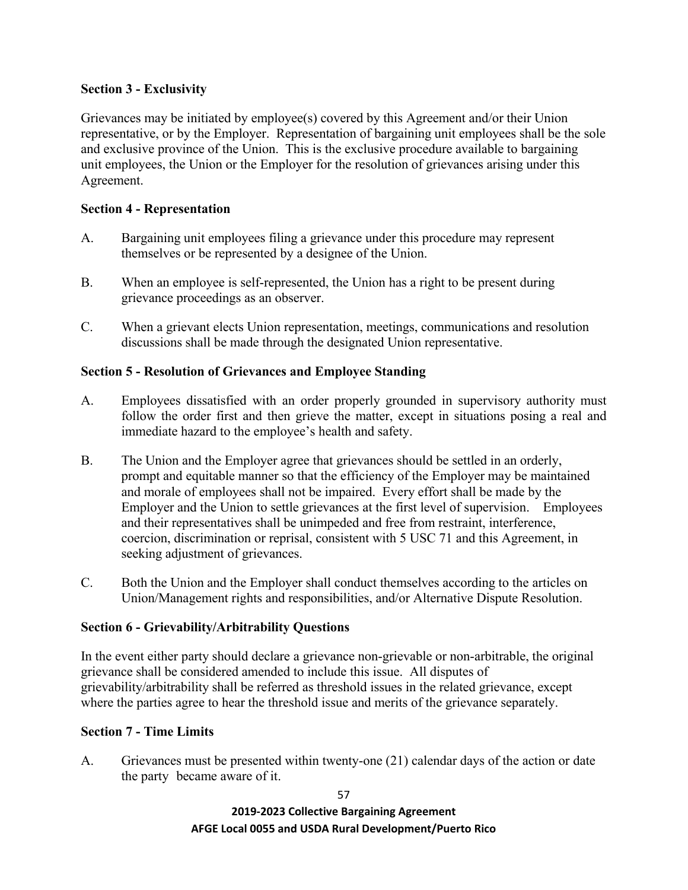**Section 3 - Exclusivity**

Grievances may be initiated by employee(s) covered by this Agreement and/or their Union representative, or by the Employer. Representation of bargaining unit employees shall be the sole and exclusive province of the Union. This is the exclusive procedure available to bargaining unit employees, the Union or the Employer for the resolution of grievances arising under this Agreement.

**Section 4 - Representation**

A. Bargaining unit employees filing a grievance under this procedure may represent themselves or be represented by a designee of the Union.

B. When an employee is self-represented, the Union has a right to be present during grievance proceedings as an observer.

C. When a grievant elects Union representation, meetings, communications and resolution discussions shall be made through the designated Union representative.

**Section 5 - Resolution of Grievances and Employee Standing**

A. Employees dissatisfied with an order properly grounded in supervisory authority must follow the order first and then grieve the matter, except in situations posing a real and immediate hazard to the employee's health and safety.

B. The Union and the Employer agree that grievances should be settled in an orderly, prompt and equitable manner so that the efficiency of the Employer may be maintained and morale of employees shall not be impaired. Every effort shall be made by the Employer and the Union to settle grievances at the first level of supervision. Employees and their representatives shall be unimpeded and free from restraint, interference, coercion, discrimination or reprisal, consistent with 5 USC 71 and this Agreement, in seeking adjustment of grievances.

C. Both the Union and the Employer shall conduct themselves according to the articles on Union/Management rights and responsibilities, and/or Alternative Dispute Resolution.

**Section 6 - Grievability/Arbitrability Questions**

In the event either party should declare a grievance non-grievable or non-arbitrable, the original grievance shall be considered amended to include this issue. All disputes of grievability/arbitrability shall be referred as threshold issues in the related grievance, except where the parties agree to hear the threshold issue and merits of the grievance separately.

**Section 7 - Time Limits**

A. Grievances must be presented within twenty-one (21) calendar days of the action or date the party became aware of it.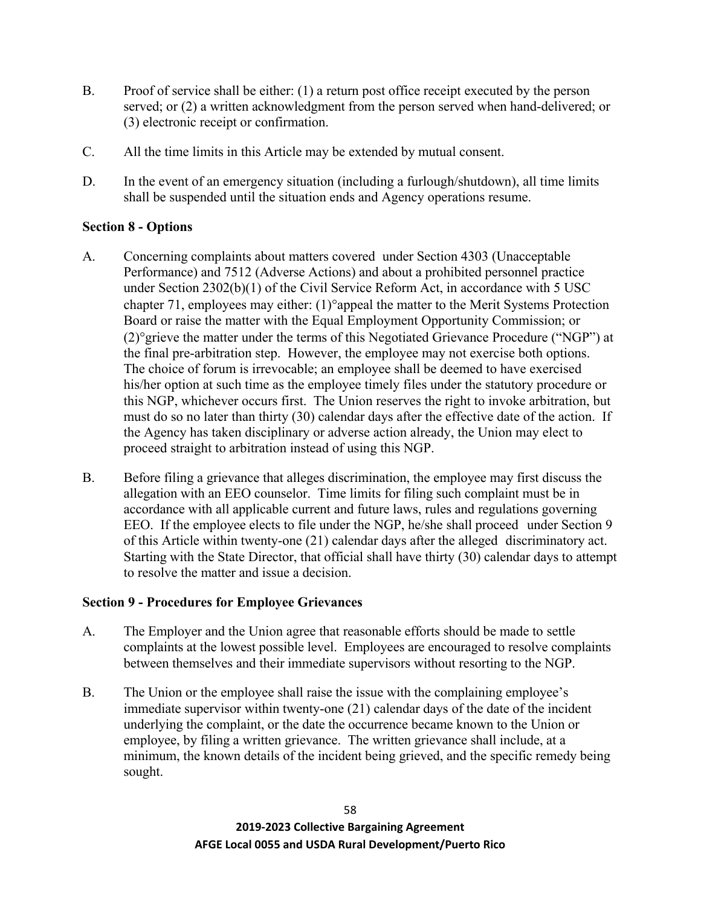B. Proof of service shall be either: (1) a return post office receipt executed by the person served; or (2) a written acknowledgment from the person served when hand-delivered; or (3) electronic receipt or confirmation.

C. All the time limits in this Article may be extended by mutual consent.

D. In the event of an emergency situation (including a furlough/shutdown), all time limits shall be suspended until the situation ends and Agency operations resume.

**Section 8 - Options**

A. Concerning complaints about matters covered under Section 4303 (Unacceptable Performance) and 7512 (Adverse Actions) and about a prohibited personnel practice under Section 2302(b)(1) of the Civil Service Reform Act, in accordance with 5 USC chapter 71, employees may either: (1)°appeal the matter to the Merit Systems Protection Board or raise the matter with the Equal Employment Opportunity Commission; or (2)°grieve the matter under the terms of this Negotiated Grievance Procedure ("NGP") at the final pre-arbitration step. However, the employee may not exercise both options. The choice of forum is irrevocable; an employee shall be deemed to have exercised his/her option at such time as the employee timely files under the statutory procedure or this NGP, whichever occurs first. The Union reserves the right to invoke arbitration, but must do so no later than thirty (30) calendar days after the effective date of the action. If the Agency has taken disciplinary or adverse action already, the Union may elect to proceed straight to arbitration instead of using this NGP.

B. Before filing a grievance that alleges discrimination, the employee may first discuss the allegation with an EEO counselor. Time limits for filing such complaint must be in accordance with all applicable current and future laws, rules and regulations governing EEO. If the employee elects to file under the NGP, he/she shall proceed under Section 9 of this Article within twenty-one (21) calendar days after the alleged discriminatory act. Starting with the State Director, that official shall have thirty (30) calendar days to attempt to resolve the matter and issue a decision.

**Section 9 - Procedures for Employee Grievances**

A. The Employer and the Union agree that reasonable efforts should be made to settle complaints at the lowest possible level. Employees are encouraged to resolve complaints between themselves and their immediate supervisors without resorting to the NGP.

B. The Union or the employee shall raise the issue with the complaining employee's immediate supervisor within twenty-one (21) calendar days of the date of the incident underlying the complaint, or the date the occurrence became known to the Union or employee, by filing a written grievance. The written grievance shall include, at a minimum, the known details of the incident being grieved, and the specific remedy being sought.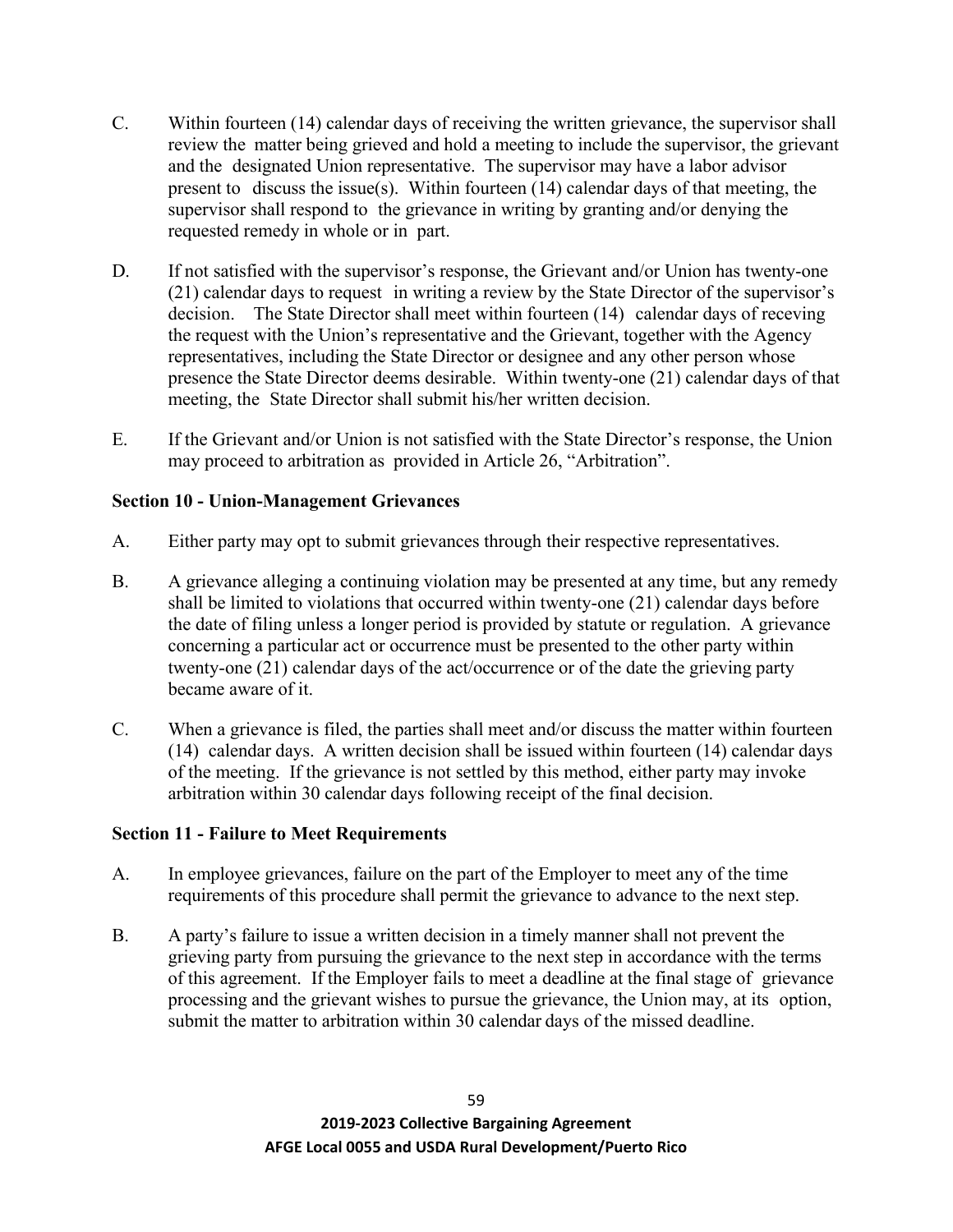C. Within fourteen (14) calendar days of receiving the written grievance, the supervisor shall review the matter being grieved and hold a meeting to include the supervisor, the grievant and the designated Union representative. The supervisor may have a labor advisor present to discuss the issue(s). Within fourteen (14) calendar days of that meeting, the supervisor shall respond to the grievance in writing by granting and/or denying the requested remedy in whole or in part.

D. If not satisfied with the supervisor's response, the Grievant and/or Union has twenty-one (21) calendar days to request in writing a review by the State Director of the supervisor's decision. The State Director shall meet within fourteen (14) calendar days of receving the request with the Union's representative and the Grievant, together with the Agency representatives, including the State Director or designee and any other person whose presence the State Director deems desirable. Within twenty-one (21) calendar days of that meeting, the State Director shall submit his/her written decision.

E. If the Grievant and/or Union is not satisfied with the State Director's response, the Union may proceed to arbitration as provided in Article 26, "Arbitration".

**Section 10 - Union-Management Grievances**

A. Either party may opt to submit grievances through their respective representatives.

B. A grievance alleging a continuing violation may be presented at any time, but any remedy shall be limited to violations that occurred within twenty-one (21) calendar days before the date of filing unless a longer period is provided by statute or regulation. A grievance concerning a particular act or occurrence must be presented to the other party within twenty-one (21) calendar days of the act/occurrence or of the date the grieving party became aware of it.

C. When a grievance is filed, the parties shall meet and/or discuss the matter within fourteen (14) calendar days. A written decision shall be issued within fourteen (14) calendar days of the meeting. If the grievance is not settled by this method, either party may invoke arbitration within 30 calendar days following receipt of the final decision.

**Section 11 - Failure to Meet Requirements**

A. In employee grievances, failure on the part of the Employer to meet any of the time requirements of this procedure shall permit the grievance to advance to the next step.

B. A party's failure to issue a written decision in a timely manner shall not prevent the grieving party from pursuing the grievance to the next step in accordance with the terms of this agreement. If the Employer fails to meet a deadline at the final stage of grievance processing and the grievant wishes to pursue the grievance, the Union may, at its option, submit the matter to arbitration within 30 calendar days of the missed deadline.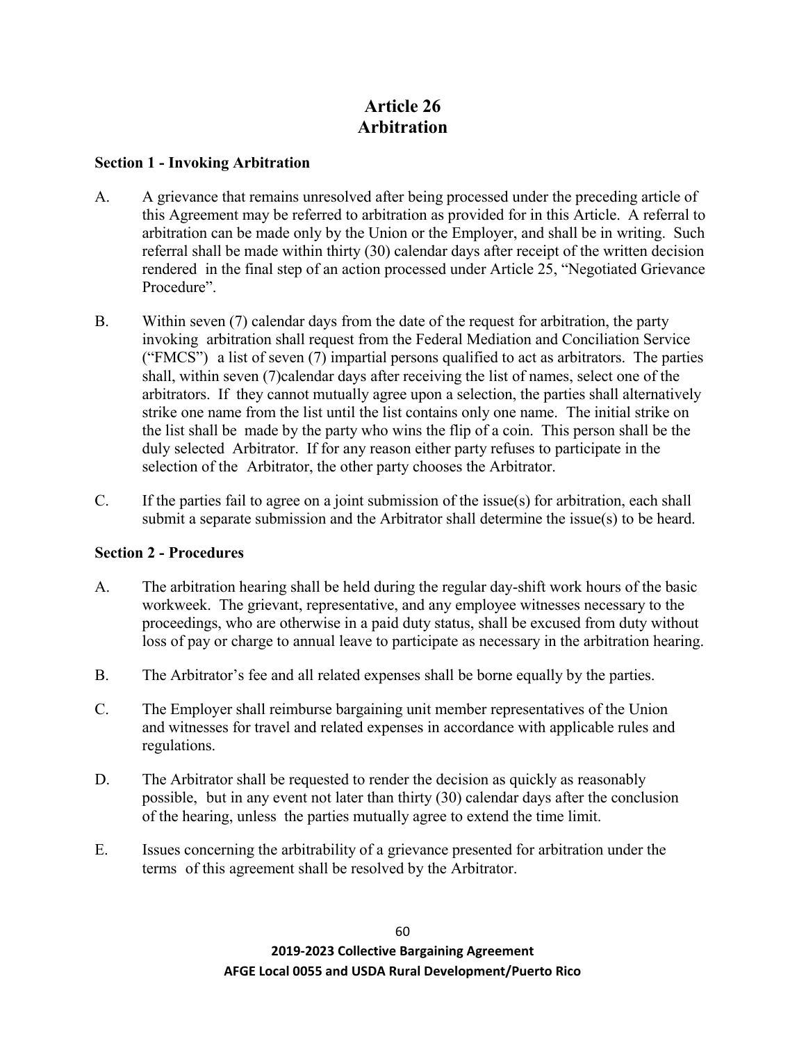# Article 26
# Arbitration

**Section 1 - Invoking Arbitration**

A. A grievance that remains unresolved after being processed under the preceding article of this Agreement may be referred to arbitration as provided for in this Article. A referral to arbitration can be made only by the Union or the Employer, and shall be in writing. Such referral shall be made within thirty (30) calendar days after receipt of the written decision rendered in the final step of an action processed under Article 25, "Negotiated Grievance Procedure".

B. Within seven (7) calendar days from the date of the request for arbitration, the party invoking arbitration shall request from the Federal Mediation and Conciliation Service ("FMCS") a list of seven (7) impartial persons qualified to act as arbitrators. The parties shall, within seven (7)calendar days after receiving the list of names, select one of the arbitrators. If they cannot mutually agree upon a selection, the parties shall alternatively strike one name from the list until the list contains only one name. The initial strike on the list shall be made by the party who wins the flip of a coin. This person shall be the duly selected Arbitrator. If for any reason either party refuses to participate in the selection of the Arbitrator, the other party chooses the Arbitrator.

C. If the parties fail to agree on a joint submission of the issue(s) for arbitration, each shall submit a separate submission and the Arbitrator shall determine the issue(s) to be heard.

**Section 2 - Procedures**

A. The arbitration hearing shall be held during the regular day-shift work hours of the basic workweek. The grievant, representative, and any employee witnesses necessary to the proceedings, who are otherwise in a paid duty status, shall be excused from duty without loss of pay or charge to annual leave to participate as necessary in the arbitration hearing.

B. The Arbitrator's fee and all related expenses shall be borne equally by the parties.

C. The Employer shall reimburse bargaining unit member representatives of the Union and witnesses for travel and related expenses in accordance with applicable rules and regulations.

D. The Arbitrator shall be requested to render the decision as quickly as reasonably possible, but in any event not later than thirty (30) calendar days after the conclusion of the hearing, unless the parties mutually agree to extend the time limit.

E. Issues concerning the arbitrability of a grievance presented for arbitration under the terms of this agreement shall be resolved by the Arbitrator.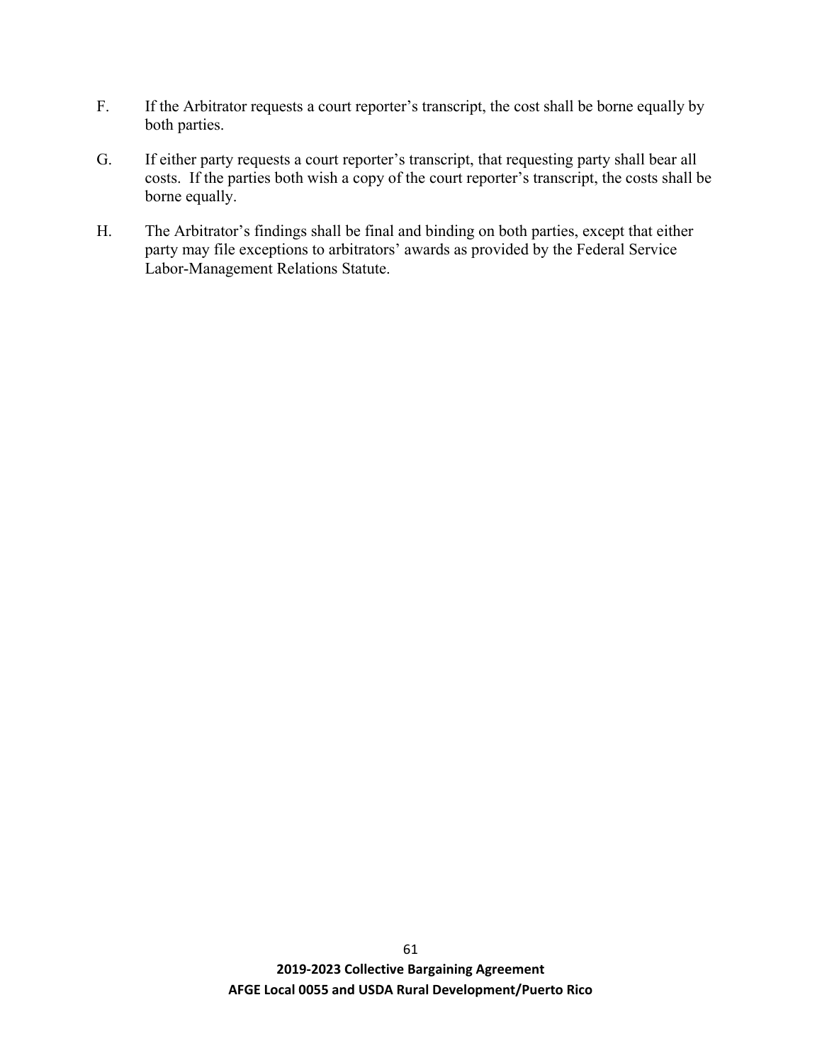F. If the Arbitrator requests a court reporter's transcript, the cost shall be borne equally by both parties.

G. If either party requests a court reporter's transcript, that requesting party shall bear all costs. If the parties both wish a copy of the court reporter's transcript, the costs shall be borne equally.

H. The Arbitrator's findings shall be final and binding on both parties, except that either party may file exceptions to arbitrators' awards as provided by the Federal Service Labor-Management Relations Statute.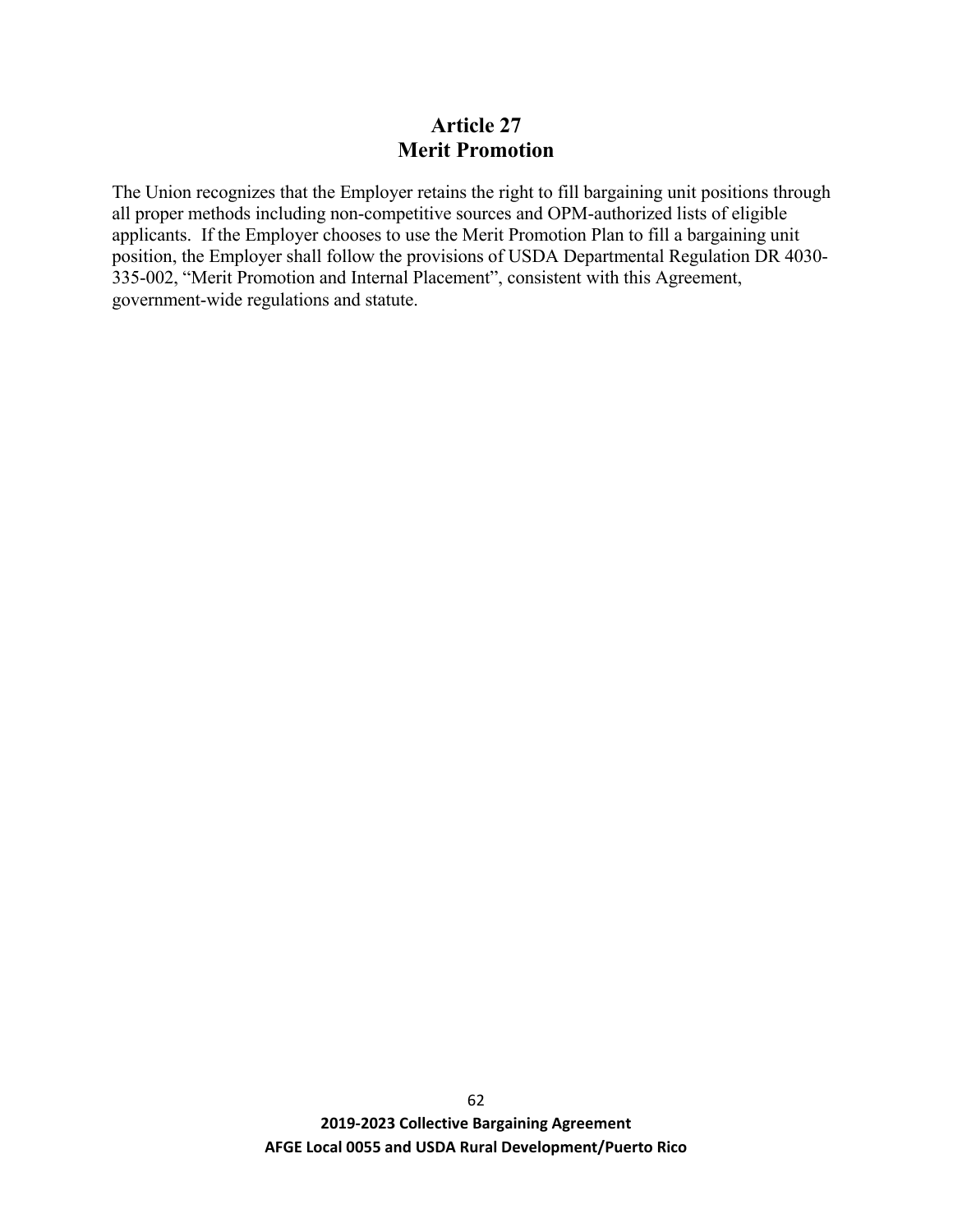# Article 27
# Merit Promotion

The Union recognizes that the Employer retains the right to fill bargaining unit positions through all proper methods including non-competitive sources and OPM-authorized lists of eligible applicants. If the Employer chooses to use the Merit Promotion Plan to fill a bargaining unit position, the Employer shall follow the provisions of USDA Departmental Regulation DR 4030-335-002, "Merit Promotion and Internal Placement", consistent with this Agreement, government-wide regulations and statute.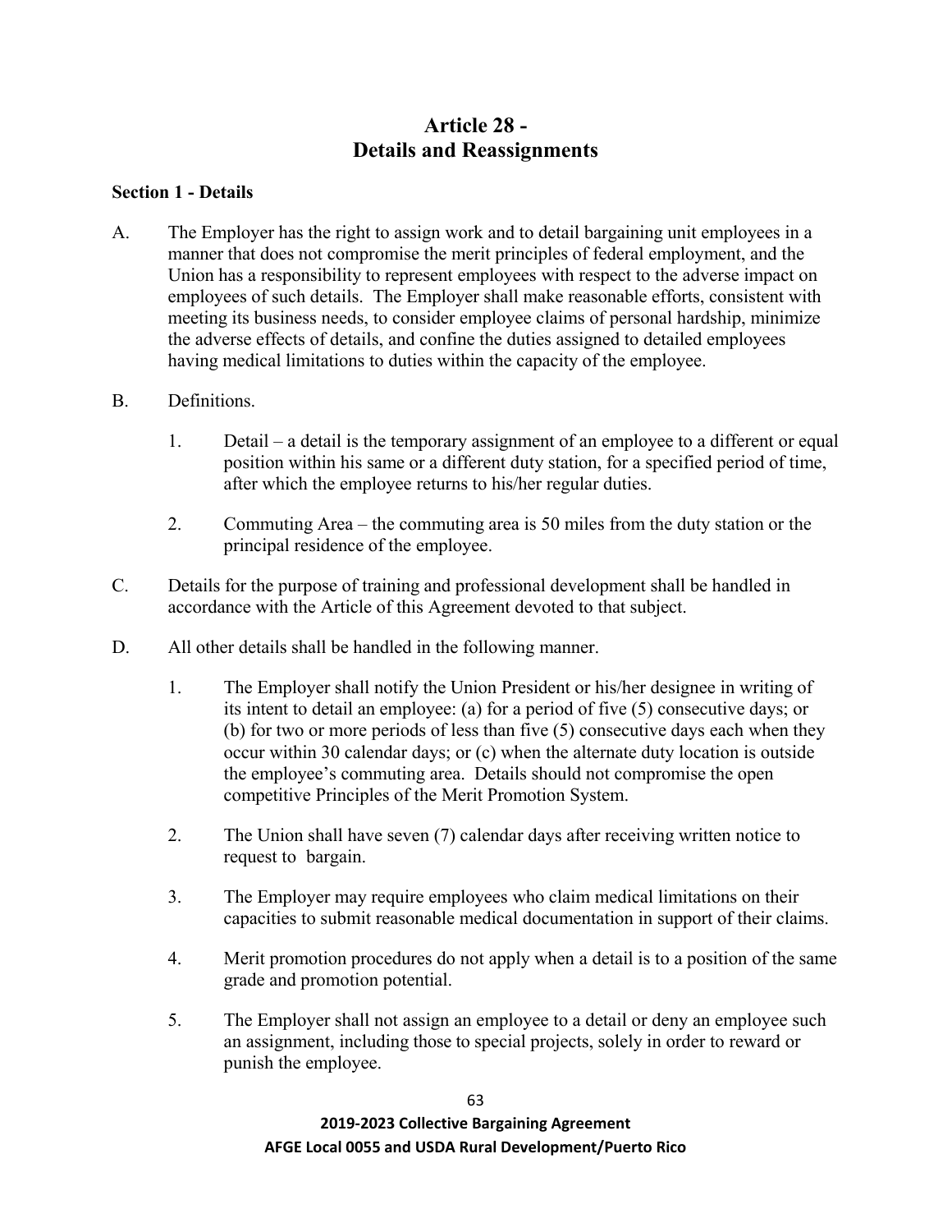# Article 28 - Details and Reassignments

**Section 1 - Details**

A. The Employer has the right to assign work and to detail bargaining unit employees in a manner that does not compromise the merit principles of federal employment, and the Union has a responsibility to represent employees with respect to the adverse impact on employees of such details. The Employer shall make reasonable efforts, consistent with meeting its business needs, to consider employee claims of personal hardship, minimize the adverse effects of details, and confine the duties assigned to detailed employees having medical limitations to duties within the capacity of the employee.

B. Definitions.

   1. Detail – a detail is the temporary assignment of an employee to a different or equal position within his same or a different duty station, for a specified period of time, after which the employee returns to his/her regular duties.

   2. Commuting Area – the commuting area is 50 miles from the duty station or the principal residence of the employee.

C. Details for the purpose of training and professional development shall be handled in accordance with the Article of this Agreement devoted to that subject.

D. All other details shall be handled in the following manner.

   1. The Employer shall notify the Union President or his/her designee in writing of its intent to detail an employee: (a) for a period of five (5) consecutive days; or (b) for two or more periods of less than five (5) consecutive days each when they occur within 30 calendar days; or (c) when the alternate duty location is outside the employee's commuting area. Details should not compromise the open competitive Principles of the Merit Promotion System.

   2. The Union shall have seven (7) calendar days after receiving written notice to request to bargain.

   3. The Employer may require employees who claim medical limitations on their capacities to submit reasonable medical documentation in support of their claims.

   4. Merit promotion procedures do not apply when a detail is to a position of the same grade and promotion potential.

   5. The Employer shall not assign an employee to a detail or deny an employee such an assignment, including those to special projects, solely in order to reward or punish the employee.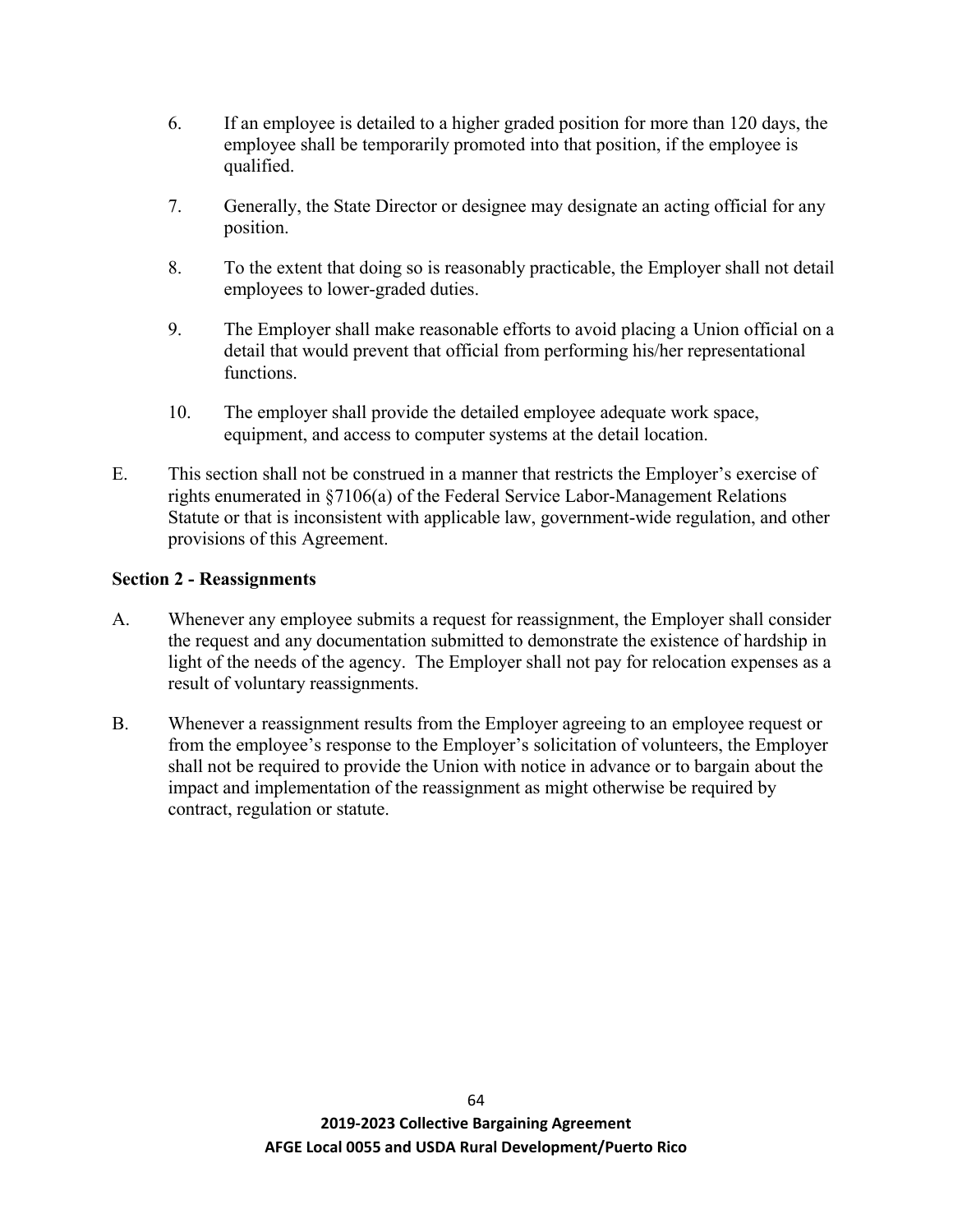6. If an employee is detailed to a higher graded position for more than 120 days, the employee shall be temporarily promoted into that position, if the employee is qualified.

7. Generally, the State Director or designee may designate an acting official for any position.

8. To the extent that doing so is reasonably practicable, the Employer shall not detail employees to lower-graded duties.

9. The Employer shall make reasonable efforts to avoid placing a Union official on a detail that would prevent that official from performing his/her representational functions.

10. The employer shall provide the detailed employee adequate work space, equipment, and access to computer systems at the detail location.

E. This section shall not be construed in a manner that restricts the Employer's exercise of rights enumerated in §7106(a) of the Federal Service Labor-Management Relations Statute or that is inconsistent with applicable law, government-wide regulation, and other provisions of this Agreement.

**Section 2 - Reassignments**

A. Whenever any employee submits a request for reassignment, the Employer shall consider the request and any documentation submitted to demonstrate the existence of hardship in light of the needs of the agency. The Employer shall not pay for relocation expenses as a result of voluntary reassignments.

B. Whenever a reassignment results from the Employer agreeing to an employee request or from the employee's response to the Employer's solicitation of volunteers, the Employer shall not be required to provide the Union with notice in advance or to bargain about the impact and implementation of the reassignment as might otherwise be required by contract, regulation or statute.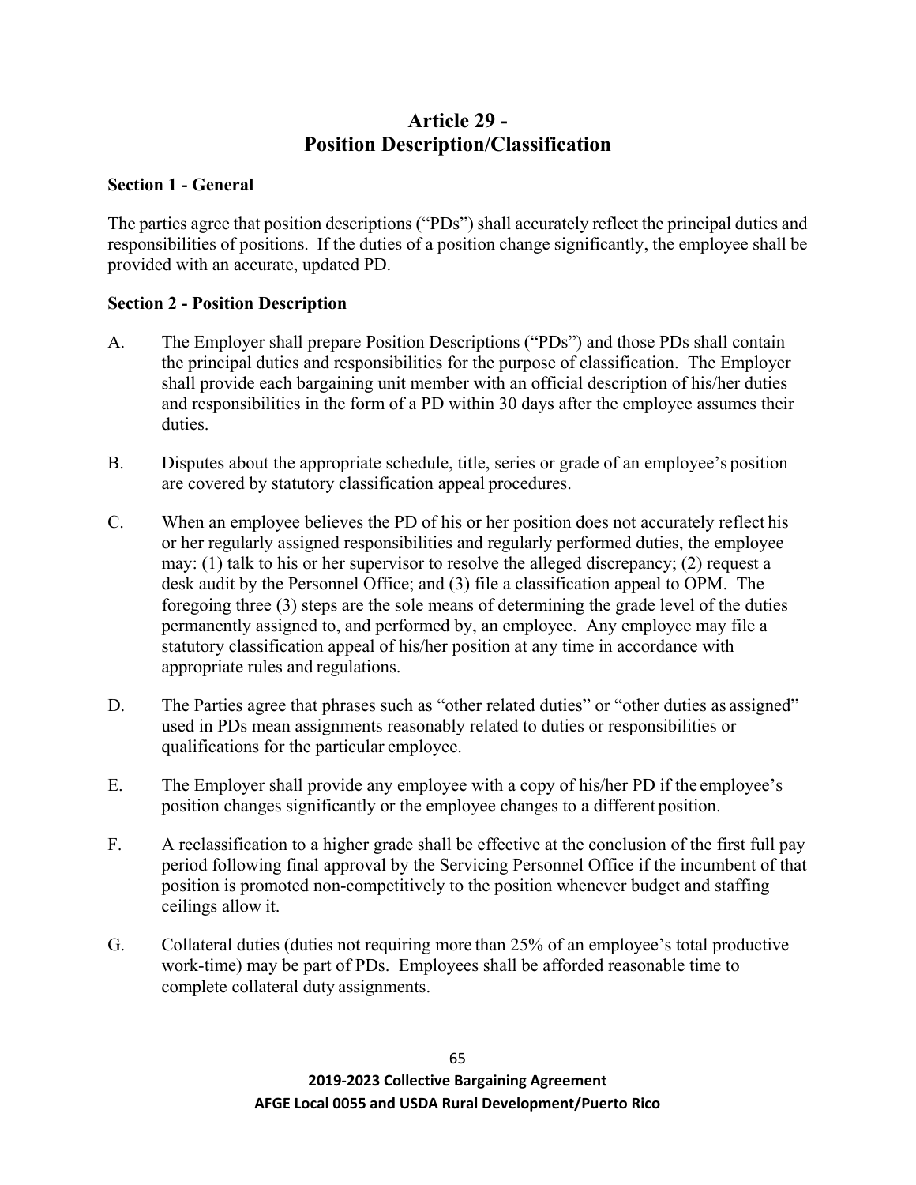# Article 29 - Position Description/Classification

## Section 1 - General

The parties agree that position descriptions ("PDs") shall accurately reflect the principal duties and responsibilities of positions. If the duties of a position change significantly, the employee shall be provided with an accurate, updated PD.

## Section 2 - Position Description

A. The Employer shall prepare Position Descriptions ("PDs") and those PDs shall contain the principal duties and responsibilities for the purpose of classification. The Employer shall provide each bargaining unit member with an official description of his/her duties and responsibilities in the form of a PD within 30 days after the employee assumes their duties.

B. Disputes about the appropriate schedule, title, series or grade of an employee's position are covered by statutory classification appeal procedures.

C. When an employee believes the PD of his or her position does not accurately reflect his or her regularly assigned responsibilities and regularly performed duties, the employee may: (1) talk to his or her supervisor to resolve the alleged discrepancy; (2) request a desk audit by the Personnel Office; and (3) file a classification appeal to OPM. The foregoing three (3) steps are the sole means of determining the grade level of the duties permanently assigned to, and performed by, an employee. Any employee may file a statutory classification appeal of his/her position at any time in accordance with appropriate rules and regulations.

D. The Parties agree that phrases such as "other related duties" or "other duties as assigned" used in PDs mean assignments reasonably related to duties or responsibilities or qualifications for the particular employee.

E. The Employer shall provide any employee with a copy of his/her PD if the employee's position changes significantly or the employee changes to a different position.

F. A reclassification to a higher grade shall be effective at the conclusion of the first full pay period following final approval by the Servicing Personnel Office if the incumbent of that position is promoted non-competitively to the position whenever budget and staffing ceilings allow it.

G. Collateral duties (duties not requiring more than 25% of an employee's total productive work-time) may be part of PDs. Employees shall be afforded reasonable time to complete collateral duty assignments.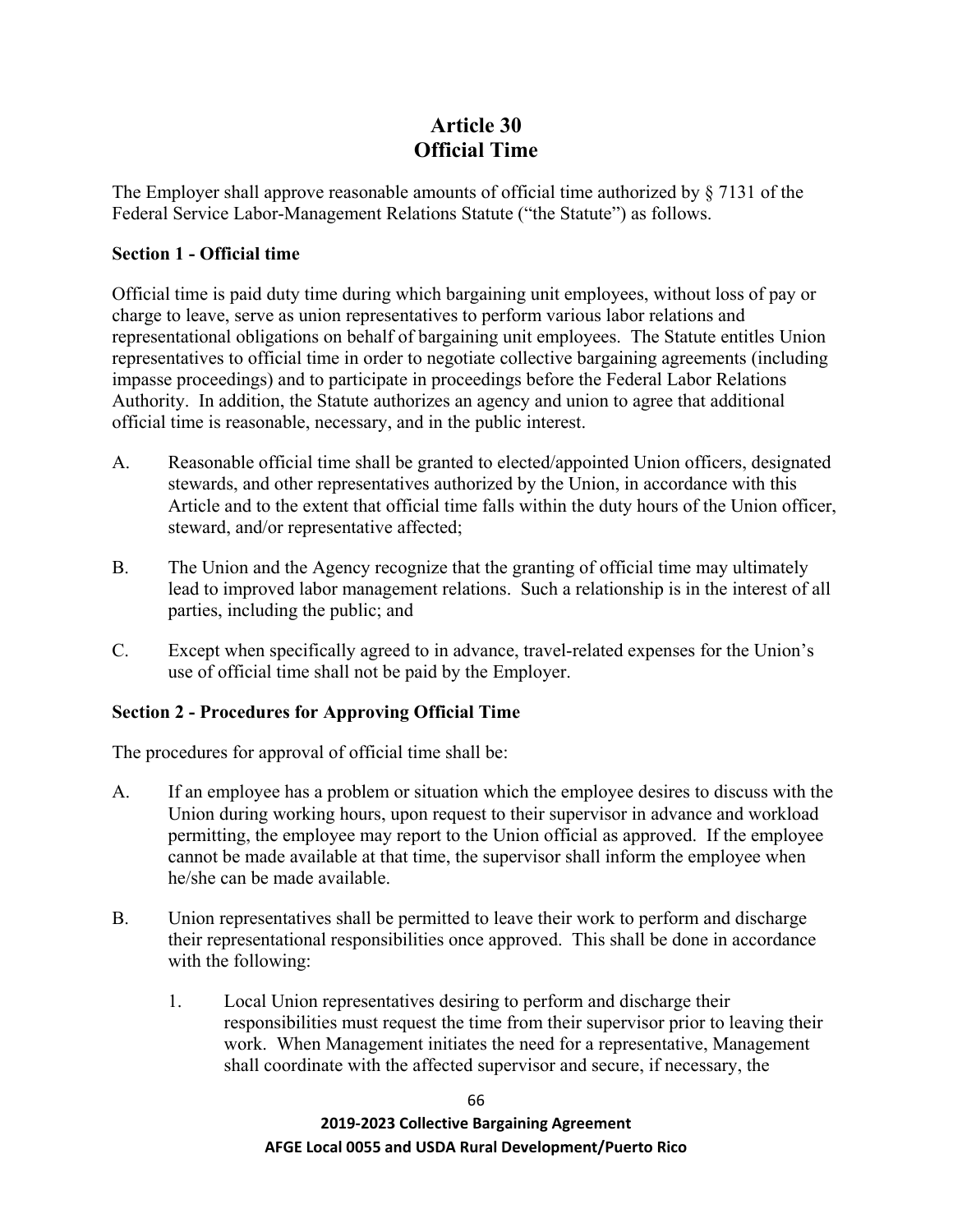# Article 30
# Official Time

The Employer shall approve reasonable amounts of official time authorized by § 7131 of the Federal Service Labor-Management Relations Statute ("the Statute") as follows.

**Section 1 - Official time**

Official time is paid duty time during which bargaining unit employees, without loss of pay or charge to leave, serve as union representatives to perform various labor relations and representational obligations on behalf of bargaining unit employees. The Statute entitles Union representatives to official time in order to negotiate collective bargaining agreements (including impasse proceedings) and to participate in proceedings before the Federal Labor Relations Authority. In addition, the Statute authorizes an agency and union to agree that additional official time is reasonable, necessary, and in the public interest.

A. Reasonable official time shall be granted to elected/appointed Union officers, designated stewards, and other representatives authorized by the Union, in accordance with this Article and to the extent that official time falls within the duty hours of the Union officer, steward, and/or representative affected;

B. The Union and the Agency recognize that the granting of official time may ultimately lead to improved labor management relations. Such a relationship is in the interest of all parties, including the public; and

C. Except when specifically agreed to in advance, travel-related expenses for the Union's use of official time shall not be paid by the Employer.

**Section 2 - Procedures for Approving Official Time**

The procedures for approval of official time shall be:

A. If an employee has a problem or situation which the employee desires to discuss with the Union during working hours, upon request to their supervisor in advance and workload permitting, the employee may report to the Union official as approved. If the employee cannot be made available at that time, the supervisor shall inform the employee when he/she can be made available.

B. Union representatives shall be permitted to leave their work to perform and discharge their representational responsibilities once approved. This shall be done in accordance with the following:

   1. Local Union representatives desiring to perform and discharge their responsibilities must request the time from their supervisor prior to leaving their work. When Management initiates the need for a representative, Management shall coordinate with the affected supervisor and secure, if necessary, the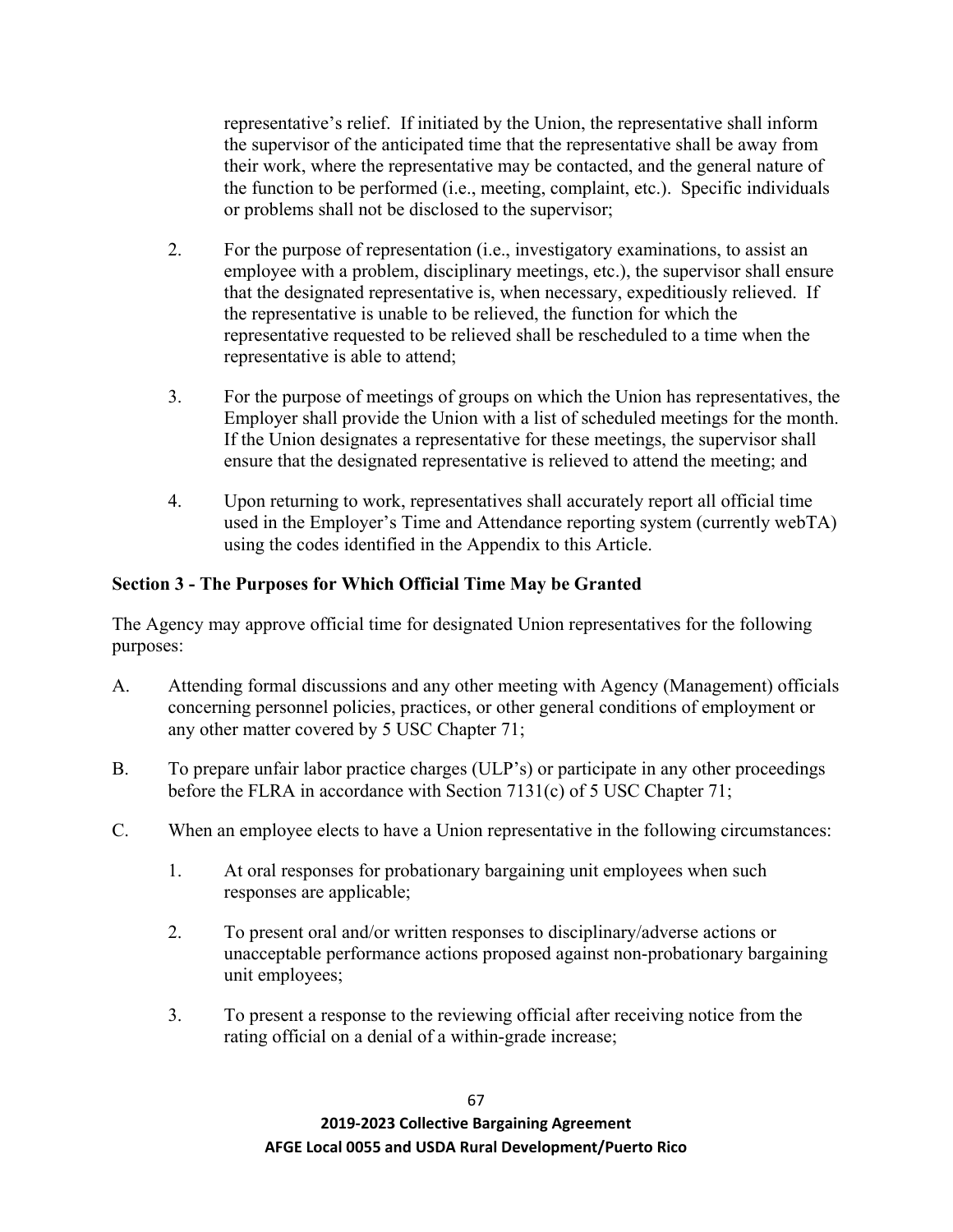representative's relief. If initiated by the Union, the representative shall inform the supervisor of the anticipated time that the representative shall be away from their work, where the representative may be contacted, and the general nature of the function to be performed (i.e., meeting, complaint, etc.). Specific individuals or problems shall not be disclosed to the supervisor;

2. For the purpose of representation (i.e., investigatory examinations, to assist an employee with a problem, disciplinary meetings, etc.), the supervisor shall ensure that the designated representative is, when necessary, expeditiously relieved. If the representative is unable to be relieved, the function for which the representative requested to be relieved shall be rescheduled to a time when the representative is able to attend;

3. For the purpose of meetings of groups on which the Union has representatives, the Employer shall provide the Union with a list of scheduled meetings for the month. If the Union designates a representative for these meetings, the supervisor shall ensure that the designated representative is relieved to attend the meeting; and

4. Upon returning to work, representatives shall accurately report all official time used in the Employer's Time and Attendance reporting system (currently webTA) using the codes identified in the Appendix to this Article.

**Section 3 - The Purposes for Which Official Time May be Granted**

The Agency may approve official time for designated Union representatives for the following purposes:

A. Attending formal discussions and any other meeting with Agency (Management) officials concerning personnel policies, practices, or other general conditions of employment or any other matter covered by 5 USC Chapter 71;

B. To prepare unfair labor practice charges (ULP's) or participate in any other proceedings before the FLRA in accordance with Section 7131(c) of 5 USC Chapter 71;

C. When an employee elects to have a Union representative in the following circumstances:

1. At oral responses for probationary bargaining unit employees when such responses are applicable;

2. To present oral and/or written responses to disciplinary/adverse actions or unacceptable performance actions proposed against non-probationary bargaining unit employees;

3. To present a response to the reviewing official after receiving notice from the rating official on a denial of a within-grade increase;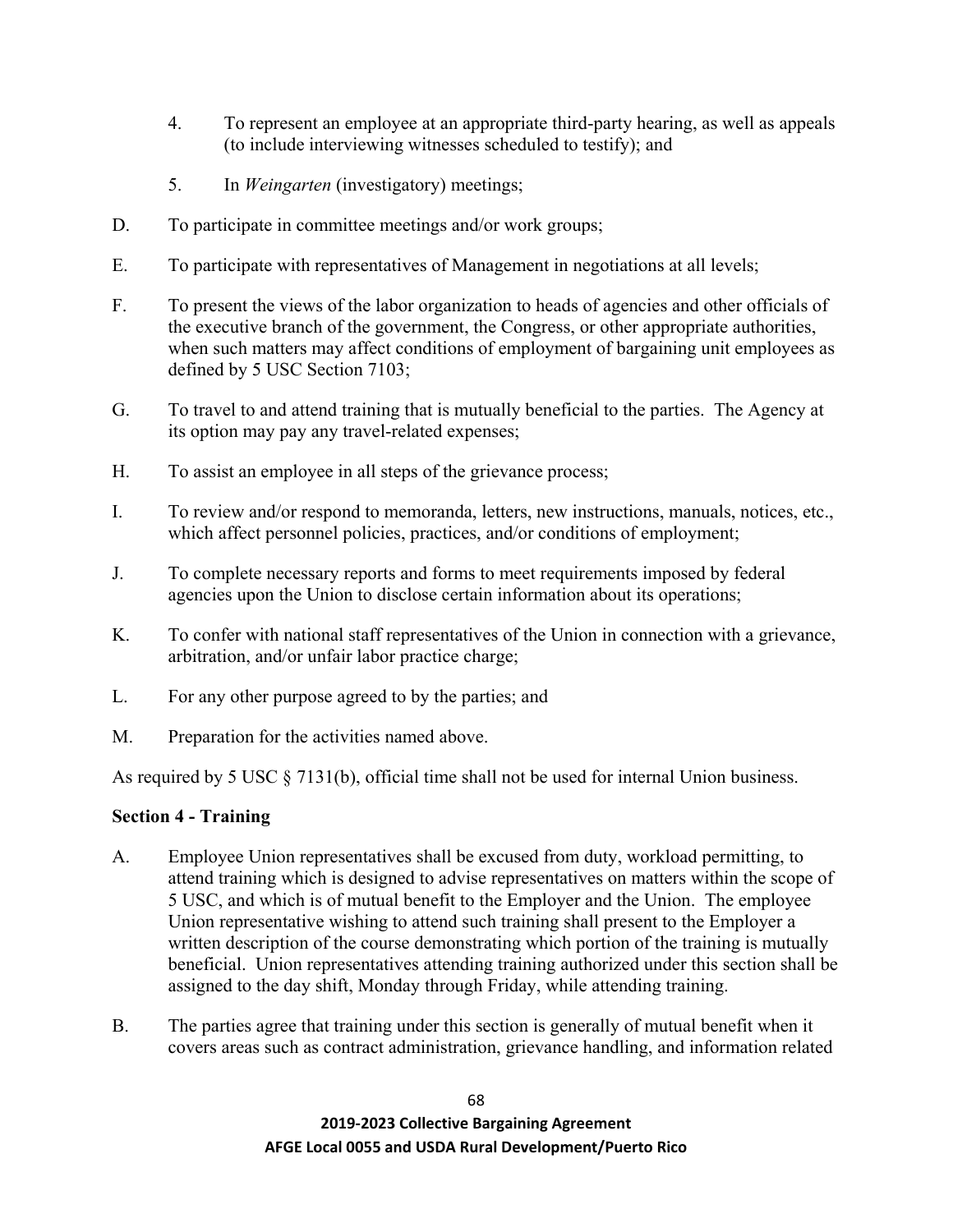4. To represent an employee at an appropriate third-party hearing, as well as appeals (to include interviewing witnesses scheduled to testify); and

5. In *Weingarten* (investigatory) meetings;

D. To participate in committee meetings and/or work groups;

E. To participate with representatives of Management in negotiations at all levels;

F. To present the views of the labor organization to heads of agencies and other officials of the executive branch of the government, the Congress, or other appropriate authorities, when such matters may affect conditions of employment of bargaining unit employees as defined by 5 USC Section 7103;

G. To travel to and attend training that is mutually beneficial to the parties. The Agency at its option may pay any travel-related expenses;

H. To assist an employee in all steps of the grievance process;

I. To review and/or respond to memoranda, letters, new instructions, manuals, notices, etc., which affect personnel policies, practices, and/or conditions of employment;

J. To complete necessary reports and forms to meet requirements imposed by federal agencies upon the Union to disclose certain information about its operations;

K. To confer with national staff representatives of the Union in connection with a grievance, arbitration, and/or unfair labor practice charge;

L. For any other purpose agreed to by the parties; and

M. Preparation for the activities named above.

As required by 5 USC § 7131(b), official time shall not be used for internal Union business.

**Section 4 - Training**

A. Employee Union representatives shall be excused from duty, workload permitting, to attend training which is designed to advise representatives on matters within the scope of 5 USC, and which is of mutual benefit to the Employer and the Union. The employee Union representative wishing to attend such training shall present to the Employer a written description of the course demonstrating which portion of the training is mutually beneficial. Union representatives attending training authorized under this section shall be assigned to the day shift, Monday through Friday, while attending training.

B. The parties agree that training under this section is generally of mutual benefit when it covers areas such as contract administration, grievance handling, and information related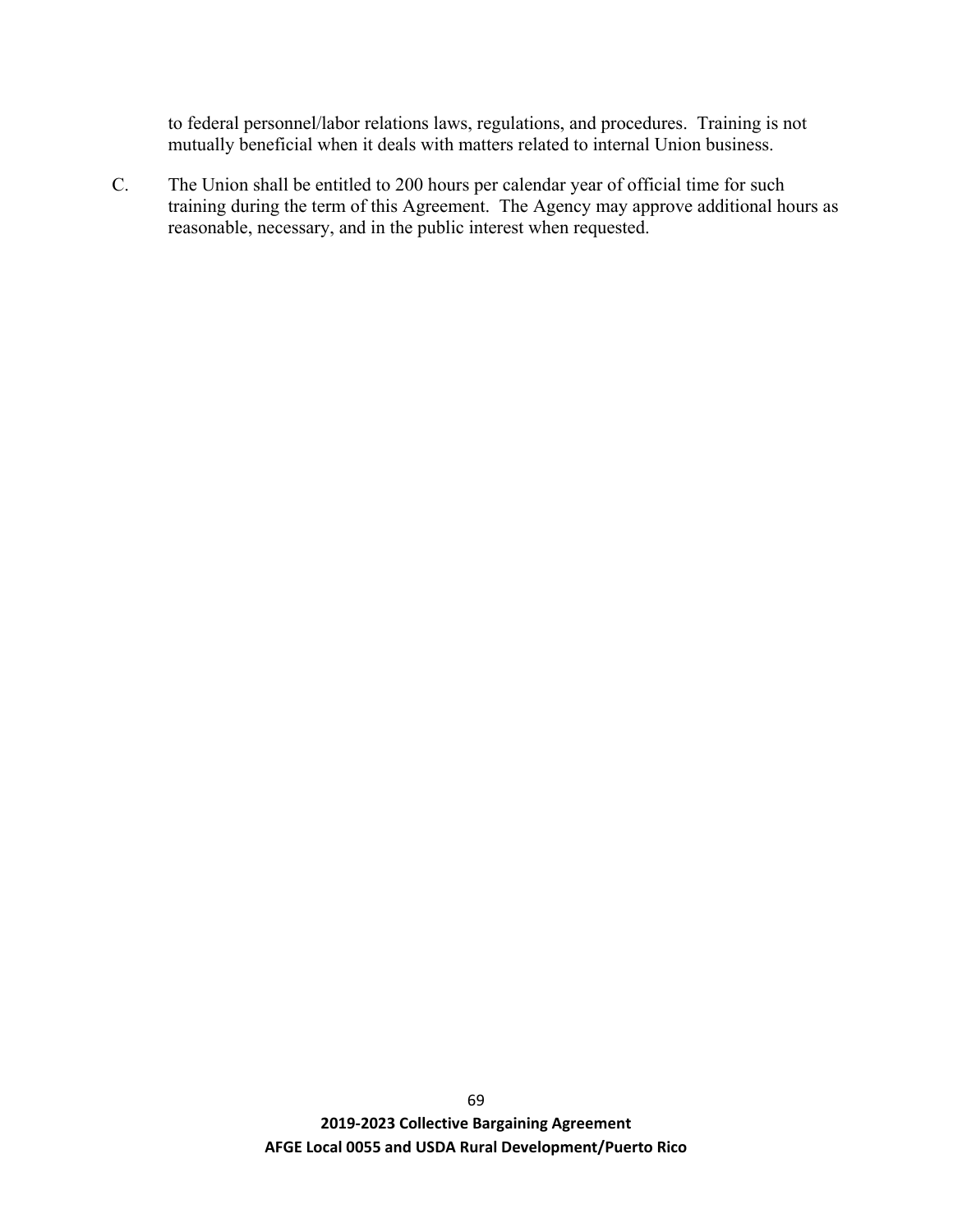to federal personnel/labor relations laws, regulations, and procedures. Training is not mutually beneficial when it deals with matters related to internal Union business.

C. The Union shall be entitled to 200 hours per calendar year of official time for such training during the term of this Agreement. The Agency may approve additional hours as reasonable, necessary, and in the public interest when requested.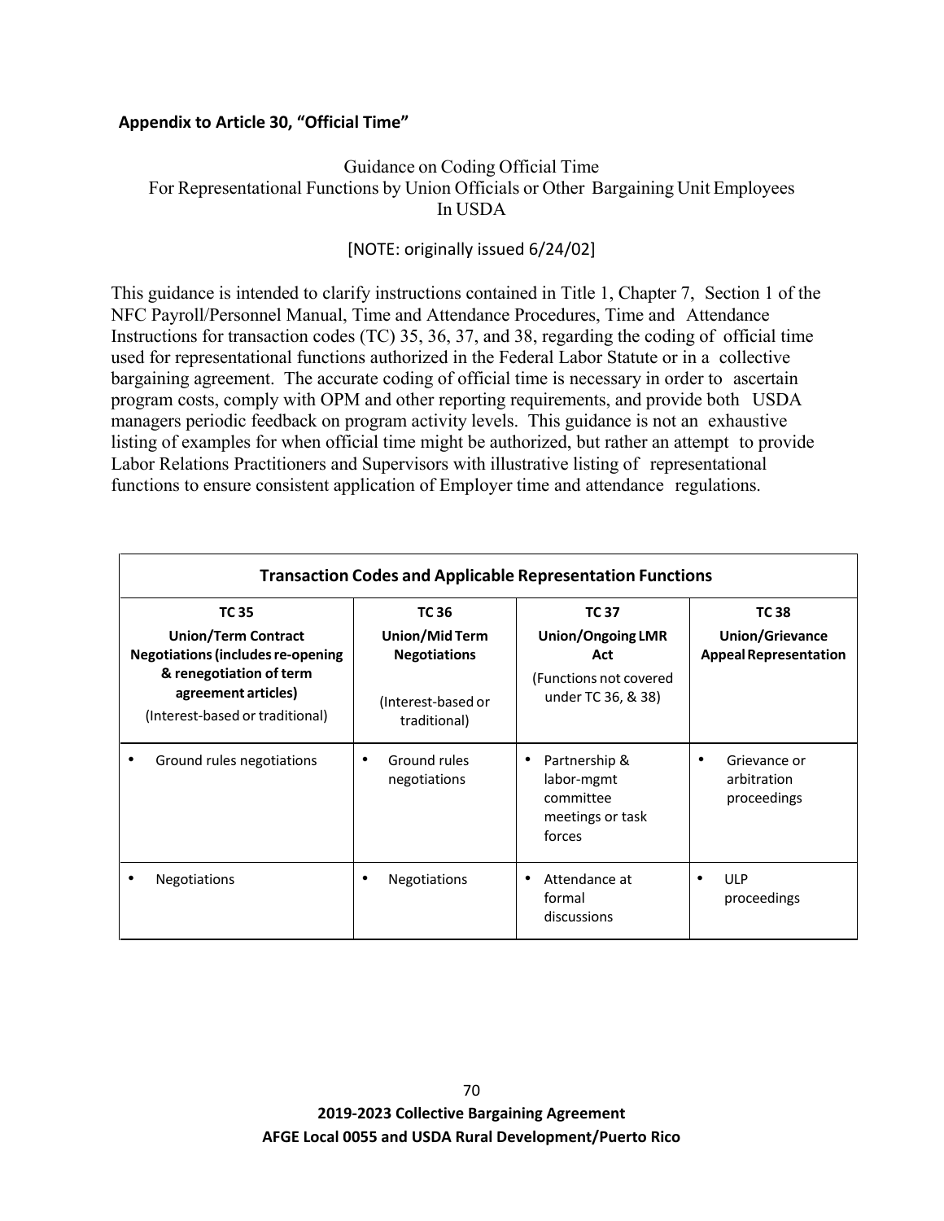**Appendix to Article 30, “Official Time”**

Guidance on Coding Official Time
For Representational Functions by Union Officials or Other Bargaining Unit Employees
In USDA

[NOTE: originally issued 6/24/02]

This guidance is intended to clarify instructions contained in Title 1, Chapter 7, Section 1 of the NFC Payroll/Personnel Manual, Time and Attendance Procedures, Time and Attendance Instructions for transaction codes (TC) 35, 36, 37, and 38, regarding the coding of official time used for representational functions authorized in the Federal Labor Statute or in a collective bargaining agreement. The accurate coding of official time is necessary in order to ascertain program costs, comply with OPM and other reporting requirements, and provide both USDA managers periodic feedback on program activity levels. This guidance is not an exhaustive listing of examples for when official time might be authorized, but rather an attempt to provide Labor Relations Practitioners and Supervisors with illustrative listing of representational functions to ensure consistent application of Employer time and attendance regulations.

| Transaction Codes and Applicable Representation Functions | | | |
|---|---|---|---|
| **TC 35**<br>**Union/Term Contract Negotiations (includes re-opening & renegotiation of term agreement articles)**<br>(Interest-based or traditional) | **TC 36**<br>**Union/Mid Term Negotiations**<br>(Interest-based or traditional) | **TC 37**<br>**Union/Ongoing LMR Act**<br>(Functions not covered under TC 36, & 38) | **TC 38**<br>**Union/Grievance Appeal Representation** |
| • Ground rules negotiations | • Ground rules negotiations | • Partnership & labor-mgmt committee meetings or task forces | • Grievance or arbitration proceedings |
| • Negotiations | • Negotiations | • Attendance at formal discussions | • ULP proceedings |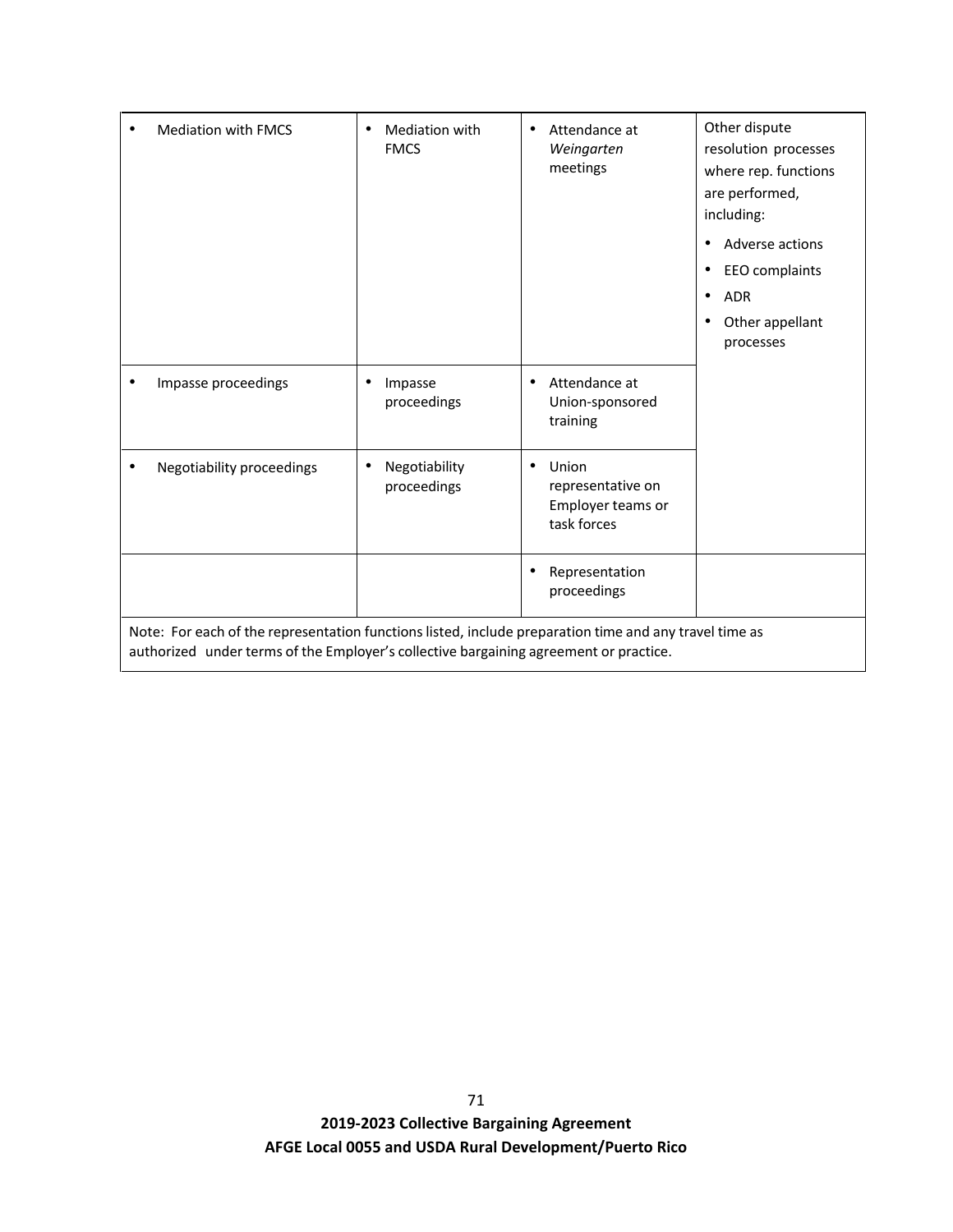| | | | |
|---|---|---|---|
| • Mediation with FMCS | • Mediation with FMCS | • Attendance at *Weingarten* meetings | Other dispute resolution processes where rep. functions are performed, including:<br>• Adverse actions<br>• EEO complaints<br>• ADR<br>• Other appellant processes |
| • Impasse proceedings | • Impasse proceedings | • Attendance at Union-sponsored training | |
| • Negotiability proceedings | • Negotiability proceedings | • Union representative on Employer teams or task forces | |
| | | • Representation proceedings | |

Note: For each of the representation functions listed, include preparation time and any travel time as authorized under terms of the Employer's collective bargaining agreement or practice.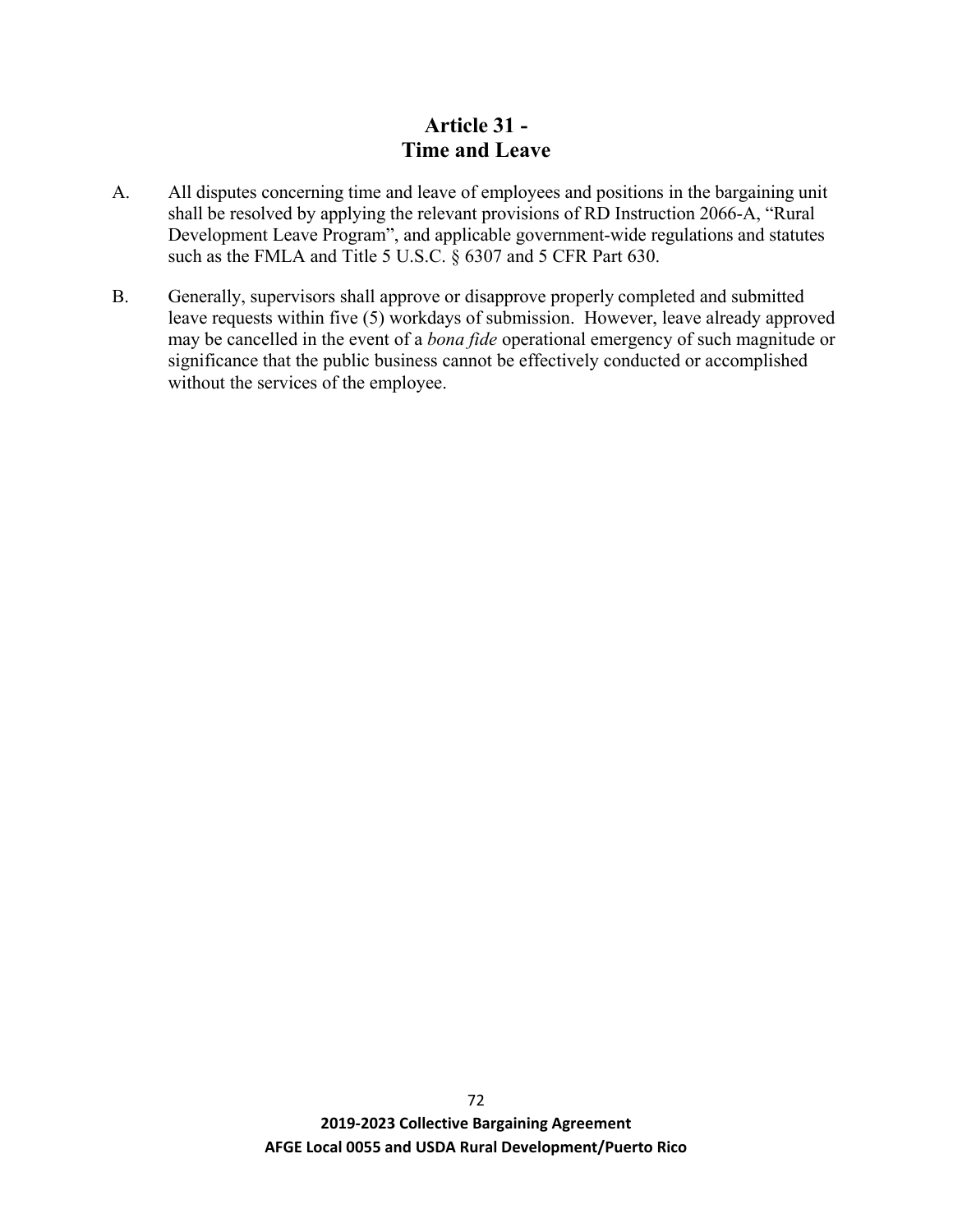# Article 31 - Time and Leave

A. All disputes concerning time and leave of employees and positions in the bargaining unit shall be resolved by applying the relevant provisions of RD Instruction 2066-A, "Rural Development Leave Program", and applicable government-wide regulations and statutes such as the FMLA and Title 5 U.S.C. § 6307 and 5 CFR Part 630.

B. Generally, supervisors shall approve or disapprove properly completed and submitted leave requests within five (5) workdays of submission. However, leave already approved may be cancelled in the event of a *bona fide* operational emergency of such magnitude or significance that the public business cannot be effectively conducted or accomplished without the services of the employee.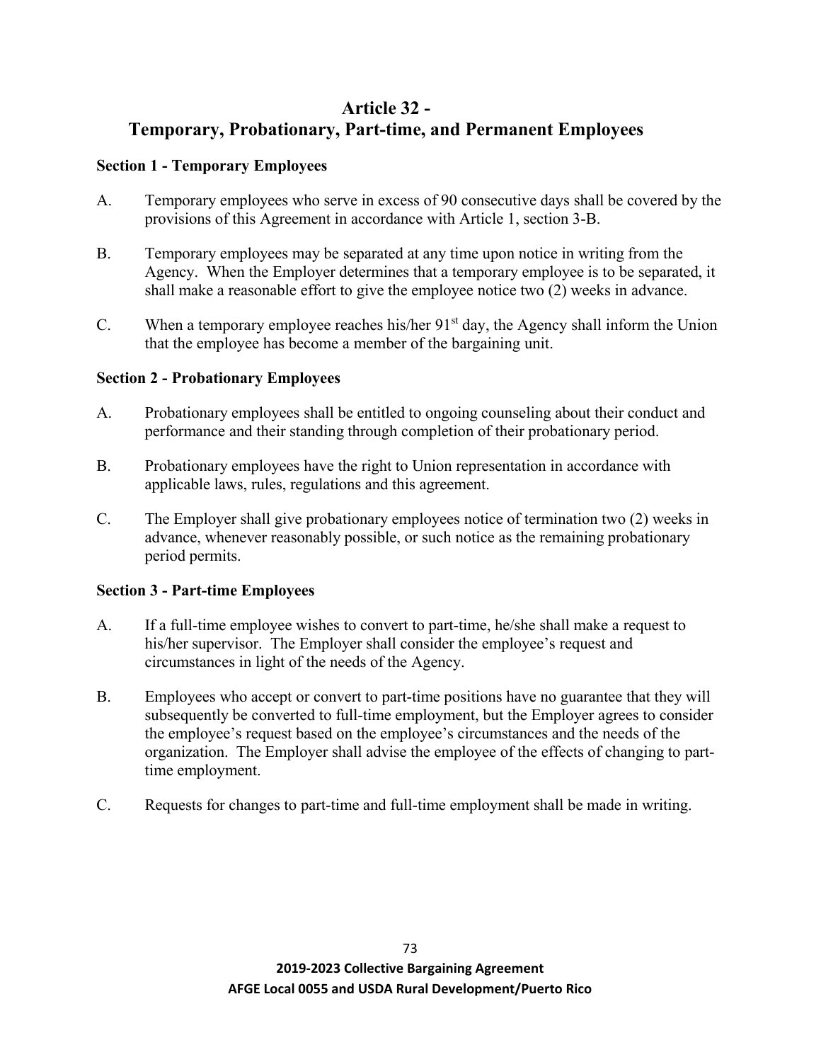# Article 32 - Temporary, Probationary, Part-time, and Permanent Employees

### Section 1 - Temporary Employees

A. Temporary employees who serve in excess of 90 consecutive days shall be covered by the provisions of this Agreement in accordance with Article 1, section 3-B.

B. Temporary employees may be separated at any time upon notice in writing from the Agency. When the Employer determines that a temporary employee is to be separated, it shall make a reasonable effort to give the employee notice two (2) weeks in advance.

C. When a temporary employee reaches his/her 91st day, the Agency shall inform the Union that the employee has become a member of the bargaining unit.

### Section 2 - Probationary Employees

A. Probationary employees shall be entitled to ongoing counseling about their conduct and performance and their standing through completion of their probationary period.

B. Probationary employees have the right to Union representation in accordance with applicable laws, rules, regulations and this agreement.

C. The Employer shall give probationary employees notice of termination two (2) weeks in advance, whenever reasonably possible, or such notice as the remaining probationary period permits.

### Section 3 - Part-time Employees

A. If a full-time employee wishes to convert to part-time, he/she shall make a request to his/her supervisor. The Employer shall consider the employee's request and circumstances in light of the needs of the Agency.

B. Employees who accept or convert to part-time positions have no guarantee that they will subsequently be converted to full-time employment, but the Employer agrees to consider the employee's request based on the employee's circumstances and the needs of the organization. The Employer shall advise the employee of the effects of changing to part-time employment.

C. Requests for changes to part-time and full-time employment shall be made in writing.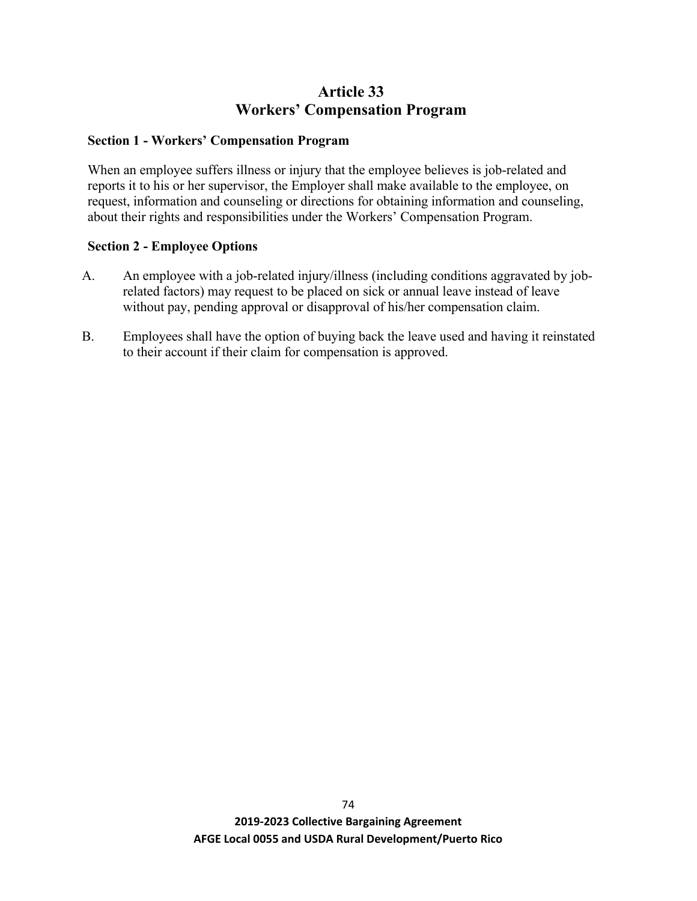# Article 33
# Workers' Compensation Program

**Section 1 - Workers' Compensation Program**

When an employee suffers illness or injury that the employee believes is job-related and reports it to his or her supervisor, the Employer shall make available to the employee, on request, information and counseling or directions for obtaining information and counseling, about their rights and responsibilities under the Workers' Compensation Program.

**Section 2 - Employee Options**

A. An employee with a job-related injury/illness (including conditions aggravated by job-related factors) may request to be placed on sick or annual leave instead of leave without pay, pending approval or disapproval of his/her compensation claim.

B. Employees shall have the option of buying back the leave used and having it reinstated to their account if their claim for compensation is approved.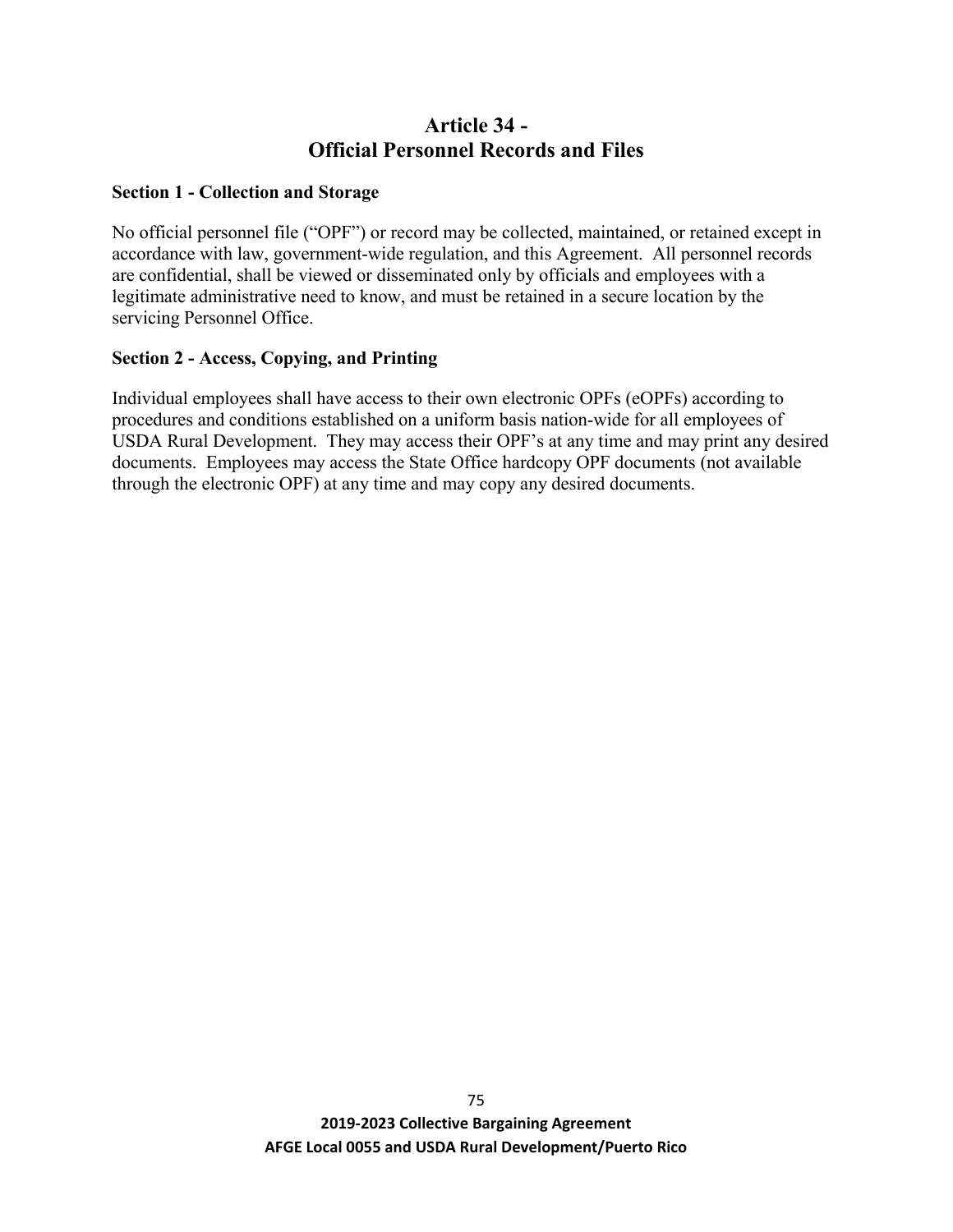# Article 34 - Official Personnel Records and Files

### Section 1 - Collection and Storage

No official personnel file (“OPF”) or record may be collected, maintained, or retained except in accordance with law, government-wide regulation, and this Agreement. All personnel records are confidential, shall be viewed or disseminated only by officials and employees with a legitimate administrative need to know, and must be retained in a secure location by the servicing Personnel Office.

### Section 2 - Access, Copying, and Printing

Individual employees shall have access to their own electronic OPFs (eOPFs) according to procedures and conditions established on a uniform basis nation-wide for all employees of USDA Rural Development. They may access their OPF’s at any time and may print any desired documents. Employees may access the State Office hardcopy OPF documents (not available through the electronic OPF) at any time and may copy any desired documents.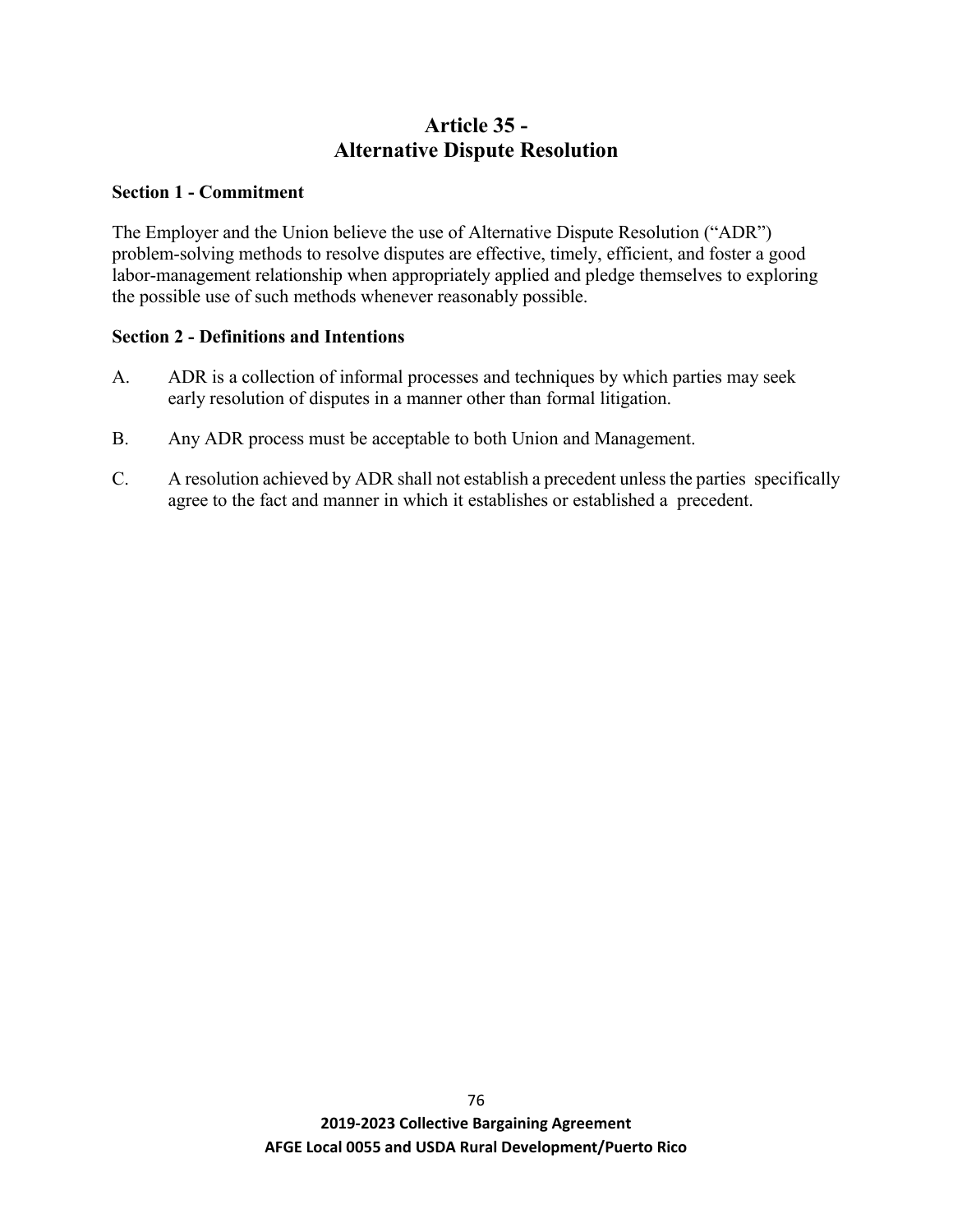# Article 35 - Alternative Dispute Resolution

### Section 1 - Commitment

The Employer and the Union believe the use of Alternative Dispute Resolution ("ADR") problem-solving methods to resolve disputes are effective, timely, efficient, and foster a good labor-management relationship when appropriately applied and pledge themselves to exploring the possible use of such methods whenever reasonably possible.

### Section 2 - Definitions and Intentions

A. ADR is a collection of informal processes and techniques by which parties may seek early resolution of disputes in a manner other than formal litigation.

B. Any ADR process must be acceptable to both Union and Management.

C. A resolution achieved by ADR shall not establish a precedent unless the parties specifically agree to the fact and manner in which it establishes or established a precedent.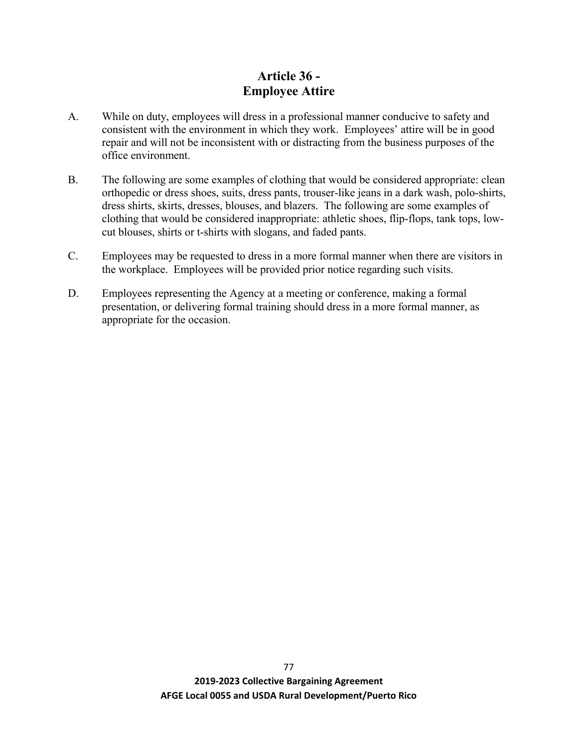# Article 36 -
# Employee Attire

A. While on duty, employees will dress in a professional manner conducive to safety and consistent with the environment in which they work. Employees' attire will be in good repair and will not be inconsistent with or distracting from the business purposes of the office environment.

B. The following are some examples of clothing that would be considered appropriate: clean orthopedic or dress shoes, suits, dress pants, trouser-like jeans in a dark wash, polo-shirts, dress shirts, skirts, dresses, blouses, and blazers. The following are some examples of clothing that would be considered inappropriate: athletic shoes, flip-flops, tank tops, low-cut blouses, shirts or t-shirts with slogans, and faded pants.

C. Employees may be requested to dress in a more formal manner when there are visitors in the workplace. Employees will be provided prior notice regarding such visits.

D. Employees representing the Agency at a meeting or conference, making a formal presentation, or delivering formal training should dress in a more formal manner, as appropriate for the occasion.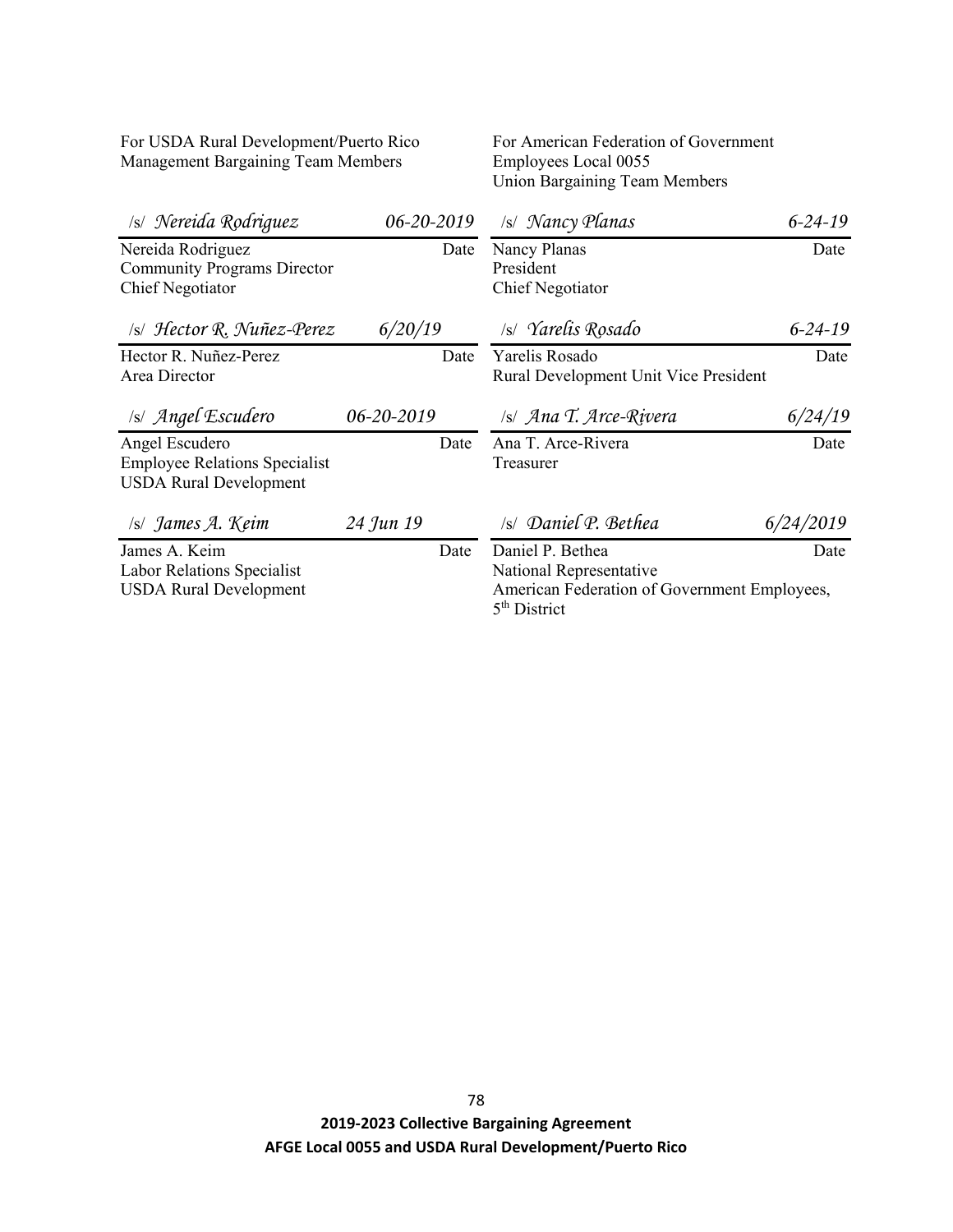For USDA Rural Development/Puerto Rico
Management Bargaining Team Members

/s/ *Nereida Rodriguez* *06-20-2019*

Nereida Rodriguez Date
Community Programs Director
Chief Negotiator

/s/ *Hector R. Nuñez-Perez* *6/20/19*

Hector R. Nuñez-Perez Date
Area Director

/s/ *Angel Escudero* *06-20-2019*

Angel Escudero Date
Employee Relations Specialist
USDA Rural Development

/s/ *James A. Keim* *24 Jun 19*

James A. Keim Date
Labor Relations Specialist
USDA Rural Development

For American Federation of Government
Employees Local 0055
Union Bargaining Team Members

/s/ *Nancy Planas* *6-24-19*

Nancy Planas Date
President
Chief Negotiator

/s/ *Yarelis Rosado* *6-24-19*

Yarelis Rosado Date
Rural Development Unit Vice President

/s/ *Ana T. Arce-Rivera* *6/24/19*

Ana T. Arce-Rivera Date
Treasurer

/s/ *Daniel P. Bethea* *6/24/2019*

Daniel P. Bethea Date
National Representative
American Federation of Government Employees,
5th District